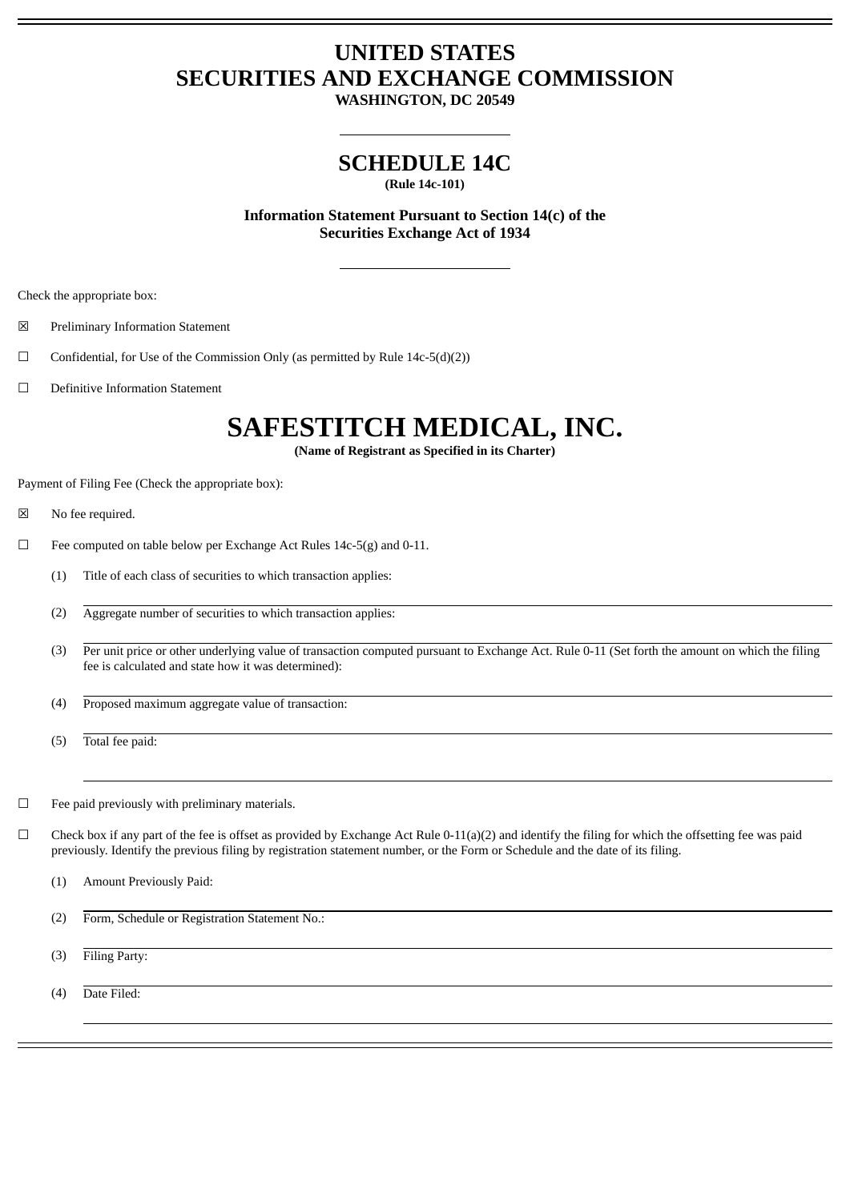# UNITED STATES
# SECURITIES AND EXCHANGE COMMISSION

**WASHINGTON, DC 20549**

## SCHEDULE 14C

**(Rule 14c-101)**

**Information Statement Pursuant to Section 14(c) of the Securities Exchange Act of 1934**

Check the appropriate box:

☒ Preliminary Information Statement

☐ Confidential, for Use of the Commission Only (as permitted by Rule 14c-5(d)(2))

☐ Definitive Information Statement

# SAFESTITCH MEDICAL, INC.

**(Name of Registrant as Specified in its Charter)**

Payment of Filing Fee (Check the appropriate box):

☒ No fee required.

☐ Fee computed on table below per Exchange Act Rules 14c-5(g) and 0-11.

(1) Title of each class of securities to which transaction applies:

(2) Aggregate number of securities to which transaction applies:

(3) Per unit price or other underlying value of transaction computed pursuant to Exchange Act. Rule 0-11 (Set forth the amount on which the filing fee is calculated and state how it was determined):

(4) Proposed maximum aggregate value of transaction:

(5) Total fee paid:

☐ Fee paid previously with preliminary materials.

☐ Check box if any part of the fee is offset as provided by Exchange Act Rule 0-11(a)(2) and identify the filing for which the offsetting fee was paid previously. Identify the previous filing by registration statement number, or the Form or Schedule and the date of its filing.

(1) Amount Previously Paid:

(2) Form, Schedule or Registration Statement No.:

(3) Filing Party:

(4) Date Filed: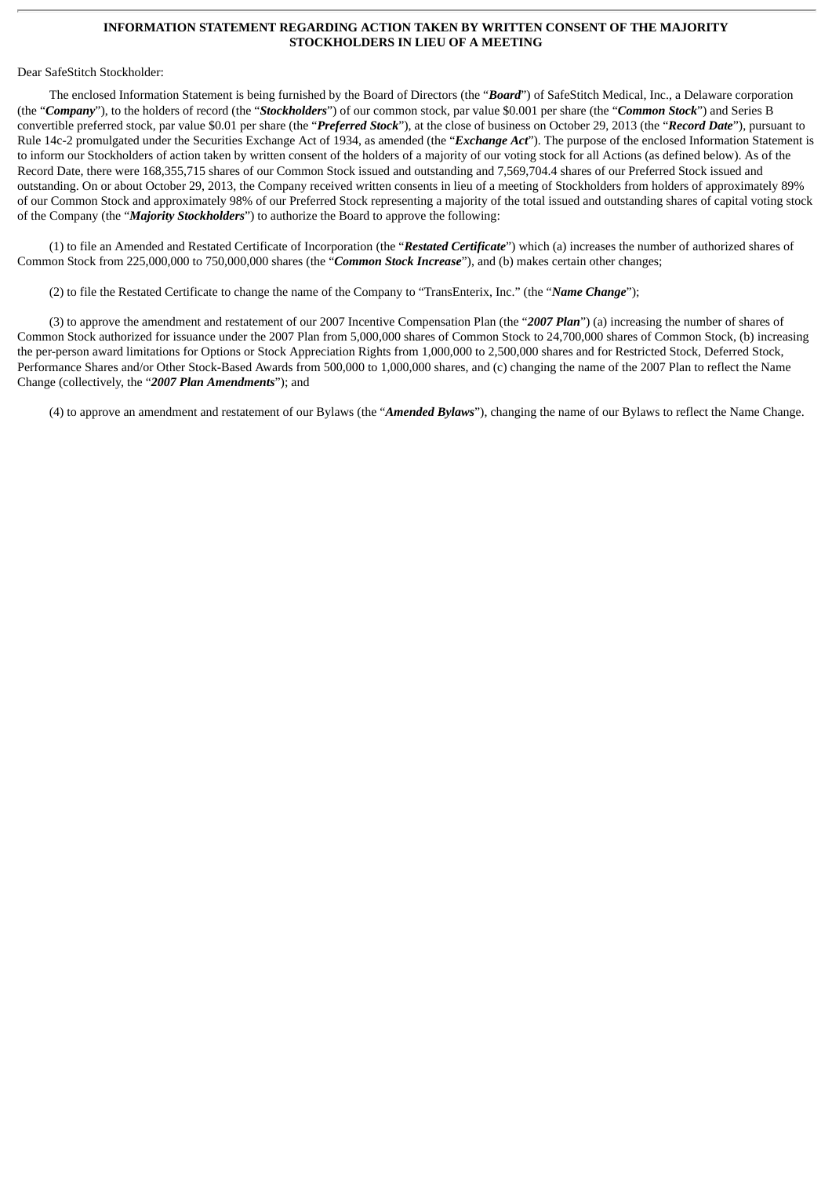**INFORMATION STATEMENT REGARDING ACTION TAKEN BY WRITTEN CONSENT OF THE MAJORITY STOCKHOLDERS IN LIEU OF A MEETING**

Dear SafeStitch Stockholder:

The enclosed Information Statement is being furnished by the Board of Directors (the "***Board***") of SafeStitch Medical, Inc., a Delaware corporation (the "***Company***"), to the holders of record (the "***Stockholders***") of our common stock, par value $0.001 per share (the "***Common Stock***") and Series B convertible preferred stock, par value $0.01 per share (the "***Preferred Stock***"), at the close of business on October 29, 2013 (the "***Record Date***"), pursuant to Rule 14c-2 promulgated under the Securities Exchange Act of 1934, as amended (the "***Exchange Act***"). The purpose of the enclosed Information Statement is to inform our Stockholders of action taken by written consent of the holders of a majority of our voting stock for all Actions (as defined below). As of the Record Date, there were 168,355,715 shares of our Common Stock issued and outstanding and 7,569,704.4 shares of our Preferred Stock issued and outstanding. On or about October 29, 2013, the Company received written consents in lieu of a meeting of Stockholders from holders of approximately 89% of our Common Stock and approximately 98% of our Preferred Stock representing a majority of the total issued and outstanding shares of capital voting stock of the Company (the "***Majority Stockholders***") to authorize the Board to approve the following:

(1) to file an Amended and Restated Certificate of Incorporation (the "***Restated Certificate***") which (a) increases the number of authorized shares of Common Stock from 225,000,000 to 750,000,000 shares (the "***Common Stock Increase***"), and (b) makes certain other changes;

(2) to file the Restated Certificate to change the name of the Company to "TransEnterix, Inc." (the "***Name Change***");

(3) to approve the amendment and restatement of our 2007 Incentive Compensation Plan (the "***2007 Plan***") (a) increasing the number of shares of Common Stock authorized for issuance under the 2007 Plan from 5,000,000 shares of Common Stock to 24,700,000 shares of Common Stock, (b) increasing the per-person award limitations for Options or Stock Appreciation Rights from 1,000,000 to 2,500,000 shares and for Restricted Stock, Deferred Stock, Performance Shares and/or Other Stock-Based Awards from 500,000 to 1,000,000 shares, and (c) changing the name of the 2007 Plan to reflect the Name Change (collectively, the "***2007 Plan Amendments***"); and

(4) to approve an amendment and restatement of our Bylaws (the "***Amended Bylaws***"), changing the name of our Bylaws to reflect the Name Change.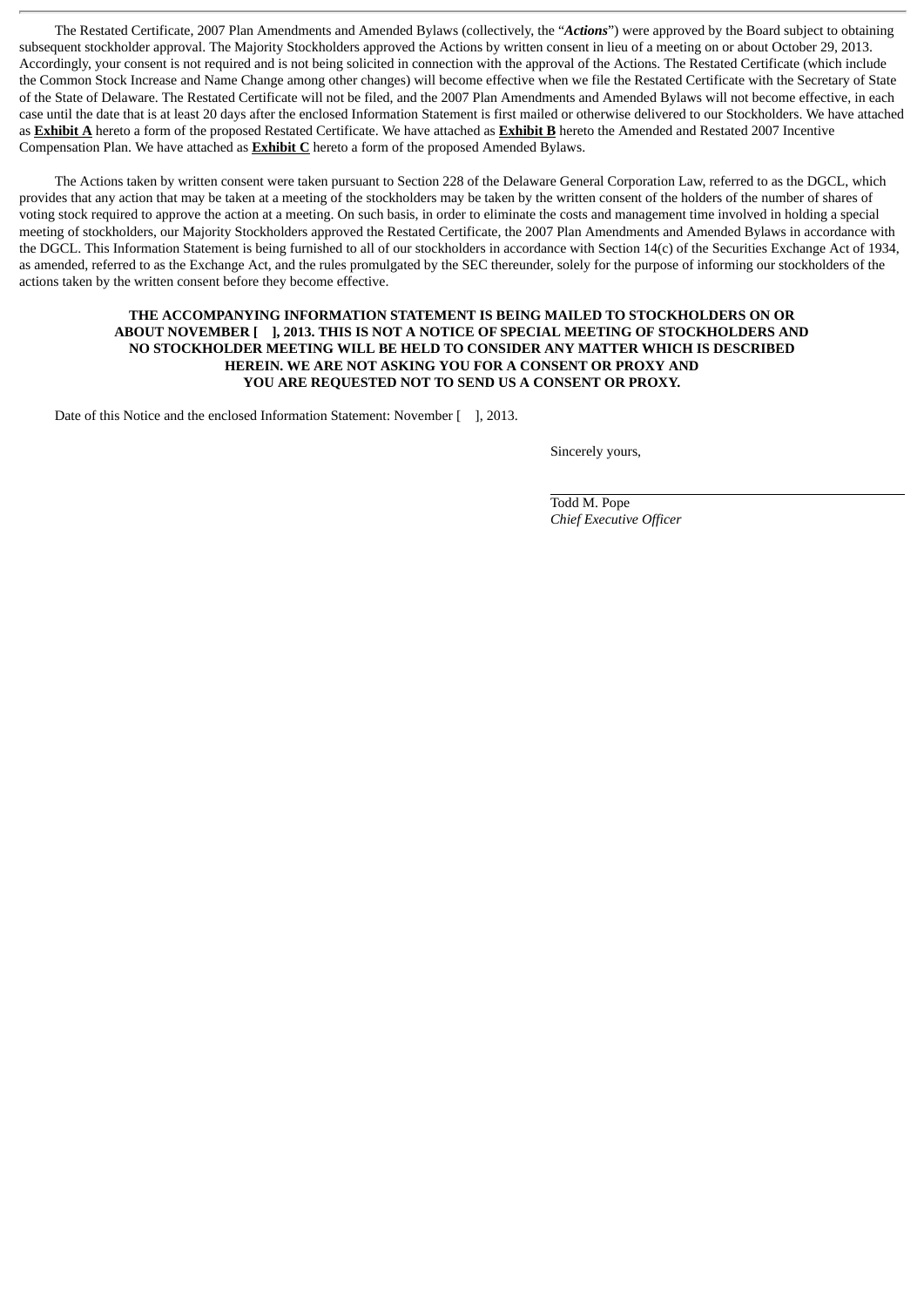The Restated Certificate, 2007 Plan Amendments and Amended Bylaws (collectively, the "***Actions***") were approved by the Board subject to obtaining subsequent stockholder approval. The Majority Stockholders approved the Actions by written consent in lieu of a meeting on or about October 29, 2013. Accordingly, your consent is not required and is not being solicited in connection with the approval of the Actions. The Restated Certificate (which include the Common Stock Increase and Name Change among other changes) will become effective when we file the Restated Certificate with the Secretary of State of the State of Delaware. The Restated Certificate will not be filed, and the 2007 Plan Amendments and Amended Bylaws will not become effective, in each case until the date that is at least 20 days after the enclosed Information Statement is first mailed or otherwise delivered to our Stockholders. We have attached as **Exhibit A** hereto a form of the proposed Restated Certificate. We have attached as **Exhibit B** hereto the Amended and Restated 2007 Incentive Compensation Plan. We have attached as **Exhibit C** hereto a form of the proposed Amended Bylaws.

The Actions taken by written consent were taken pursuant to Section 228 of the Delaware General Corporation Law, referred to as the DGCL, which provides that any action that may be taken at a meeting of the stockholders may be taken by the written consent of the holders of the number of shares of voting stock required to approve the action at a meeting. On such basis, in order to eliminate the costs and management time involved in holding a special meeting of stockholders, our Majority Stockholders approved the Restated Certificate, the 2007 Plan Amendments and Amended Bylaws in accordance with the DGCL. This Information Statement is being furnished to all of our stockholders in accordance with Section 14(c) of the Securities Exchange Act of 1934, as amended, referred to as the Exchange Act, and the rules promulgated by the SEC thereunder, solely for the purpose of informing our stockholders of the actions taken by the written consent before they become effective.

**THE ACCOMPANYING INFORMATION STATEMENT IS BEING MAILED TO STOCKHOLDERS ON OR ABOUT NOVEMBER [ ], 2013. THIS IS NOT A NOTICE OF SPECIAL MEETING OF STOCKHOLDERS AND NO STOCKHOLDER MEETING WILL BE HELD TO CONSIDER ANY MATTER WHICH IS DESCRIBED HEREIN. WE ARE NOT ASKING YOU FOR A CONSENT OR PROXY AND YOU ARE REQUESTED NOT TO SEND US A CONSENT OR PROXY.**

Date of this Notice and the enclosed Information Statement: November [ ], 2013.

Sincerely yours,

Todd M. Pope
*Chief Executive Officer*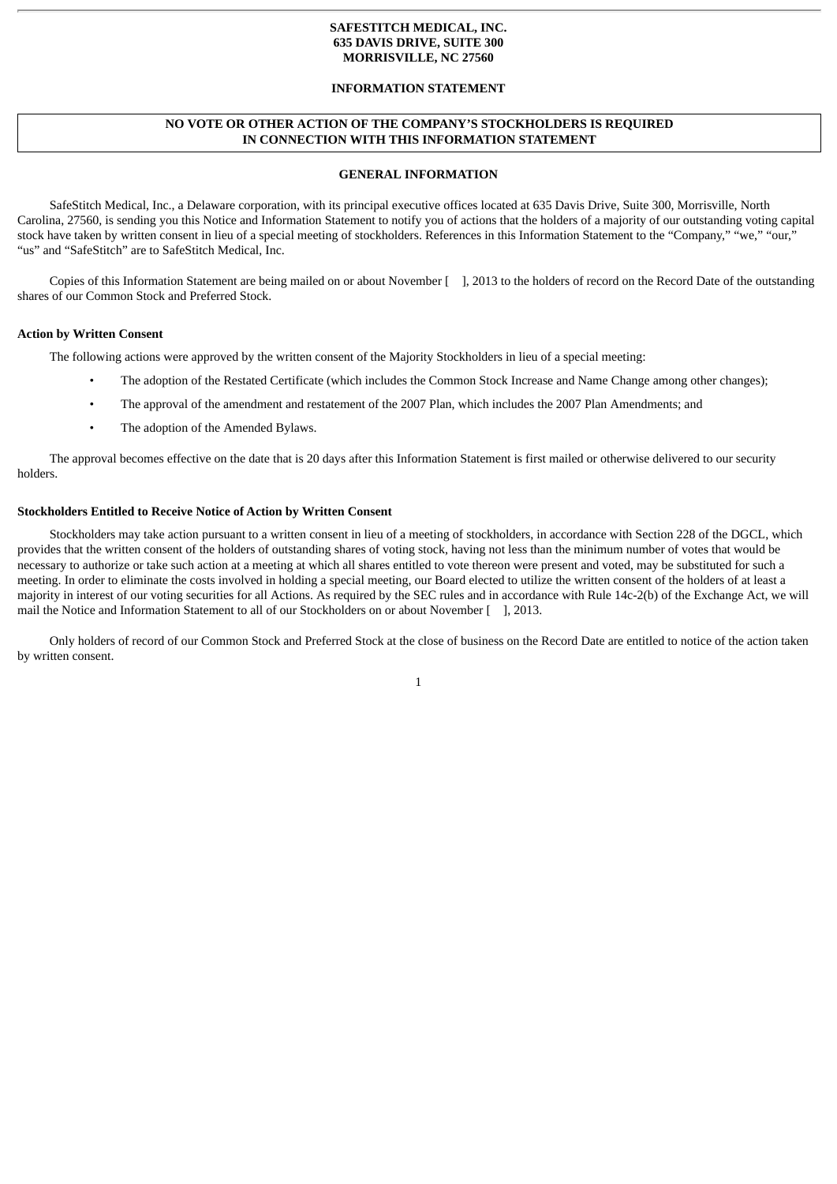**SAFESTITCH MEDICAL, INC.**
**635 DAVIS DRIVE, SUITE 300**
**MORRISVILLE, NC 27560**

**INFORMATION STATEMENT**

**NO VOTE OR OTHER ACTION OF THE COMPANY'S STOCKHOLDERS IS REQUIRED IN CONNECTION WITH THIS INFORMATION STATEMENT**

## GENERAL INFORMATION

SafeStitch Medical, Inc., a Delaware corporation, with its principal executive offices located at 635 Davis Drive, Suite 300, Morrisville, North Carolina, 27560, is sending you this Notice and Information Statement to notify you of actions that the holders of a majority of our outstanding voting capital stock have taken by written consent in lieu of a special meeting of stockholders. References in this Information Statement to the "Company," "we," "our," "us" and "SafeStitch" are to SafeStitch Medical, Inc.

Copies of this Information Statement are being mailed on or about November [ ], 2013 to the holders of record on the Record Date of the outstanding shares of our Common Stock and Preferred Stock.

### Action by Written Consent

The following actions were approved by the written consent of the Majority Stockholders in lieu of a special meeting:

- The adoption of the Restated Certificate (which includes the Common Stock Increase and Name Change among other changes);
- The approval of the amendment and restatement of the 2007 Plan, which includes the 2007 Plan Amendments; and
- The adoption of the Amended Bylaws.

The approval becomes effective on the date that is 20 days after this Information Statement is first mailed or otherwise delivered to our security holders.

### Stockholders Entitled to Receive Notice of Action by Written Consent

Stockholders may take action pursuant to a written consent in lieu of a meeting of stockholders, in accordance with Section 228 of the DGCL, which provides that the written consent of the holders of outstanding shares of voting stock, having not less than the minimum number of votes that would be necessary to authorize or take such action at a meeting at which all shares entitled to vote thereon were present and voted, may be substituted for such a meeting. In order to eliminate the costs involved in holding a special meeting, our Board elected to utilize the written consent of the holders of at least a majority in interest of our voting securities for all Actions. As required by the SEC rules and in accordance with Rule 14c-2(b) of the Exchange Act, we will mail the Notice and Information Statement to all of our Stockholders on or about November [ ], 2013.

Only holders of record of our Common Stock and Preferred Stock at the close of business on the Record Date are entitled to notice of the action taken by written consent.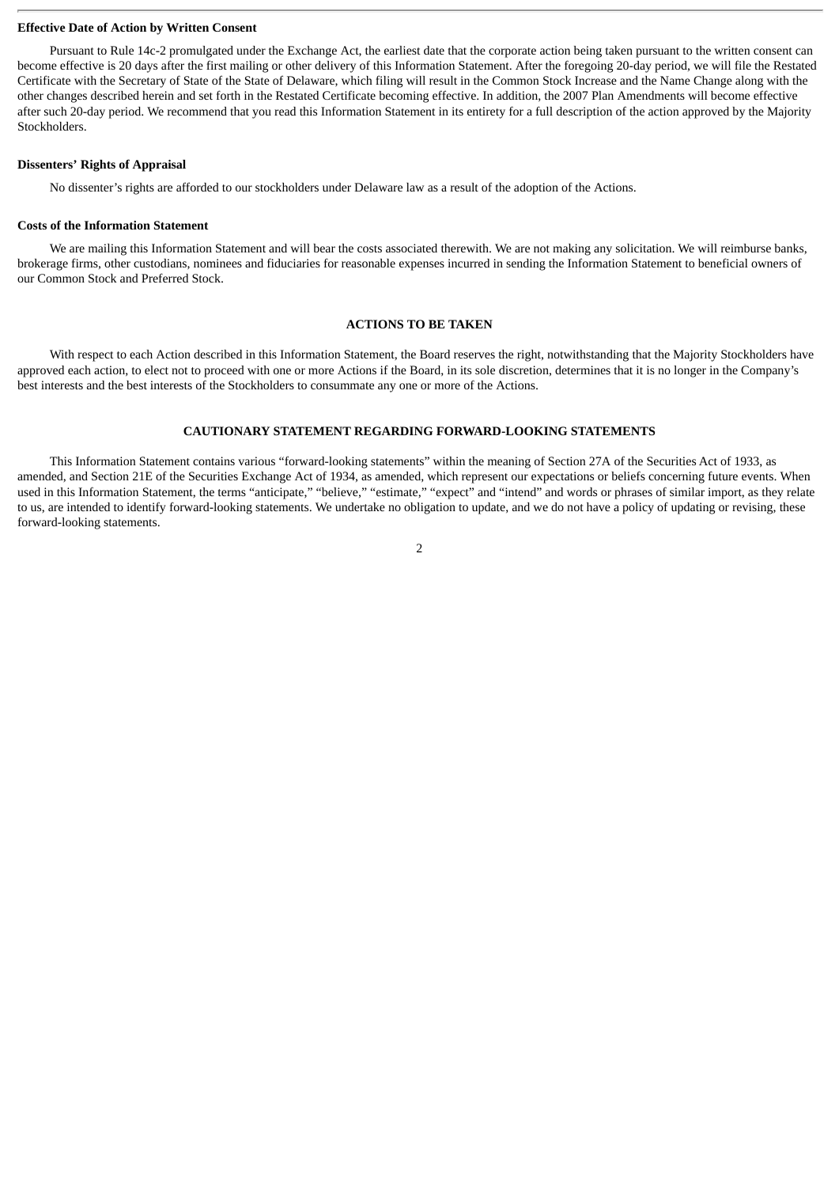**Effective Date of Action by Written Consent**

Pursuant to Rule 14c-2 promulgated under the Exchange Act, the earliest date that the corporate action being taken pursuant to the written consent can become effective is 20 days after the first mailing or other delivery of this Information Statement. After the foregoing 20-day period, we will file the Restated Certificate with the Secretary of State of the State of Delaware, which filing will result in the Common Stock Increase and the Name Change along with the other changes described herein and set forth in the Restated Certificate becoming effective. In addition, the 2007 Plan Amendments will become effective after such 20-day period. We recommend that you read this Information Statement in its entirety for a full description of the action approved by the Majority Stockholders.

**Dissenters' Rights of Appraisal**

No dissenter's rights are afforded to our stockholders under Delaware law as a result of the adoption of the Actions.

**Costs of the Information Statement**

We are mailing this Information Statement and will bear the costs associated therewith. We are not making any solicitation. We will reimburse banks, brokerage firms, other custodians, nominees and fiduciaries for reasonable expenses incurred in sending the Information Statement to beneficial owners of our Common Stock and Preferred Stock.

## ACTIONS TO BE TAKEN

With respect to each Action described in this Information Statement, the Board reserves the right, notwithstanding that the Majority Stockholders have approved each action, to elect not to proceed with one or more Actions if the Board, in its sole discretion, determines that it is no longer in the Company's best interests and the best interests of the Stockholders to consummate any one or more of the Actions.

## CAUTIONARY STATEMENT REGARDING FORWARD-LOOKING STATEMENTS

This Information Statement contains various "forward-looking statements" within the meaning of Section 27A of the Securities Act of 1933, as amended, and Section 21E of the Securities Exchange Act of 1934, as amended, which represent our expectations or beliefs concerning future events. When used in this Information Statement, the terms "anticipate," "believe," "estimate," "expect" and "intend" and words or phrases of similar import, as they relate to us, are intended to identify forward-looking statements. We undertake no obligation to update, and we do not have a policy of updating or revising, these forward-looking statements.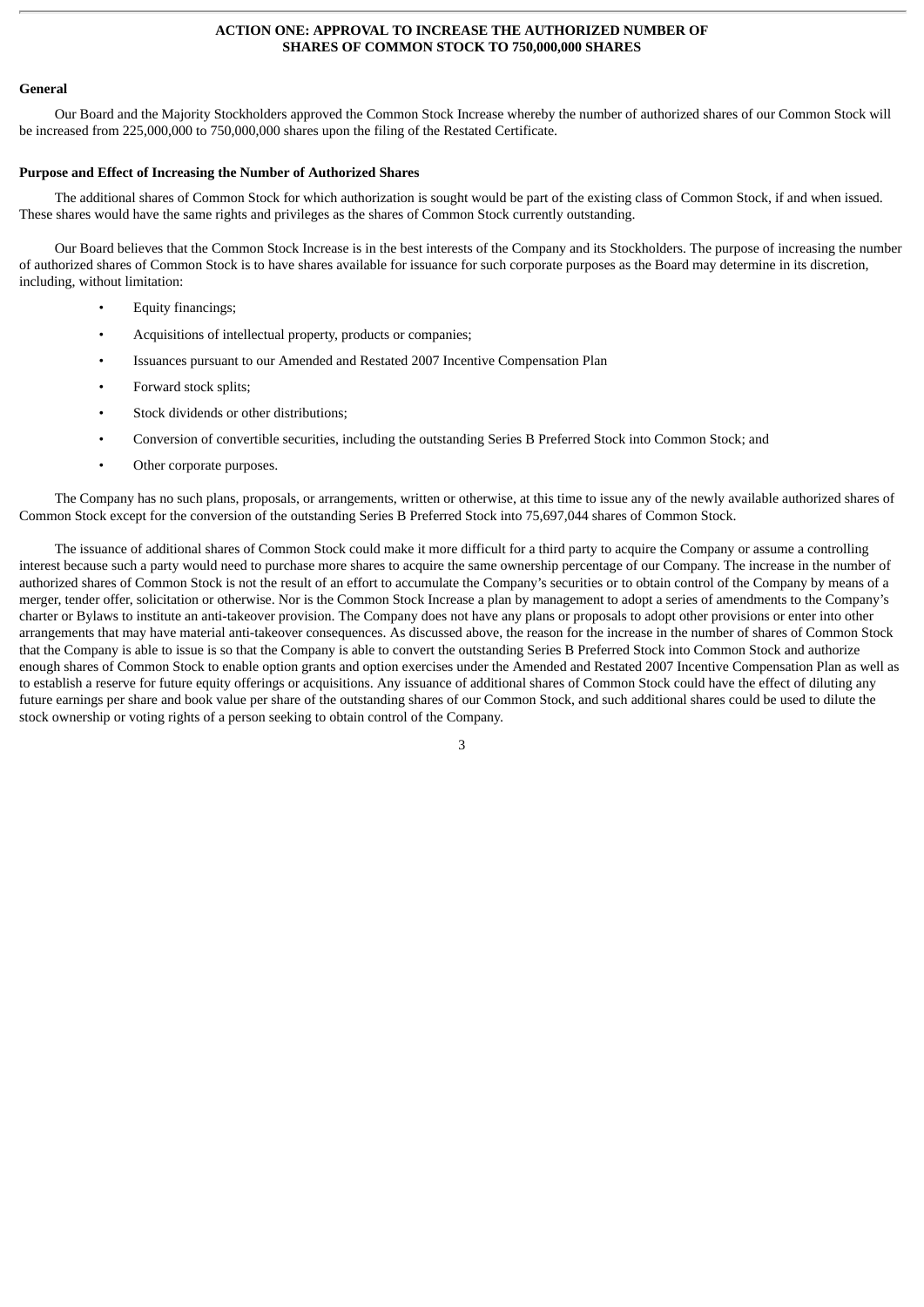## ACTION ONE: APPROVAL TO INCREASE THE AUTHORIZED NUMBER OF SHARES OF COMMON STOCK TO 750,000,000 SHARES

**General**

Our Board and the Majority Stockholders approved the Common Stock Increase whereby the number of authorized shares of our Common Stock will be increased from 225,000,000 to 750,000,000 shares upon the filing of the Restated Certificate.

**Purpose and Effect of Increasing the Number of Authorized Shares**

The additional shares of Common Stock for which authorization is sought would be part of the existing class of Common Stock, if and when issued. These shares would have the same rights and privileges as the shares of Common Stock currently outstanding.

Our Board believes that the Common Stock Increase is in the best interests of the Company and its Stockholders. The purpose of increasing the number of authorized shares of Common Stock is to have shares available for issuance for such corporate purposes as the Board may determine in its discretion, including, without limitation:

- Equity financings;
- Acquisitions of intellectual property, products or companies;
- Issuances pursuant to our Amended and Restated 2007 Incentive Compensation Plan
- Forward stock splits;
- Stock dividends or other distributions;
- Conversion of convertible securities, including the outstanding Series B Preferred Stock into Common Stock; and
- Other corporate purposes.

The Company has no such plans, proposals, or arrangements, written or otherwise, at this time to issue any of the newly available authorized shares of Common Stock except for the conversion of the outstanding Series B Preferred Stock into 75,697,044 shares of Common Stock.

The issuance of additional shares of Common Stock could make it more difficult for a third party to acquire the Company or assume a controlling interest because such a party would need to purchase more shares to acquire the same ownership percentage of our Company. The increase in the number of authorized shares of Common Stock is not the result of an effort to accumulate the Company's securities or to obtain control of the Company by means of a merger, tender offer, solicitation or otherwise. Nor is the Common Stock Increase a plan by management to adopt a series of amendments to the Company's charter or Bylaws to institute an anti-takeover provision. The Company does not have any plans or proposals to adopt other provisions or enter into other arrangements that may have material anti-takeover consequences. As discussed above, the reason for the increase in the number of shares of Common Stock that the Company is able to issue is so that the Company is able to convert the outstanding Series B Preferred Stock into Common Stock and authorize enough shares of Common Stock to enable option grants and option exercises under the Amended and Restated 2007 Incentive Compensation Plan as well as to establish a reserve for future equity offerings or acquisitions. Any issuance of additional shares of Common Stock could have the effect of diluting any future earnings per share and book value per share of the outstanding shares of our Common Stock, and such additional shares could be used to dilute the stock ownership or voting rights of a person seeking to obtain control of the Company.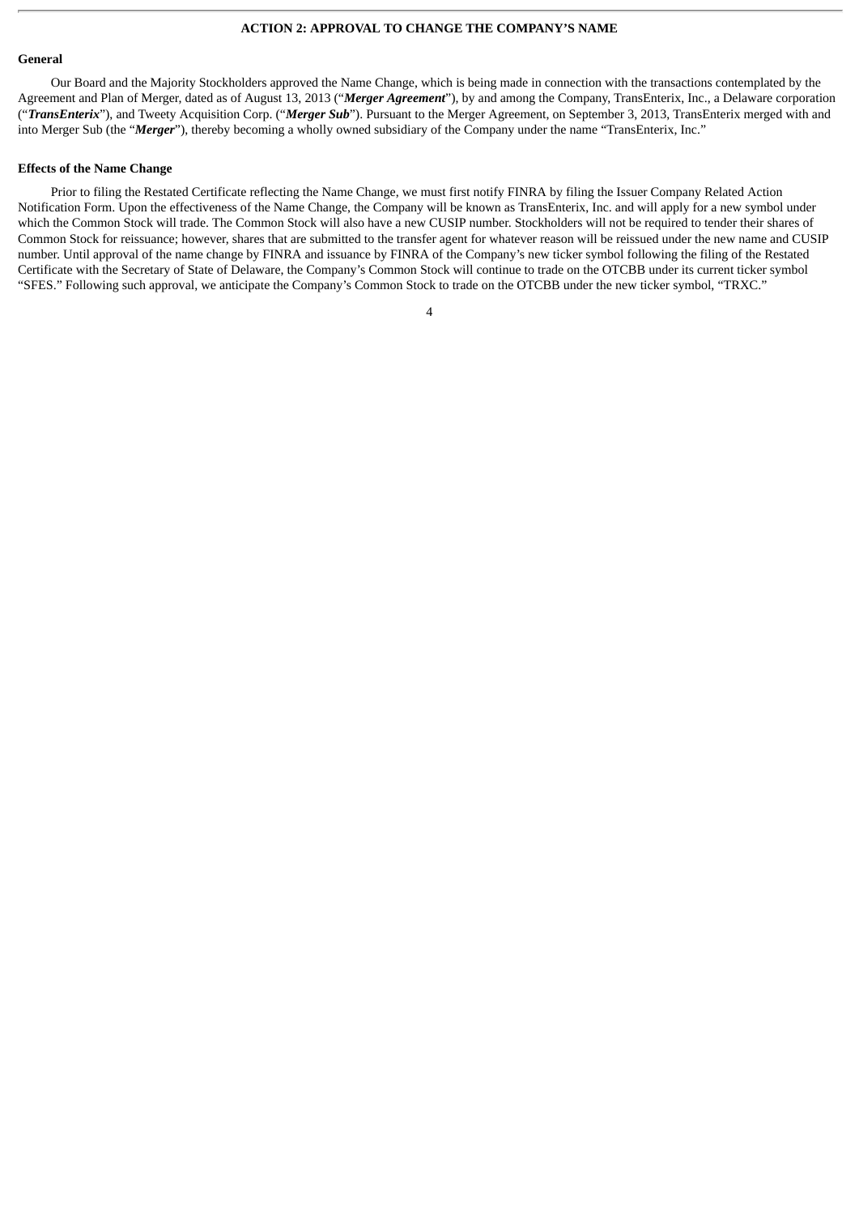## ACTION 2: APPROVAL TO CHANGE THE COMPANY'S NAME

### General

Our Board and the Majority Stockholders approved the Name Change, which is being made in connection with the transactions contemplated by the Agreement and Plan of Merger, dated as of August 13, 2013 ("***Merger Agreement***"), by and among the Company, TransEnterix, Inc., a Delaware corporation ("***TransEnterix***"), and Tweety Acquisition Corp. ("***Merger Sub***"). Pursuant to the Merger Agreement, on September 3, 2013, TransEnterix merged with and into Merger Sub (the "***Merger***"), thereby becoming a wholly owned subsidiary of the Company under the name "TransEnterix, Inc."

### Effects of the Name Change

Prior to filing the Restated Certificate reflecting the Name Change, we must first notify FINRA by filing the Issuer Company Related Action Notification Form. Upon the effectiveness of the Name Change, the Company will be known as TransEnterix, Inc. and will apply for a new symbol under which the Common Stock will trade. The Common Stock will also have a new CUSIP number. Stockholders will not be required to tender their shares of Common Stock for reissuance; however, shares that are submitted to the transfer agent for whatever reason will be reissued under the new name and CUSIP number. Until approval of the name change by FINRA and issuance by FINRA of the Company's new ticker symbol following the filing of the Restated Certificate with the Secretary of State of Delaware, the Company's Common Stock will continue to trade on the OTCBB under its current ticker symbol "SFES." Following such approval, we anticipate the Company's Common Stock to trade on the OTCBB under the new ticker symbol, "TRXC."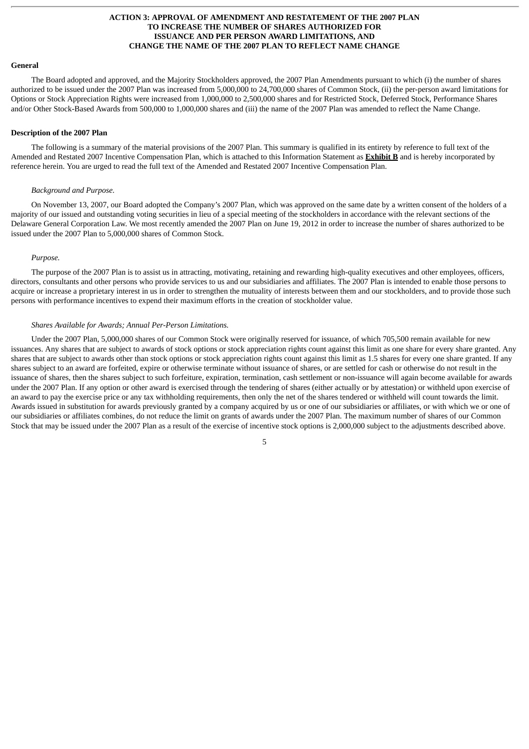## ACTION 3: APPROVAL OF AMENDMENT AND RESTATEMENT OF THE 2007 PLAN TO INCREASE THE NUMBER OF SHARES AUTHORIZED FOR ISSUANCE AND PER PERSON AWARD LIMITATIONS, AND CHANGE THE NAME OF THE 2007 PLAN TO REFLECT NAME CHANGE

### General

The Board adopted and approved, and the Majority Stockholders approved, the 2007 Plan Amendments pursuant to which (i) the number of shares authorized to be issued under the 2007 Plan was increased from 5,000,000 to 24,700,000 shares of Common Stock, (ii) the per-person award limitations for Options or Stock Appreciation Rights were increased from 1,000,000 to 2,500,000 shares and for Restricted Stock, Deferred Stock, Performance Shares and/or Other Stock-Based Awards from 500,000 to 1,000,000 shares and (iii) the name of the 2007 Plan was amended to reflect the Name Change.

### Description of the 2007 Plan

The following is a summary of the material provisions of the 2007 Plan. This summary is qualified in its entirety by reference to full text of the Amended and Restated 2007 Incentive Compensation Plan, which is attached to this Information Statement as **Exhibit B** and is hereby incorporated by reference herein. You are urged to read the full text of the Amended and Restated 2007 Incentive Compensation Plan.

*Background and Purpose.*

On November 13, 2007, our Board adopted the Company's 2007 Plan, which was approved on the same date by a written consent of the holders of a majority of our issued and outstanding voting securities in lieu of a special meeting of the stockholders in accordance with the relevant sections of the Delaware General Corporation Law. We most recently amended the 2007 Plan on June 19, 2012 in order to increase the number of shares authorized to be issued under the 2007 Plan to 5,000,000 shares of Common Stock.

*Purpose.*

The purpose of the 2007 Plan is to assist us in attracting, motivating, retaining and rewarding high-quality executives and other employees, officers, directors, consultants and other persons who provide services to us and our subsidiaries and affiliates. The 2007 Plan is intended to enable those persons to acquire or increase a proprietary interest in us in order to strengthen the mutuality of interests between them and our stockholders, and to provide those such persons with performance incentives to expend their maximum efforts in the creation of stockholder value.

*Shares Available for Awards; Annual Per-Person Limitations.*

Under the 2007 Plan, 5,000,000 shares of our Common Stock were originally reserved for issuance, of which 705,500 remain available for new issuances. Any shares that are subject to awards of stock options or stock appreciation rights count against this limit as one share for every share granted. Any shares that are subject to awards other than stock options or stock appreciation rights count against this limit as 1.5 shares for every one share granted. If any shares subject to an award are forfeited, expire or otherwise terminate without issuance of shares, or are settled for cash or otherwise do not result in the issuance of shares, then the shares subject to such forfeiture, expiration, termination, cash settlement or non-issuance will again become available for awards under the 2007 Plan. If any option or other award is exercised through the tendering of shares (either actually or by attestation) or withheld upon exercise of an award to pay the exercise price or any tax withholding requirements, then only the net of the shares tendered or withheld will count towards the limit. Awards issued in substitution for awards previously granted by a company acquired by us or one of our subsidiaries or affiliates, or with which we or one of our subsidiaries or affiliates combines, do not reduce the limit on grants of awards under the 2007 Plan. The maximum number of shares of our Common Stock that may be issued under the 2007 Plan as a result of the exercise of incentive stock options is 2,000,000 subject to the adjustments described above.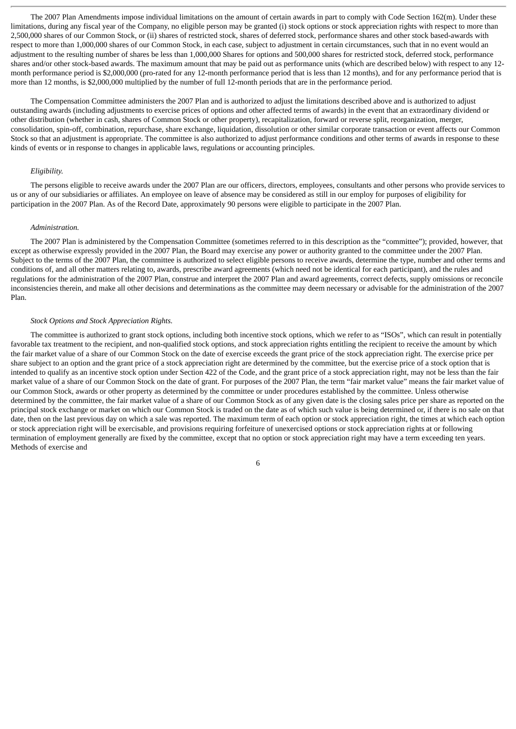The 2007 Plan Amendments impose individual limitations on the amount of certain awards in part to comply with Code Section 162(m). Under these limitations, during any fiscal year of the Company, no eligible person may be granted (i) stock options or stock appreciation rights with respect to more than 2,500,000 shares of our Common Stock, or (ii) shares of restricted stock, shares of deferred stock, performance shares and other stock based-awards with respect to more than 1,000,000 shares of our Common Stock, in each case, subject to adjustment in certain circumstances, such that in no event would an adjustment to the resulting number of shares be less than 1,000,000 Shares for options and 500,000 shares for restricted stock, deferred stock, performance shares and/or other stock-based awards. The maximum amount that may be paid out as performance units (which are described below) with respect to any 12-month performance period is $2,000,000 (pro-rated for any 12-month performance period that is less than 12 months), and for any performance period that is more than 12 months, is $2,000,000 multiplied by the number of full 12-month periods that are in the performance period.

The Compensation Committee administers the 2007 Plan and is authorized to adjust the limitations described above and is authorized to adjust outstanding awards (including adjustments to exercise prices of options and other affected terms of awards) in the event that an extraordinary dividend or other distribution (whether in cash, shares of Common Stock or other property), recapitalization, forward or reverse split, reorganization, merger, consolidation, spin-off, combination, repurchase, share exchange, liquidation, dissolution or other similar corporate transaction or event affects our Common Stock so that an adjustment is appropriate. The committee is also authorized to adjust performance conditions and other terms of awards in response to these kinds of events or in response to changes in applicable laws, regulations or accounting principles.

*Eligibility.*

The persons eligible to receive awards under the 2007 Plan are our officers, directors, employees, consultants and other persons who provide services to us or any of our subsidiaries or affiliates. An employee on leave of absence may be considered as still in our employ for purposes of eligibility for participation in the 2007 Plan. As of the Record Date, approximately 90 persons were eligible to participate in the 2007 Plan.

*Administration.*

The 2007 Plan is administered by the Compensation Committee (sometimes referred to in this description as the "committee"); provided, however, that except as otherwise expressly provided in the 2007 Plan, the Board may exercise any power or authority granted to the committee under the 2007 Plan. Subject to the terms of the 2007 Plan, the committee is authorized to select eligible persons to receive awards, determine the type, number and other terms and conditions of, and all other matters relating to, awards, prescribe award agreements (which need not be identical for each participant), and the rules and regulations for the administration of the 2007 Plan, construe and interpret the 2007 Plan and award agreements, correct defects, supply omissions or reconcile inconsistencies therein, and make all other decisions and determinations as the committee may deem necessary or advisable for the administration of the 2007 Plan.

*Stock Options and Stock Appreciation Rights.*

The committee is authorized to grant stock options, including both incentive stock options, which we refer to as "ISOs", which can result in potentially favorable tax treatment to the recipient, and non-qualified stock options, and stock appreciation rights entitling the recipient to receive the amount by which the fair market value of a share of our Common Stock on the date of exercise exceeds the grant price of the stock appreciation right. The exercise price per share subject to an option and the grant price of a stock appreciation right are determined by the committee, but the exercise price of a stock option that is intended to qualify as an incentive stock option under Section 422 of the Code, and the grant price of a stock appreciation right, may not be less than the fair market value of a share of our Common Stock on the date of grant. For purposes of the 2007 Plan, the term "fair market value" means the fair market value of our Common Stock, awards or other property as determined by the committee or under procedures established by the committee. Unless otherwise determined by the committee, the fair market value of a share of our Common Stock as of any given date is the closing sales price per share as reported on the principal stock exchange or market on which our Common Stock is traded on the date as of which such value is being determined or, if there is no sale on that date, then on the last previous day on which a sale was reported. The maximum term of each option or stock appreciation right, the times at which each option or stock appreciation right will be exercisable, and provisions requiring forfeiture of unexercised options or stock appreciation rights at or following termination of employment generally are fixed by the committee, except that no option or stock appreciation right may have a term exceeding ten years. Methods of exercise and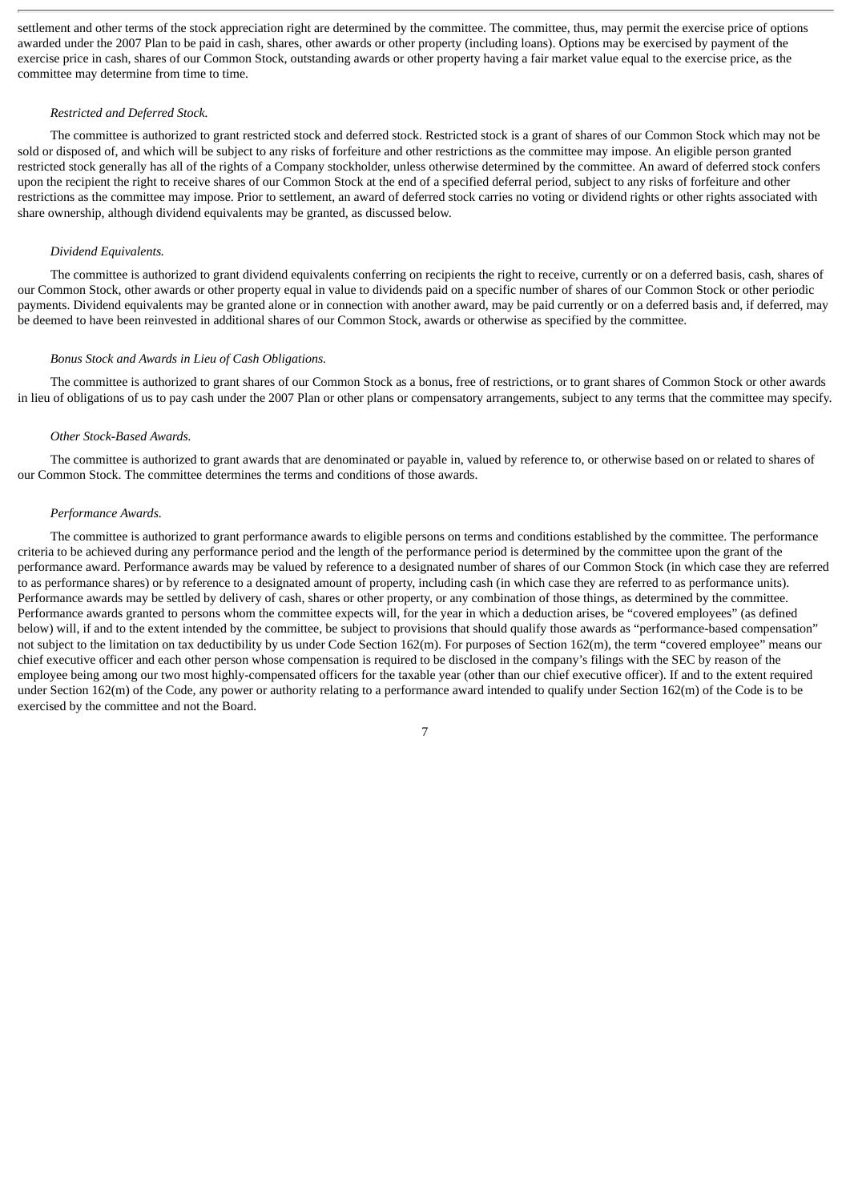settlement and other terms of the stock appreciation right are determined by the committee. The committee, thus, may permit the exercise price of options awarded under the 2007 Plan to be paid in cash, shares, other awards or other property (including loans). Options may be exercised by payment of the exercise price in cash, shares of our Common Stock, outstanding awards or other property having a fair market value equal to the exercise price, as the committee may determine from time to time.

*Restricted and Deferred Stock.*

The committee is authorized to grant restricted stock and deferred stock. Restricted stock is a grant of shares of our Common Stock which may not be sold or disposed of, and which will be subject to any risks of forfeiture and other restrictions as the committee may impose. An eligible person granted restricted stock generally has all of the rights of a Company stockholder, unless otherwise determined by the committee. An award of deferred stock confers upon the recipient the right to receive shares of our Common Stock at the end of a specified deferral period, subject to any risks of forfeiture and other restrictions as the committee may impose. Prior to settlement, an award of deferred stock carries no voting or dividend rights or other rights associated with share ownership, although dividend equivalents may be granted, as discussed below.

*Dividend Equivalents.*

The committee is authorized to grant dividend equivalents conferring on recipients the right to receive, currently or on a deferred basis, cash, shares of our Common Stock, other awards or other property equal in value to dividends paid on a specific number of shares of our Common Stock or other periodic payments. Dividend equivalents may be granted alone or in connection with another award, may be paid currently or on a deferred basis and, if deferred, may be deemed to have been reinvested in additional shares of our Common Stock, awards or otherwise as specified by the committee.

*Bonus Stock and Awards in Lieu of Cash Obligations.*

The committee is authorized to grant shares of our Common Stock as a bonus, free of restrictions, or to grant shares of Common Stock or other awards in lieu of obligations of us to pay cash under the 2007 Plan or other plans or compensatory arrangements, subject to any terms that the committee may specify.

*Other Stock-Based Awards.*

The committee is authorized to grant awards that are denominated or payable in, valued by reference to, or otherwise based on or related to shares of our Common Stock. The committee determines the terms and conditions of those awards.

*Performance Awards.*

The committee is authorized to grant performance awards to eligible persons on terms and conditions established by the committee. The performance criteria to be achieved during any performance period and the length of the performance period is determined by the committee upon the grant of the performance award. Performance awards may be valued by reference to a designated number of shares of our Common Stock (in which case they are referred to as performance shares) or by reference to a designated amount of property, including cash (in which case they are referred to as performance units). Performance awards may be settled by delivery of cash, shares or other property, or any combination of those things, as determined by the committee. Performance awards granted to persons whom the committee expects will, for the year in which a deduction arises, be "covered employees" (as defined below) will, if and to the extent intended by the committee, be subject to provisions that should qualify those awards as "performance-based compensation" not subject to the limitation on tax deductibility by us under Code Section 162(m). For purposes of Section 162(m), the term "covered employee" means our chief executive officer and each other person whose compensation is required to be disclosed in the company's filings with the SEC by reason of the employee being among our two most highly-compensated officers for the taxable year (other than our chief executive officer). If and to the extent required under Section 162(m) of the Code, any power or authority relating to a performance award intended to qualify under Section 162(m) of the Code is to be exercised by the committee and not the Board.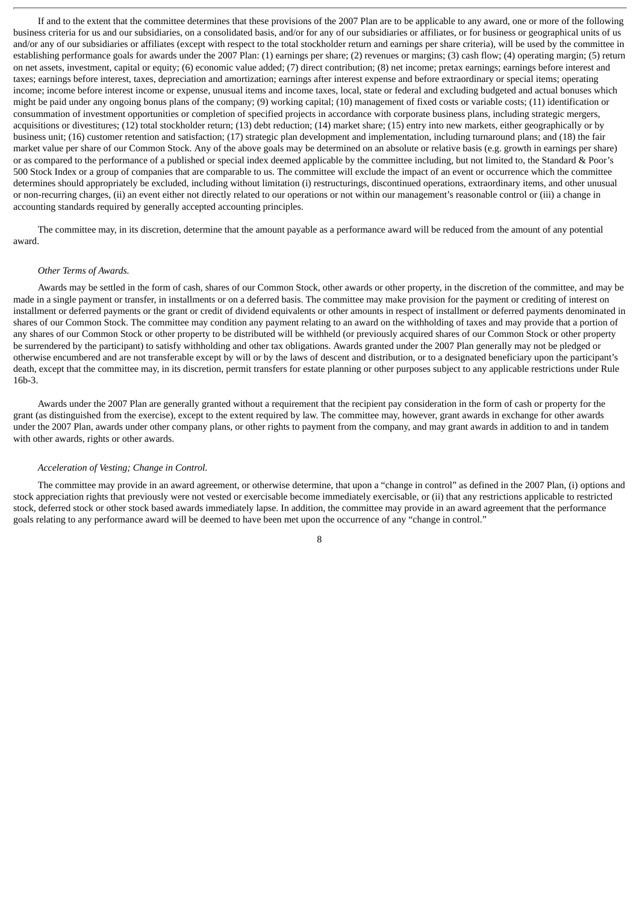If and to the extent that the committee determines that these provisions of the 2007 Plan are to be applicable to any award, one or more of the following business criteria for us and our subsidiaries, on a consolidated basis, and/or for any of our subsidiaries or affiliates, or for business or geographical units of us and/or any of our subsidiaries or affiliates (except with respect to the total stockholder return and earnings per share criteria), will be used by the committee in establishing performance goals for awards under the 2007 Plan: (1) earnings per share; (2) revenues or margins; (3) cash flow; (4) operating margin; (5) return on net assets, investment, capital or equity; (6) economic value added; (7) direct contribution; (8) net income; pretax earnings; earnings before interest and taxes; earnings before interest, taxes, depreciation and amortization; earnings after interest expense and before extraordinary or special items; operating income; income before interest income or expense, unusual items and income taxes, local, state or federal and excluding budgeted and actual bonuses which might be paid under any ongoing bonus plans of the company; (9) working capital; (10) management of fixed costs or variable costs; (11) identification or consummation of investment opportunities or completion of specified projects in accordance with corporate business plans, including strategic mergers, acquisitions or divestitures; (12) total stockholder return; (13) debt reduction; (14) market share; (15) entry into new markets, either geographically or by business unit; (16) customer retention and satisfaction; (17) strategic plan development and implementation, including turnaround plans; and (18) the fair market value per share of our Common Stock. Any of the above goals may be determined on an absolute or relative basis (e.g. growth in earnings per share) or as compared to the performance of a published or special index deemed applicable by the committee including, but not limited to, the Standard & Poor's 500 Stock Index or a group of companies that are comparable to us. The committee will exclude the impact of an event or occurrence which the committee determines should appropriately be excluded, including without limitation (i) restructurings, discontinued operations, extraordinary items, and other unusual or non-recurring charges, (ii) an event either not directly related to our operations or not within our management's reasonable control or (iii) a change in accounting standards required by generally accepted accounting principles.

The committee may, in its discretion, determine that the amount payable as a performance award will be reduced from the amount of any potential award.

*Other Terms of Awards.*

Awards may be settled in the form of cash, shares of our Common Stock, other awards or other property, in the discretion of the committee, and may be made in a single payment or transfer, in installments or on a deferred basis. The committee may make provision for the payment or crediting of interest on installment or deferred payments or the grant or credit of dividend equivalents or other amounts in respect of installment or deferred payments denominated in shares of our Common Stock. The committee may condition any payment relating to an award on the withholding of taxes and may provide that a portion of any shares of our Common Stock or other property to be distributed will be withheld (or previously acquired shares of our Common Stock or other property be surrendered by the participant) to satisfy withholding and other tax obligations. Awards granted under the 2007 Plan generally may not be pledged or otherwise encumbered and are not transferable except by will or by the laws of descent and distribution, or to a designated beneficiary upon the participant's death, except that the committee may, in its discretion, permit transfers for estate planning or other purposes subject to any applicable restrictions under Rule 16b-3.

Awards under the 2007 Plan are generally granted without a requirement that the recipient pay consideration in the form of cash or property for the grant (as distinguished from the exercise), except to the extent required by law. The committee may, however, grant awards in exchange for other awards under the 2007 Plan, awards under other company plans, or other rights to payment from the company, and may grant awards in addition to and in tandem with other awards, rights or other awards.

*Acceleration of Vesting; Change in Control.*

The committee may provide in an award agreement, or otherwise determine, that upon a "change in control" as defined in the 2007 Plan, (i) options and stock appreciation rights that previously were not vested or exercisable become immediately exercisable, or (ii) that any restrictions applicable to restricted stock, deferred stock or other stock based awards immediately lapse. In addition, the committee may provide in an award agreement that the performance goals relating to any performance award will be deemed to have been met upon the occurrence of any "change in control."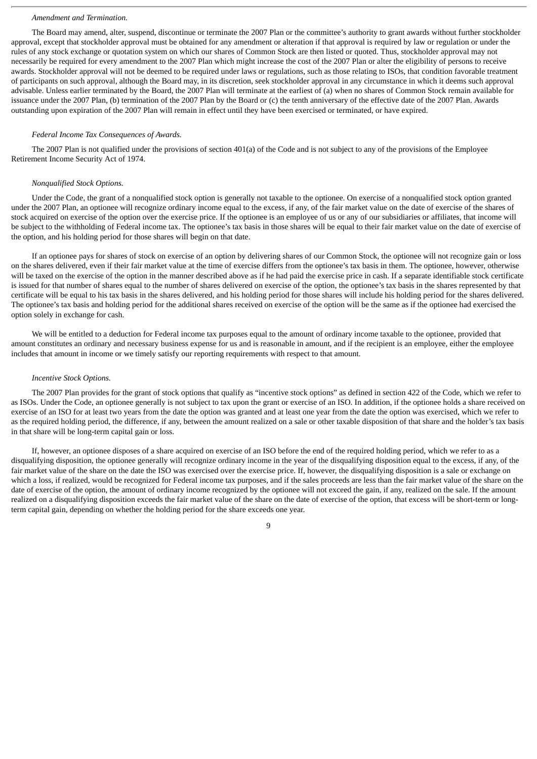*Amendment and Termination.*

The Board may amend, alter, suspend, discontinue or terminate the 2007 Plan or the committee's authority to grant awards without further stockholder approval, except that stockholder approval must be obtained for any amendment or alteration if that approval is required by law or regulation or under the rules of any stock exchange or quotation system on which our shares of Common Stock are then listed or quoted. Thus, stockholder approval may not necessarily be required for every amendment to the 2007 Plan which might increase the cost of the 2007 Plan or alter the eligibility of persons to receive awards. Stockholder approval will not be deemed to be required under laws or regulations, such as those relating to ISOs, that condition favorable treatment of participants on such approval, although the Board may, in its discretion, seek stockholder approval in any circumstance in which it deems such approval advisable. Unless earlier terminated by the Board, the 2007 Plan will terminate at the earliest of (a) when no shares of Common Stock remain available for issuance under the 2007 Plan, (b) termination of the 2007 Plan by the Board or (c) the tenth anniversary of the effective date of the 2007 Plan. Awards outstanding upon expiration of the 2007 Plan will remain in effect until they have been exercised or terminated, or have expired.

*Federal Income Tax Consequences of Awards.*

The 2007 Plan is not qualified under the provisions of section 401(a) of the Code and is not subject to any of the provisions of the Employee Retirement Income Security Act of 1974.

*Nonqualified Stock Options.*

Under the Code, the grant of a nonqualified stock option is generally not taxable to the optionee. On exercise of a nonqualified stock option granted under the 2007 Plan, an optionee will recognize ordinary income equal to the excess, if any, of the fair market value on the date of exercise of the shares of stock acquired on exercise of the option over the exercise price. If the optionee is an employee of us or any of our subsidiaries or affiliates, that income will be subject to the withholding of Federal income tax. The optionee's tax basis in those shares will be equal to their fair market value on the date of exercise of the option, and his holding period for those shares will begin on that date.

If an optionee pays for shares of stock on exercise of an option by delivering shares of our Common Stock, the optionee will not recognize gain or loss on the shares delivered, even if their fair market value at the time of exercise differs from the optionee's tax basis in them. The optionee, however, otherwise will be taxed on the exercise of the option in the manner described above as if he had paid the exercise price in cash. If a separate identifiable stock certificate is issued for that number of shares equal to the number of shares delivered on exercise of the option, the optionee's tax basis in the shares represented by that certificate will be equal to his tax basis in the shares delivered, and his holding period for those shares will include his holding period for the shares delivered. The optionee's tax basis and holding period for the additional shares received on exercise of the option will be the same as if the optionee had exercised the option solely in exchange for cash.

We will be entitled to a deduction for Federal income tax purposes equal to the amount of ordinary income taxable to the optionee, provided that amount constitutes an ordinary and necessary business expense for us and is reasonable in amount, and if the recipient is an employee, either the employee includes that amount in income or we timely satisfy our reporting requirements with respect to that amount.

*Incentive Stock Options.*

The 2007 Plan provides for the grant of stock options that qualify as "incentive stock options" as defined in section 422 of the Code, which we refer to as ISOs. Under the Code, an optionee generally is not subject to tax upon the grant or exercise of an ISO. In addition, if the optionee holds a share received on exercise of an ISO for at least two years from the date the option was granted and at least one year from the date the option was exercised, which we refer to as the required holding period, the difference, if any, between the amount realized on a sale or other taxable disposition of that share and the holder's tax basis in that share will be long-term capital gain or loss.

If, however, an optionee disposes of a share acquired on exercise of an ISO before the end of the required holding period, which we refer to as a disqualifying disposition, the optionee generally will recognize ordinary income in the year of the disqualifying disposition equal to the excess, if any, of the fair market value of the share on the date the ISO was exercised over the exercise price. If, however, the disqualifying disposition is a sale or exchange on which a loss, if realized, would be recognized for Federal income tax purposes, and if the sales proceeds are less than the fair market value of the share on the date of exercise of the option, the amount of ordinary income recognized by the optionee will not exceed the gain, if any, realized on the sale. If the amount realized on a disqualifying disposition exceeds the fair market value of the share on the date of exercise of the option, that excess will be short-term or long-term capital gain, depending on whether the holding period for the share exceeds one year.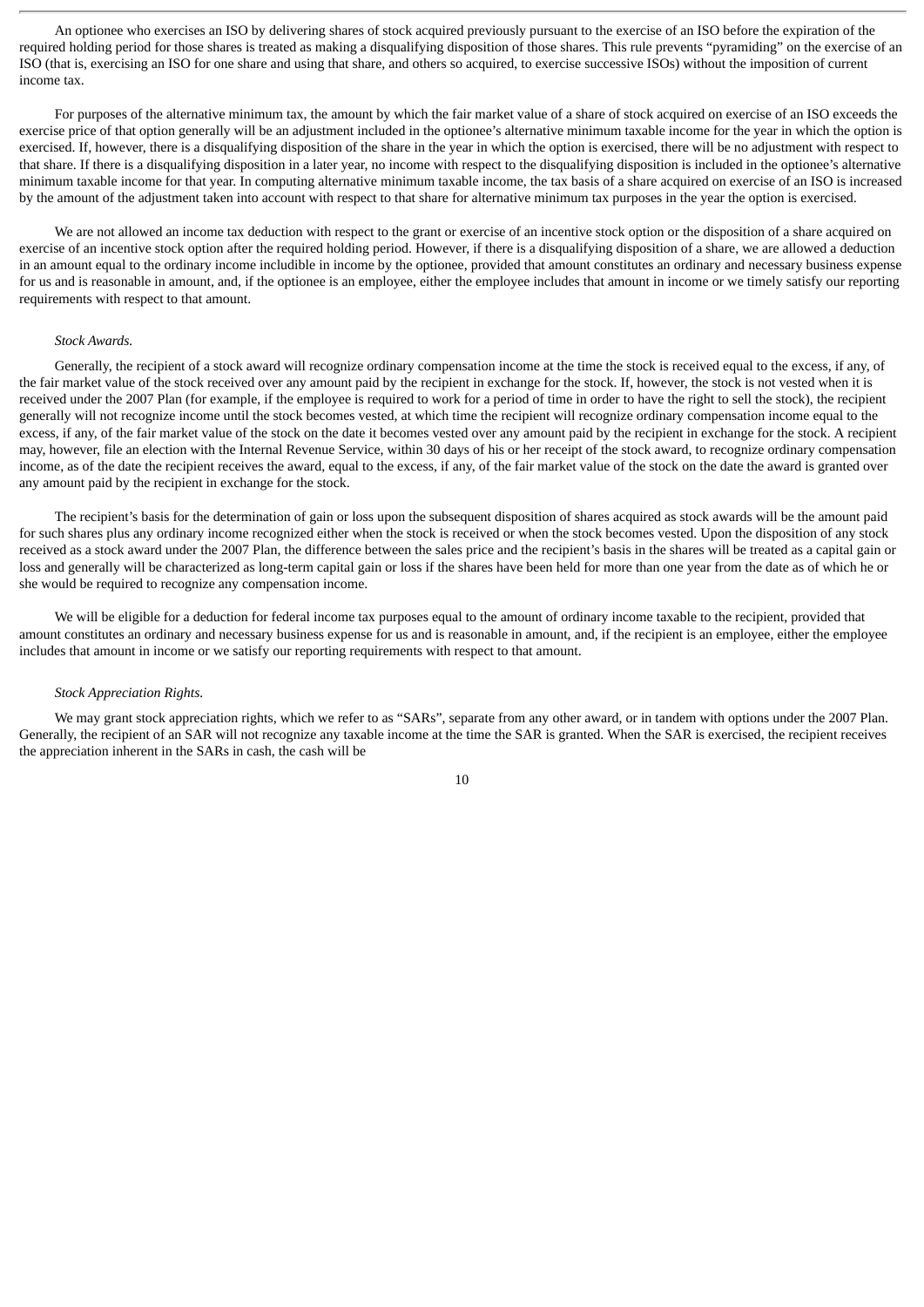An optionee who exercises an ISO by delivering shares of stock acquired previously pursuant to the exercise of an ISO before the expiration of the required holding period for those shares is treated as making a disqualifying disposition of those shares. This rule prevents "pyramiding" on the exercise of an ISO (that is, exercising an ISO for one share and using that share, and others so acquired, to exercise successive ISOs) without the imposition of current income tax.

For purposes of the alternative minimum tax, the amount by which the fair market value of a share of stock acquired on exercise of an ISO exceeds the exercise price of that option generally will be an adjustment included in the optionee's alternative minimum taxable income for the year in which the option is exercised. If, however, there is a disqualifying disposition of the share in the year in which the option is exercised, there will be no adjustment with respect to that share. If there is a disqualifying disposition in a later year, no income with respect to the disqualifying disposition is included in the optionee's alternative minimum taxable income for that year. In computing alternative minimum taxable income, the tax basis of a share acquired on exercise of an ISO is increased by the amount of the adjustment taken into account with respect to that share for alternative minimum tax purposes in the year the option is exercised.

We are not allowed an income tax deduction with respect to the grant or exercise of an incentive stock option or the disposition of a share acquired on exercise of an incentive stock option after the required holding period. However, if there is a disqualifying disposition of a share, we are allowed a deduction in an amount equal to the ordinary income includible in income by the optionee, provided that amount constitutes an ordinary and necessary business expense for us and is reasonable in amount, and, if the optionee is an employee, either the employee includes that amount in income or we timely satisfy our reporting requirements with respect to that amount.

*Stock Awards.*

Generally, the recipient of a stock award will recognize ordinary compensation income at the time the stock is received equal to the excess, if any, of the fair market value of the stock received over any amount paid by the recipient in exchange for the stock. If, however, the stock is not vested when it is received under the 2007 Plan (for example, if the employee is required to work for a period of time in order to have the right to sell the stock), the recipient generally will not recognize income until the stock becomes vested, at which time the recipient will recognize ordinary compensation income equal to the excess, if any, of the fair market value of the stock on the date it becomes vested over any amount paid by the recipient in exchange for the stock. A recipient may, however, file an election with the Internal Revenue Service, within 30 days of his or her receipt of the stock award, to recognize ordinary compensation income, as of the date the recipient receives the award, equal to the excess, if any, of the fair market value of the stock on the date the award is granted over any amount paid by the recipient in exchange for the stock.

The recipient's basis for the determination of gain or loss upon the subsequent disposition of shares acquired as stock awards will be the amount paid for such shares plus any ordinary income recognized either when the stock is received or when the stock becomes vested. Upon the disposition of any stock received as a stock award under the 2007 Plan, the difference between the sales price and the recipient's basis in the shares will be treated as a capital gain or loss and generally will be characterized as long-term capital gain or loss if the shares have been held for more than one year from the date as of which he or she would be required to recognize any compensation income.

We will be eligible for a deduction for federal income tax purposes equal to the amount of ordinary income taxable to the recipient, provided that amount constitutes an ordinary and necessary business expense for us and is reasonable in amount, and, if the recipient is an employee, either the employee includes that amount in income or we satisfy our reporting requirements with respect to that amount.

*Stock Appreciation Rights.*

We may grant stock appreciation rights, which we refer to as "SARs", separate from any other award, or in tandem with options under the 2007 Plan. Generally, the recipient of an SAR will not recognize any taxable income at the time the SAR is granted. When the SAR is exercised, the recipient receives the appreciation inherent in the SARs in cash, the cash will be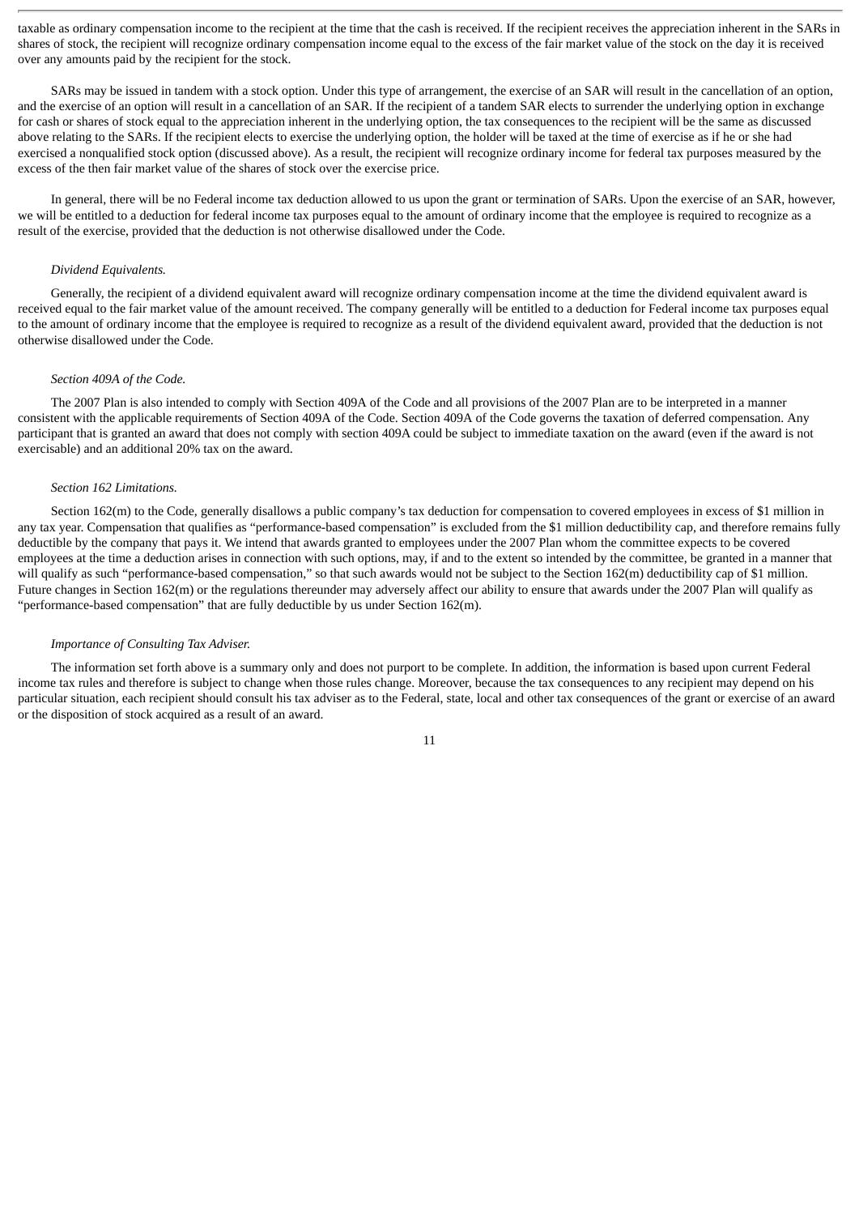taxable as ordinary compensation income to the recipient at the time that the cash is received. If the recipient receives the appreciation inherent in the SARs in shares of stock, the recipient will recognize ordinary compensation income equal to the excess of the fair market value of the stock on the day it is received over any amounts paid by the recipient for the stock.

SARs may be issued in tandem with a stock option. Under this type of arrangement, the exercise of an SAR will result in the cancellation of an option, and the exercise of an option will result in a cancellation of an SAR. If the recipient of a tandem SAR elects to surrender the underlying option in exchange for cash or shares of stock equal to the appreciation inherent in the underlying option, the tax consequences to the recipient will be the same as discussed above relating to the SARs. If the recipient elects to exercise the underlying option, the holder will be taxed at the time of exercise as if he or she had exercised a nonqualified stock option (discussed above). As a result, the recipient will recognize ordinary income for federal tax purposes measured by the excess of the then fair market value of the shares of stock over the exercise price.

In general, there will be no Federal income tax deduction allowed to us upon the grant or termination of SARs. Upon the exercise of an SAR, however, we will be entitled to a deduction for federal income tax purposes equal to the amount of ordinary income that the employee is required to recognize as a result of the exercise, provided that the deduction is not otherwise disallowed under the Code.

*Dividend Equivalents.*

Generally, the recipient of a dividend equivalent award will recognize ordinary compensation income at the time the dividend equivalent award is received equal to the fair market value of the amount received. The company generally will be entitled to a deduction for Federal income tax purposes equal to the amount of ordinary income that the employee is required to recognize as a result of the dividend equivalent award, provided that the deduction is not otherwise disallowed under the Code.

*Section 409A of the Code.*

The 2007 Plan is also intended to comply with Section 409A of the Code and all provisions of the 2007 Plan are to be interpreted in a manner consistent with the applicable requirements of Section 409A of the Code. Section 409A of the Code governs the taxation of deferred compensation. Any participant that is granted an award that does not comply with section 409A could be subject to immediate taxation on the award (even if the award is not exercisable) and an additional 20% tax on the award.

*Section 162 Limitations.*

Section 162(m) to the Code, generally disallows a public company's tax deduction for compensation to covered employees in excess of $1 million in any tax year. Compensation that qualifies as "performance-based compensation" is excluded from the $1 million deductibility cap, and therefore remains fully deductible by the company that pays it. We intend that awards granted to employees under the 2007 Plan whom the committee expects to be covered employees at the time a deduction arises in connection with such options, may, if and to the extent so intended by the committee, be granted in a manner that will qualify as such "performance-based compensation," so that such awards would not be subject to the Section 162(m) deductibility cap of $1 million. Future changes in Section 162(m) or the regulations thereunder may adversely affect our ability to ensure that awards under the 2007 Plan will qualify as "performance-based compensation" that are fully deductible by us under Section 162(m).

*Importance of Consulting Tax Adviser.*

The information set forth above is a summary only and does not purport to be complete. In addition, the information is based upon current Federal income tax rules and therefore is subject to change when those rules change. Moreover, because the tax consequences to any recipient may depend on his particular situation, each recipient should consult his tax adviser as to the Federal, state, local and other tax consequences of the grant or exercise of an award or the disposition of stock acquired as a result of an award.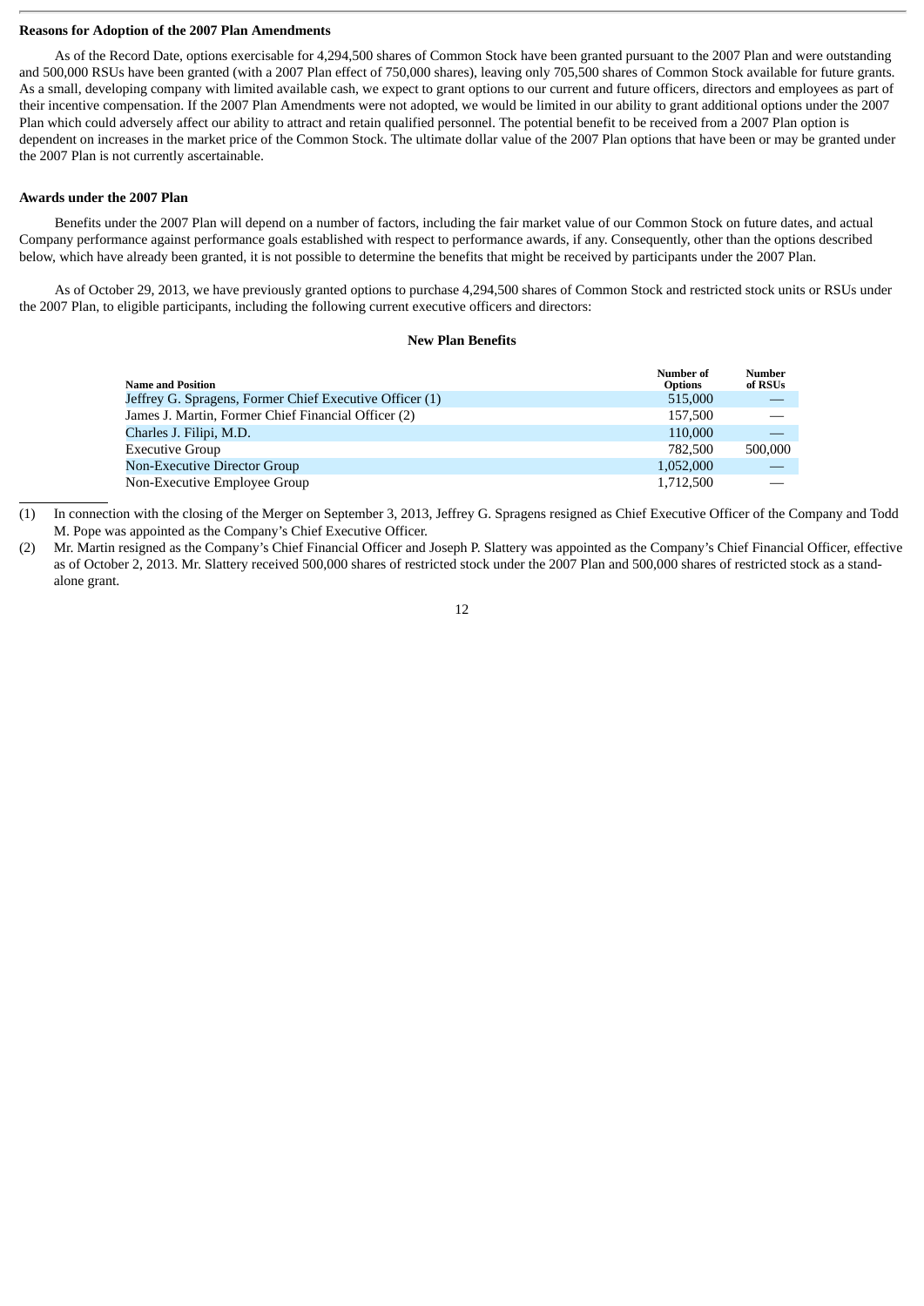**Reasons for Adoption of the 2007 Plan Amendments**

As of the Record Date, options exercisable for 4,294,500 shares of Common Stock have been granted pursuant to the 2007 Plan and were outstanding and 500,000 RSUs have been granted (with a 2007 Plan effect of 750,000 shares), leaving only 705,500 shares of Common Stock available for future grants. As a small, developing company with limited available cash, we expect to grant options to our current and future officers, directors and employees as part of their incentive compensation. If the 2007 Plan Amendments were not adopted, we would be limited in our ability to grant additional options under the 2007 Plan which could adversely affect our ability to attract and retain qualified personnel. The potential benefit to be received from a 2007 Plan option is dependent on increases in the market price of the Common Stock. The ultimate dollar value of the 2007 Plan options that have been or may be granted under the 2007 Plan is not currently ascertainable.

**Awards under the 2007 Plan**

Benefits under the 2007 Plan will depend on a number of factors, including the fair market value of our Common Stock on future dates, and actual Company performance against performance goals established with respect to performance awards, if any. Consequently, other than the options described below, which have already been granted, it is not possible to determine the benefits that might be received by participants under the 2007 Plan.

As of October 29, 2013, we have previously granted options to purchase 4,294,500 shares of Common Stock and restricted stock units or RSUs under the 2007 Plan, to eligible participants, including the following current executive officers and directors:

**New Plan Benefits**

| Name and Position | Number of Options | Number of RSUs |
|---|---|---|
| Jeffrey G. Spragens, Former Chief Executive Officer (1) | 515,000 | — |
| James J. Martin, Former Chief Financial Officer (2) | 157,500 | — |
| Charles J. Filipi, M.D. | 110,000 | — |
| Executive Group | 782,500 | 500,000 |
| Non-Executive Director Group | 1,052,000 | — |
| Non-Executive Employee Group | 1,712,500 | — |

(1) In connection with the closing of the Merger on September 3, 2013, Jeffrey G. Spragens resigned as Chief Executive Officer of the Company and Todd M. Pope was appointed as the Company's Chief Executive Officer.

(2) Mr. Martin resigned as the Company's Chief Financial Officer and Joseph P. Slattery was appointed as the Company's Chief Financial Officer, effective as of October 2, 2013. Mr. Slattery received 500,000 shares of restricted stock under the 2007 Plan and 500,000 shares of restricted stock as a stand-alone grant.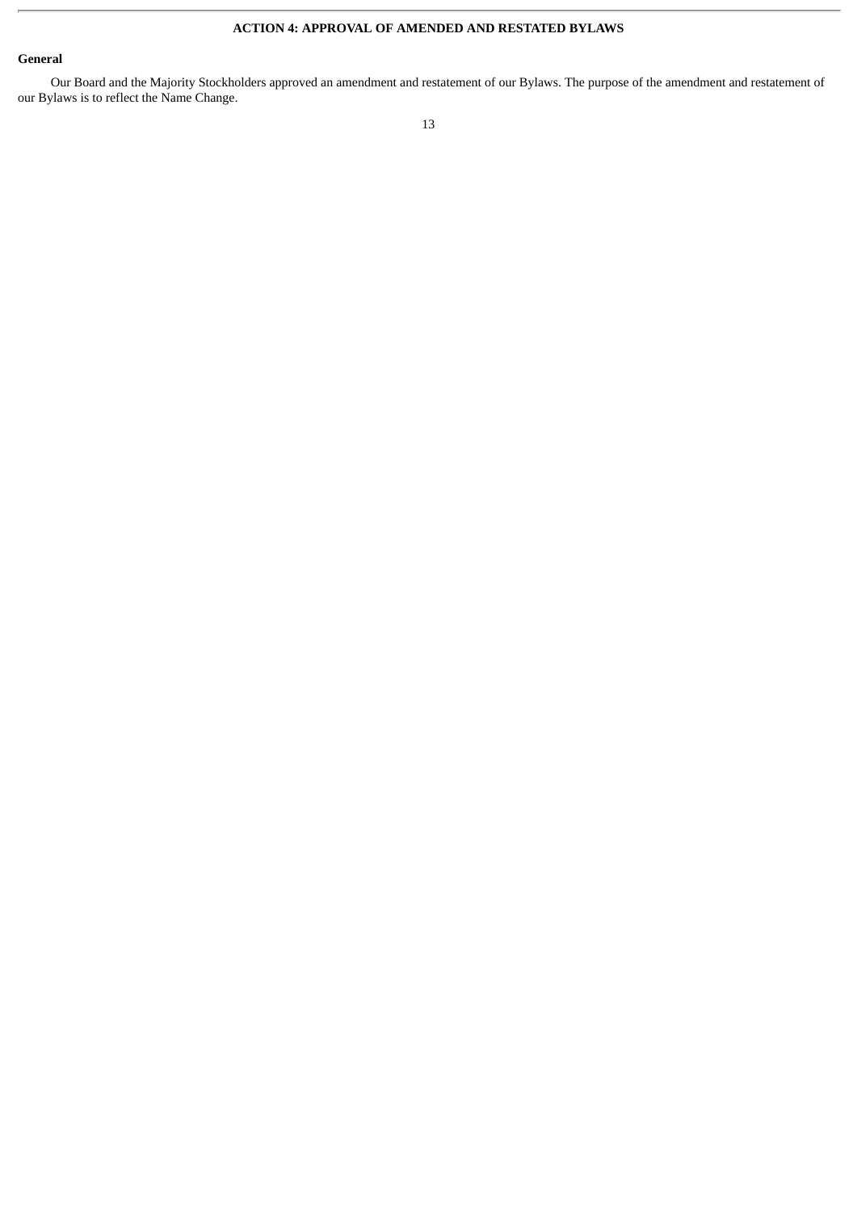## ACTION 4: APPROVAL OF AMENDED AND RESTATED BYLAWS

**General**

Our Board and the Majority Stockholders approved an amendment and restatement of our Bylaws. The purpose of the amendment and restatement of our Bylaws is to reflect the Name Change.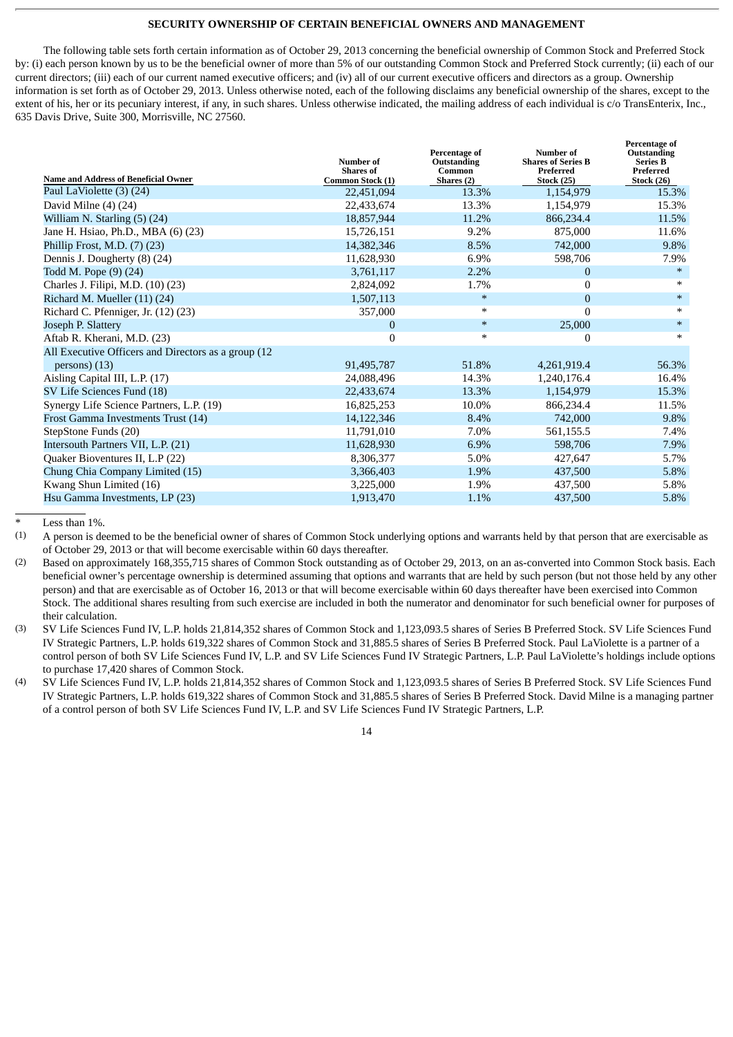## SECURITY OWNERSHIP OF CERTAIN BENEFICIAL OWNERS AND MANAGEMENT

The following table sets forth certain information as of October 29, 2013 concerning the beneficial ownership of Common Stock and Preferred Stock by: (i) each person known by us to be the beneficial owner of more than 5% of our outstanding Common Stock and Preferred Stock currently; (ii) each of our current directors; (iii) each of our current named executive officers; and (iv) all of our current executive officers and directors as a group. Ownership information is set forth as of October 29, 2013. Unless otherwise noted, each of the following disclaims any beneficial ownership of the shares, except to the extent of his, her or its pecuniary interest, if any, in such shares. Unless otherwise indicated, the mailing address of each individual is c/o TransEnterix, Inc., 635 Davis Drive, Suite 300, Morrisville, NC 27560.

| Name and Address of Beneficial Owner | Number of Shares of Common Stock (1) | Percentage of Outstanding Common Shares (2) | Number of Shares of Series B Preferred Stock (25) | Percentage of Outstanding Series B Preferred Stock (26) |
|---|---|---|---|---|
| Paul LaViolette (3) (24) | 22,451,094 | 13.3% | 1,154,979 | 15.3% |
| David Milne (4) (24) | 22,433,674 | 13.3% | 1,154,979 | 15.3% |
| William N. Starling (5) (24) | 18,857,944 | 11.2% | 866,234.4 | 11.5% |
| Jane H. Hsiao, Ph.D., MBA (6) (23) | 15,726,151 | 9.2% | 875,000 | 11.6% |
| Phillip Frost, M.D. (7) (23) | 14,382,346 | 8.5% | 742,000 | 9.8% |
| Dennis J. Dougherty (8) (24) | 11,628,930 | 6.9% | 598,706 | 7.9% |
| Todd M. Pope (9) (24) | 3,761,117 | 2.2% | 0 | * |
| Charles J. Filipi, M.D. (10) (23) | 2,824,092 | 1.7% | 0 | * |
| Richard M. Mueller (11) (24) | 1,507,113 | * | 0 | * |
| Richard C. Pfenniger, Jr. (12) (23) | 357,000 | * | 0 | * |
| Joseph P. Slattery | 0 | * | 25,000 | * |
| Aftab R. Kherani, M.D. (23) | 0 | * | 0 | * |
| All Executive Officers and Directors as a group (12 persons) (13) | 91,495,787 | 51.8% | 4,261,919.4 | 56.3% |
| Aisling Capital III, L.P. (17) | 24,088,496 | 14.3% | 1,240,176.4 | 16.4% |
| SV Life Sciences Fund (18) | 22,433,674 | 13.3% | 1,154,979 | 15.3% |
| Synergy Life Science Partners, L.P. (19) | 16,825,253 | 10.0% | 866,234.4 | 11.5% |
| Frost Gamma Investments Trust (14) | 14,122,346 | 8.4% | 742,000 | 9.8% |
| StepStone Funds (20) | 11,791,010 | 7.0% | 561,155.5 | 7.4% |
| Intersouth Partners VII, L.P. (21) | 11,628,930 | 6.9% | 598,706 | 7.9% |
| Quaker Bioventures II, L.P (22) | 8,306,377 | 5.0% | 427,647 | 5.7% |
| Chung Chia Company Limited (15) | 3,366,403 | 1.9% | 437,500 | 5.8% |
| Kwang Shun Limited (16) | 3,225,000 | 1.9% | 437,500 | 5.8% |
| Hsu Gamma Investments, LP (23) | 1,913,470 | 1.1% | 437,500 | 5.8% |

\* Less than 1%.

(1) A person is deemed to be the beneficial owner of shares of Common Stock underlying options and warrants held by that person that are exercisable as of October 29, 2013 or that will become exercisable within 60 days thereafter.

(2) Based on approximately 168,355,715 shares of Common Stock outstanding as of October 29, 2013, on an as-converted into Common Stock basis. Each beneficial owner's percentage ownership is determined assuming that options and warrants that are held by such person (but not those held by any other person) and that are exercisable as of October 16, 2013 or that will become exercisable within 60 days thereafter have been exercised into Common Stock. The additional shares resulting from such exercise are included in both the numerator and denominator for such beneficial owner for purposes of their calculation.

(3) SV Life Sciences Fund IV, L.P. holds 21,814,352 shares of Common Stock and 1,123,093.5 shares of Series B Preferred Stock. SV Life Sciences Fund IV Strategic Partners, L.P. holds 619,322 shares of Common Stock and 31,885.5 shares of Series B Preferred Stock. Paul LaViolette is a partner of a control person of both SV Life Sciences Fund IV, L.P. and SV Life Sciences Fund IV Strategic Partners, L.P. Paul LaViolette's holdings include options to purchase 17,420 shares of Common Stock.

(4) SV Life Sciences Fund IV, L.P. holds 21,814,352 shares of Common Stock and 1,123,093.5 shares of Series B Preferred Stock. SV Life Sciences Fund IV Strategic Partners, L.P. holds 619,322 shares of Common Stock and 31,885.5 shares of Series B Preferred Stock. David Milne is a managing partner of a control person of both SV Life Sciences Fund IV, L.P. and SV Life Sciences Fund IV Strategic Partners, L.P.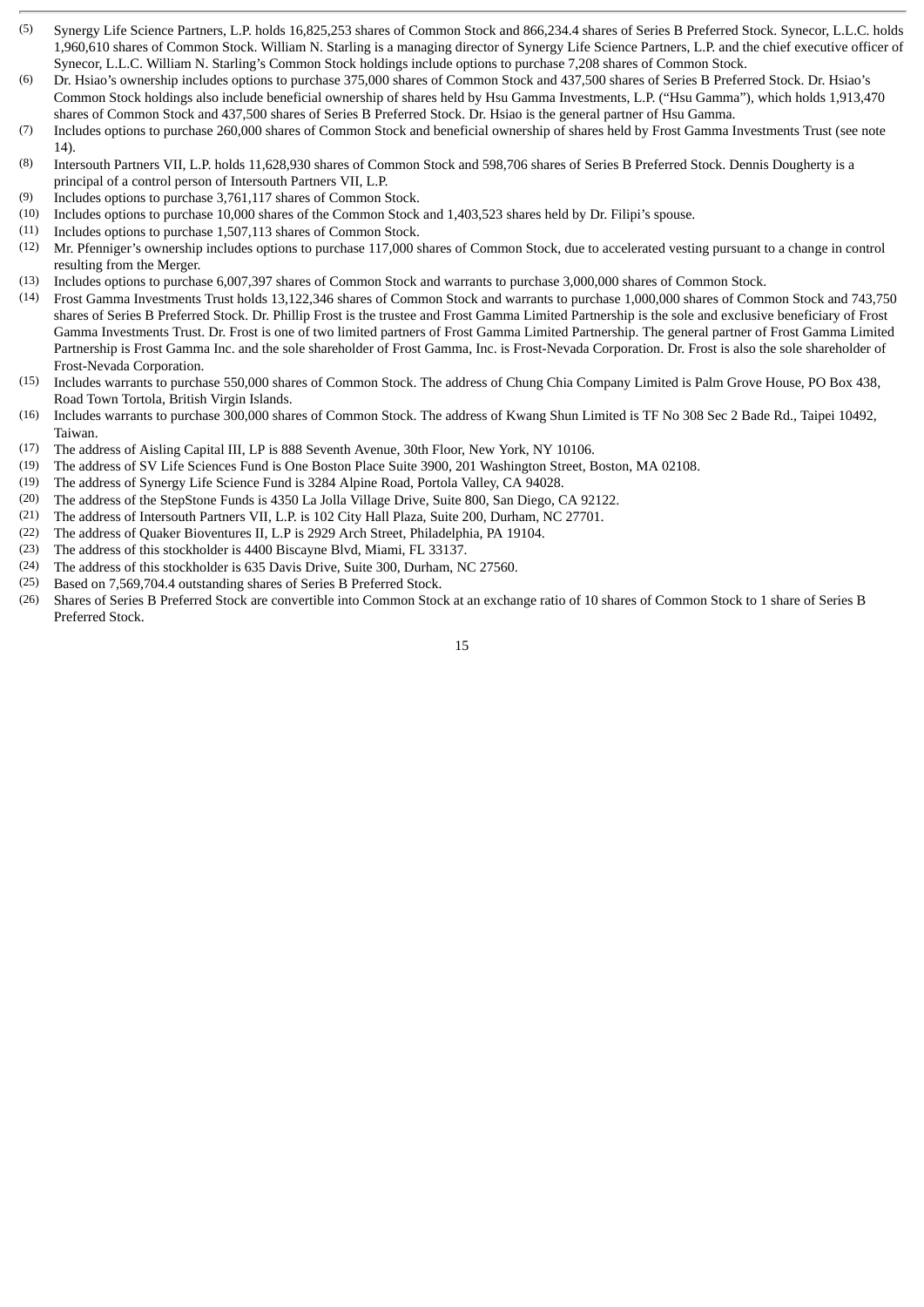(5) Synergy Life Science Partners, L.P. holds 16,825,253 shares of Common Stock and 866,234.4 shares of Series B Preferred Stock. Synecor, L.L.C. holds 1,960,610 shares of Common Stock. William N. Starling is a managing director of Synergy Life Science Partners, L.P. and the chief executive officer of Synecor, L.L.C. William N. Starling's Common Stock holdings include options to purchase 7,208 shares of Common Stock.

(6) Dr. Hsiao's ownership includes options to purchase 375,000 shares of Common Stock and 437,500 shares of Series B Preferred Stock. Dr. Hsiao's Common Stock holdings also include beneficial ownership of shares held by Hsu Gamma Investments, L.P. ("Hsu Gamma"), which holds 1,913,470 shares of Common Stock and 437,500 shares of Series B Preferred Stock. Dr. Hsiao is the general partner of Hsu Gamma.

(7) Includes options to purchase 260,000 shares of Common Stock and beneficial ownership of shares held by Frost Gamma Investments Trust (see note 14).

(8) Intersouth Partners VII, L.P. holds 11,628,930 shares of Common Stock and 598,706 shares of Series B Preferred Stock. Dennis Dougherty is a principal of a control person of Intersouth Partners VII, L.P.

(9) Includes options to purchase 3,761,117 shares of Common Stock.

(10) Includes options to purchase 10,000 shares of the Common Stock and 1,403,523 shares held by Dr. Filipi's spouse.

(11) Includes options to purchase 1,507,113 shares of Common Stock.

(12) Mr. Pfenniger's ownership includes options to purchase 117,000 shares of Common Stock, due to accelerated vesting pursuant to a change in control resulting from the Merger.

(13) Includes options to purchase 6,007,397 shares of Common Stock and warrants to purchase 3,000,000 shares of Common Stock.

(14) Frost Gamma Investments Trust holds 13,122,346 shares of Common Stock and warrants to purchase 1,000,000 shares of Common Stock and 743,750 shares of Series B Preferred Stock. Dr. Phillip Frost is the trustee and Frost Gamma Limited Partnership is the sole and exclusive beneficiary of Frost Gamma Investments Trust. Dr. Frost is one of two limited partners of Frost Gamma Limited Partnership. The general partner of Frost Gamma Limited Partnership is Frost Gamma Inc. and the sole shareholder of Frost Gamma, Inc. is Frost-Nevada Corporation. Dr. Frost is also the sole shareholder of Frost-Nevada Corporation.

(15) Includes warrants to purchase 550,000 shares of Common Stock. The address of Chung Chia Company Limited is Palm Grove House, PO Box 438, Road Town Tortola, British Virgin Islands.

(16) Includes warrants to purchase 300,000 shares of Common Stock. The address of Kwang Shun Limited is TF No 308 Sec 2 Bade Rd., Taipei 10492, Taiwan.

(17) The address of Aisling Capital III, LP is 888 Seventh Avenue, 30th Floor, New York, NY 10106.

(19) The address of SV Life Sciences Fund is One Boston Place Suite 3900, 201 Washington Street, Boston, MA 02108.

(19) The address of Synergy Life Science Fund is 3284 Alpine Road, Portola Valley, CA 94028.

(20) The address of the StepStone Funds is 4350 La Jolla Village Drive, Suite 800, San Diego, CA 92122.

(21) The address of Intersouth Partners VII, L.P. is 102 City Hall Plaza, Suite 200, Durham, NC 27701.

(22) The address of Quaker Bioventures II, L.P is 2929 Arch Street, Philadelphia, PA 19104.

(23) The address of this stockholder is 4400 Biscayne Blvd, Miami, FL 33137.

(24) The address of this stockholder is 635 Davis Drive, Suite 300, Durham, NC 27560.

(25) Based on 7,569,704.4 outstanding shares of Series B Preferred Stock.

(26) Shares of Series B Preferred Stock are convertible into Common Stock at an exchange ratio of 10 shares of Common Stock to 1 share of Series B Preferred Stock.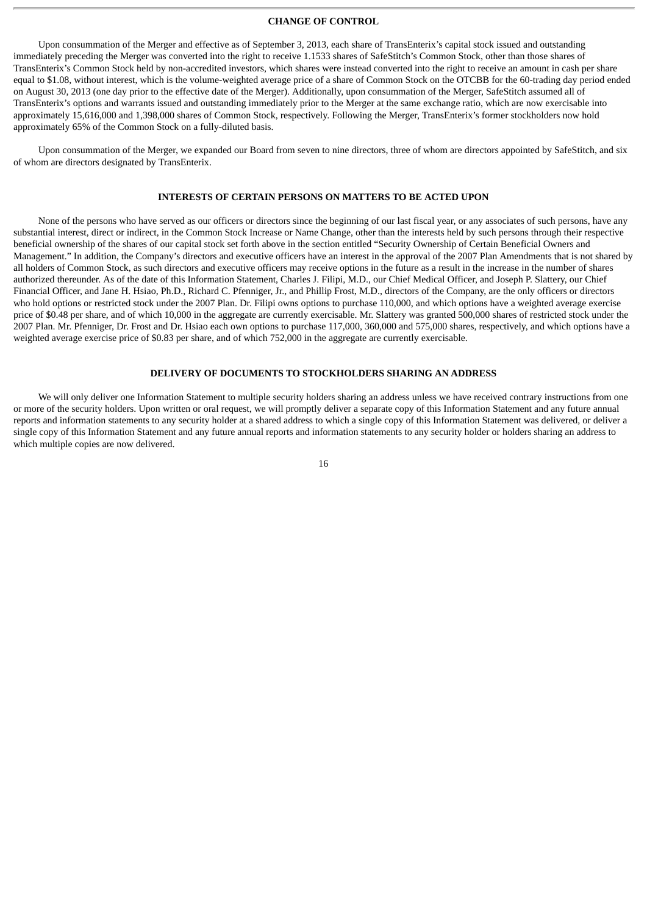## CHANGE OF CONTROL

Upon consummation of the Merger and effective as of September 3, 2013, each share of TransEnterix's capital stock issued and outstanding immediately preceding the Merger was converted into the right to receive 1.1533 shares of SafeStitch's Common Stock, other than those shares of TransEnterix's Common Stock held by non-accredited investors, which shares were instead converted into the right to receive an amount in cash per share equal to $1.08, without interest, which is the volume-weighted average price of a share of Common Stock on the OTCBB for the 60-trading day period ended on August 30, 2013 (one day prior to the effective date of the Merger). Additionally, upon consummation of the Merger, SafeStitch assumed all of TransEnterix's options and warrants issued and outstanding immediately prior to the Merger at the same exchange ratio, which are now exercisable into approximately 15,616,000 and 1,398,000 shares of Common Stock, respectively. Following the Merger, TransEnterix's former stockholders now hold approximately 65% of the Common Stock on a fully-diluted basis.

Upon consummation of the Merger, we expanded our Board from seven to nine directors, three of whom are directors appointed by SafeStitch, and six of whom are directors designated by TransEnterix.

## INTERESTS OF CERTAIN PERSONS ON MATTERS TO BE ACTED UPON

None of the persons who have served as our officers or directors since the beginning of our last fiscal year, or any associates of such persons, have any substantial interest, direct or indirect, in the Common Stock Increase or Name Change, other than the interests held by such persons through their respective beneficial ownership of the shares of our capital stock set forth above in the section entitled "Security Ownership of Certain Beneficial Owners and Management." In addition, the Company's directors and executive officers have an interest in the approval of the 2007 Plan Amendments that is not shared by all holders of Common Stock, as such directors and executive officers may receive options in the future as a result in the increase in the number of shares authorized thereunder. As of the date of this Information Statement, Charles J. Filipi, M.D., our Chief Medical Officer, and Joseph P. Slattery, our Chief Financial Officer, and Jane H. Hsiao, Ph.D., Richard C. Pfenniger, Jr., and Phillip Frost, M.D., directors of the Company, are the only officers or directors who hold options or restricted stock under the 2007 Plan. Dr. Filipi owns options to purchase 110,000, and which options have a weighted average exercise price of $0.48 per share, and of which 10,000 in the aggregate are currently exercisable. Mr. Slattery was granted 500,000 shares of restricted stock under the 2007 Plan. Mr. Pfenniger, Dr. Frost and Dr. Hsiao each own options to purchase 117,000, 360,000 and 575,000 shares, respectively, and which options have a weighted average exercise price of $0.83 per share, and of which 752,000 in the aggregate are currently exercisable.

## DELIVERY OF DOCUMENTS TO STOCKHOLDERS SHARING AN ADDRESS

We will only deliver one Information Statement to multiple security holders sharing an address unless we have received contrary instructions from one or more of the security holders. Upon written or oral request, we will promptly deliver a separate copy of this Information Statement and any future annual reports and information statements to any security holder at a shared address to which a single copy of this Information Statement was delivered, or deliver a single copy of this Information Statement and any future annual reports and information statements to any security holder or holders sharing an address to which multiple copies are now delivered.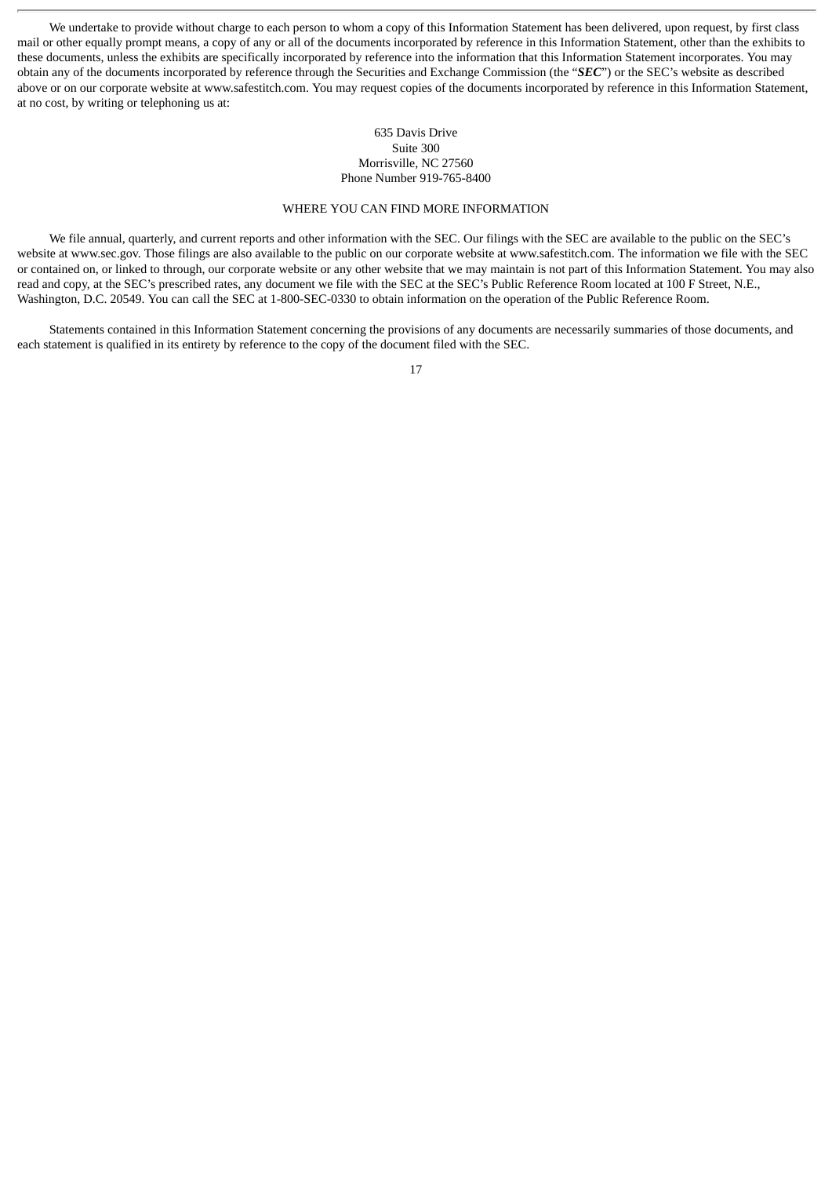We undertake to provide without charge to each person to whom a copy of this Information Statement has been delivered, upon request, by first class mail or other equally prompt means, a copy of any or all of the documents incorporated by reference in this Information Statement, other than the exhibits to these documents, unless the exhibits are specifically incorporated by reference into the information that this Information Statement incorporates. You may obtain any of the documents incorporated by reference through the Securities and Exchange Commission (the "***SEC***") or the SEC's website as described above or on our corporate website at www.safestitch.com. You may request copies of the documents incorporated by reference in this Information Statement, at no cost, by writing or telephoning us at:

635 Davis Drive
Suite 300
Morrisville, NC 27560
Phone Number 919-765-8400

## WHERE YOU CAN FIND MORE INFORMATION

We file annual, quarterly, and current reports and other information with the SEC. Our filings with the SEC are available to the public on the SEC's website at www.sec.gov. Those filings are also available to the public on our corporate website at www.safestitch.com. The information we file with the SEC or contained on, or linked to through, our corporate website or any other website that we may maintain is not part of this Information Statement. You may also read and copy, at the SEC's prescribed rates, any document we file with the SEC at the SEC's Public Reference Room located at 100 F Street, N.E., Washington, D.C. 20549. You can call the SEC at 1-800-SEC-0330 to obtain information on the operation of the Public Reference Room.

Statements contained in this Information Statement concerning the provisions of any documents are necessarily summaries of those documents, and each statement is qualified in its entirety by reference to the copy of the document filed with the SEC.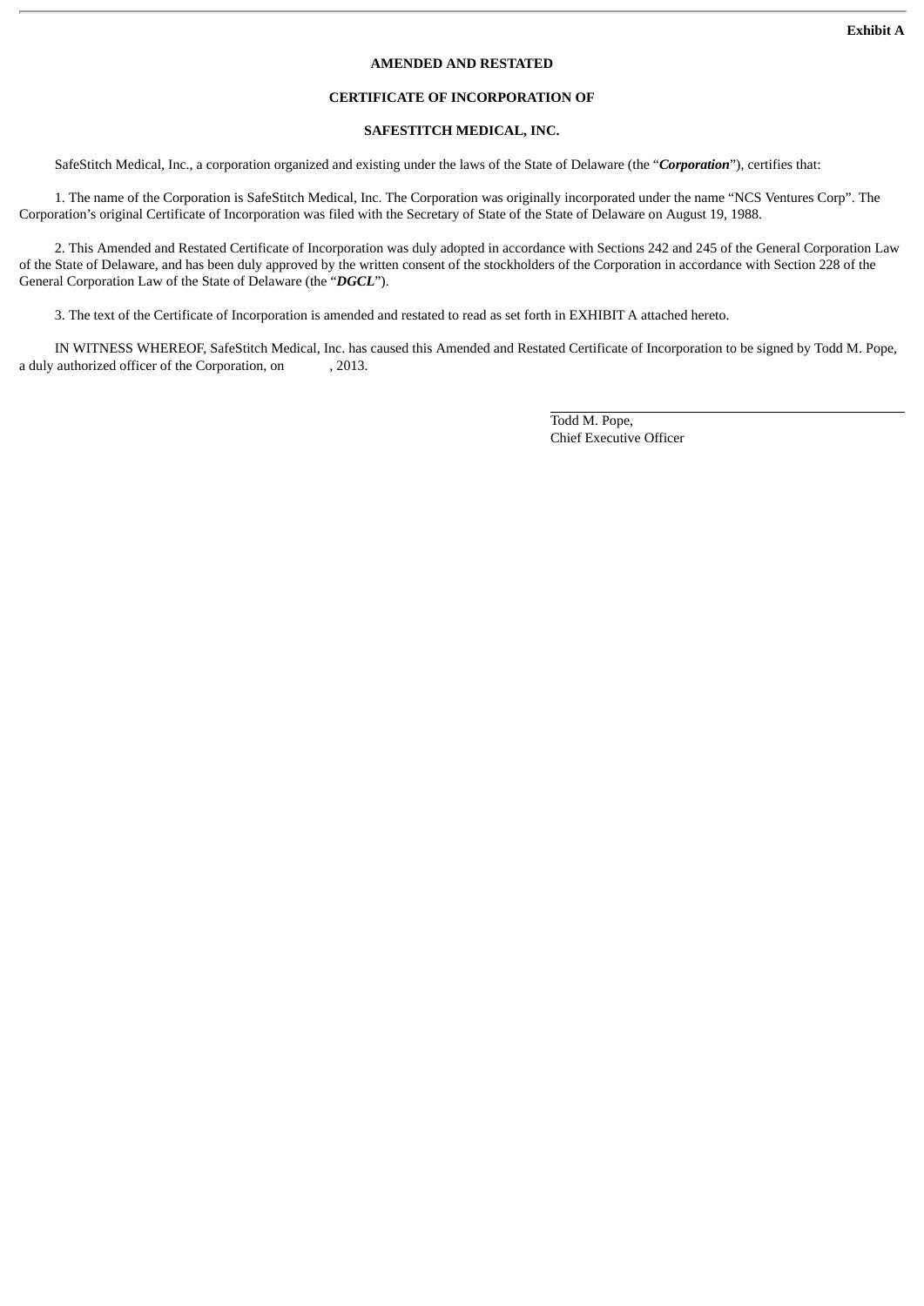**Exhibit A**

**AMENDED AND RESTATED**

**CERTIFICATE OF INCORPORATION OF**

**SAFESTITCH MEDICAL, INC.**

SafeStitch Medical, Inc., a corporation organized and existing under the laws of the State of Delaware (the "***Corporation***"), certifies that:

1. The name of the Corporation is SafeStitch Medical, Inc. The Corporation was originally incorporated under the name "NCS Ventures Corp". The Corporation's original Certificate of Incorporation was filed with the Secretary of State of the State of Delaware on August 19, 1988.

2. This Amended and Restated Certificate of Incorporation was duly adopted in accordance with Sections 242 and 245 of the General Corporation Law of the State of Delaware, and has been duly approved by the written consent of the stockholders of the Corporation in accordance with Section 228 of the General Corporation Law of the State of Delaware (the "***DGCL***").

3. The text of the Certificate of Incorporation is amended and restated to read as set forth in EXHIBIT A attached hereto.

IN WITNESS WHEREOF, SafeStitch Medical, Inc. has caused this Amended and Restated Certificate of Incorporation to be signed by Todd M. Pope, a duly authorized officer of the Corporation, on , 2013.

Todd M. Pope,
Chief Executive Officer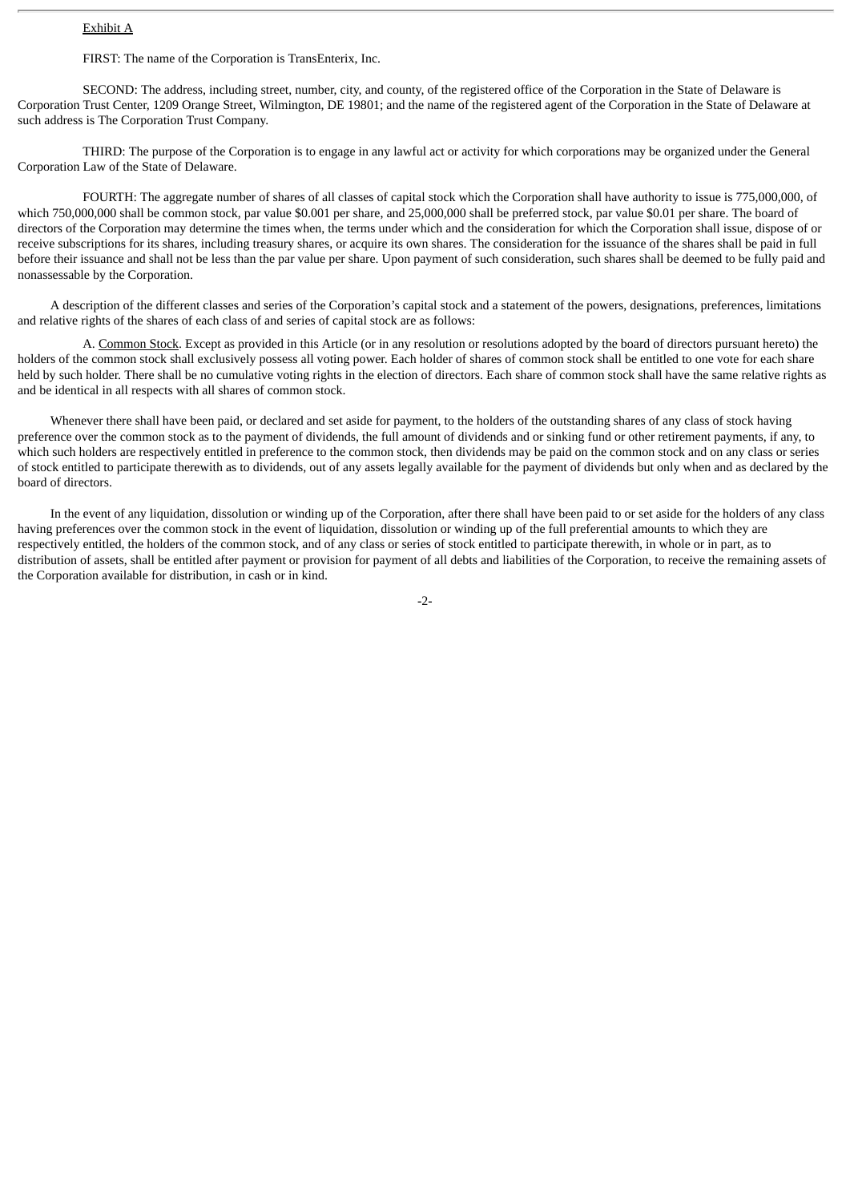Exhibit A

FIRST: The name of the Corporation is TransEnterix, Inc.

SECOND: The address, including street, number, city, and county, of the registered office of the Corporation in the State of Delaware is Corporation Trust Center, 1209 Orange Street, Wilmington, DE 19801; and the name of the registered agent of the Corporation in the State of Delaware at such address is The Corporation Trust Company.

THIRD: The purpose of the Corporation is to engage in any lawful act or activity for which corporations may be organized under the General Corporation Law of the State of Delaware.

FOURTH: The aggregate number of shares of all classes of capital stock which the Corporation shall have authority to issue is 775,000,000, of which 750,000,000 shall be common stock, par value $0.001 per share, and 25,000,000 shall be preferred stock, par value $0.01 per share. The board of directors of the Corporation may determine the times when, the terms under which and the consideration for which the Corporation shall issue, dispose of or receive subscriptions for its shares, including treasury shares, or acquire its own shares. The consideration for the issuance of the shares shall be paid in full before their issuance and shall not be less than the par value per share. Upon payment of such consideration, such shares shall be deemed to be fully paid and nonassessable by the Corporation.

A description of the different classes and series of the Corporation's capital stock and a statement of the powers, designations, preferences, limitations and relative rights of the shares of each class of and series of capital stock are as follows:

A. Common Stock. Except as provided in this Article (or in any resolution or resolutions adopted by the board of directors pursuant hereto) the holders of the common stock shall exclusively possess all voting power. Each holder of shares of common stock shall be entitled to one vote for each share held by such holder. There shall be no cumulative voting rights in the election of directors. Each share of common stock shall have the same relative rights as and be identical in all respects with all shares of common stock.

Whenever there shall have been paid, or declared and set aside for payment, to the holders of the outstanding shares of any class of stock having preference over the common stock as to the payment of dividends, the full amount of dividends and or sinking fund or other retirement payments, if any, to which such holders are respectively entitled in preference to the common stock, then dividends may be paid on the common stock and on any class or series of stock entitled to participate therewith as to dividends, out of any assets legally available for the payment of dividends but only when and as declared by the board of directors.

In the event of any liquidation, dissolution or winding up of the Corporation, after there shall have been paid to or set aside for the holders of any class having preferences over the common stock in the event of liquidation, dissolution or winding up of the full preferential amounts to which they are respectively entitled, the holders of the common stock, and of any class or series of stock entitled to participate therewith, in whole or in part, as to distribution of assets, shall be entitled after payment or provision for payment of all debts and liabilities of the Corporation, to receive the remaining assets of the Corporation available for distribution, in cash or in kind.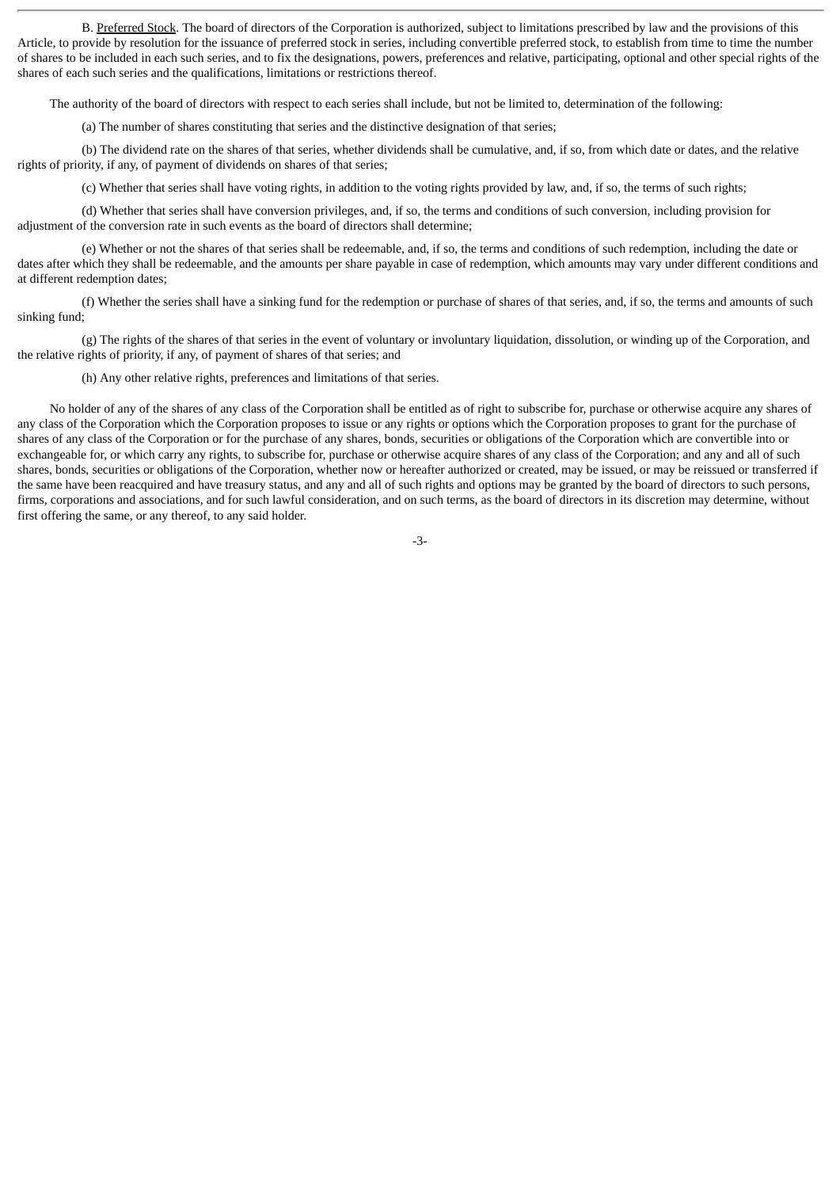B. Preferred Stock. The board of directors of the Corporation is authorized, subject to limitations prescribed by law and the provisions of this Article, to provide by resolution for the issuance of preferred stock in series, including convertible preferred stock, to establish from time to time the number of shares to be included in each such series, and to fix the designations, powers, preferences and relative, participating, optional and other special rights of the shares of each such series and the qualifications, limitations or restrictions thereof.

The authority of the board of directors with respect to each series shall include, but not be limited to, determination of the following:

(a) The number of shares constituting that series and the distinctive designation of that series;

(b) The dividend rate on the shares of that series, whether dividends shall be cumulative, and, if so, from which date or dates, and the relative rights of priority, if any, of payment of dividends on shares of that series;

(c) Whether that series shall have voting rights, in addition to the voting rights provided by law, and, if so, the terms of such rights;

(d) Whether that series shall have conversion privileges, and, if so, the terms and conditions of such conversion, including provision for adjustment of the conversion rate in such events as the board of directors shall determine;

(e) Whether or not the shares of that series shall be redeemable, and, if so, the terms and conditions of such redemption, including the date or dates after which they shall be redeemable, and the amounts per share payable in case of redemption, which amounts may vary under different conditions and at different redemption dates;

(f) Whether the series shall have a sinking fund for the redemption or purchase of shares of that series, and, if so, the terms and amounts of such sinking fund;

(g) The rights of the shares of that series in the event of voluntary or involuntary liquidation, dissolution, or winding up of the Corporation, and the relative rights of priority, if any, of payment of shares of that series; and

(h) Any other relative rights, preferences and limitations of that series.

No holder of any of the shares of any class of the Corporation shall be entitled as of right to subscribe for, purchase or otherwise acquire any shares of any class of the Corporation which the Corporation proposes to issue or any rights or options which the Corporation proposes to grant for the purchase of shares of any class of the Corporation or for the purchase of any shares, bonds, securities or obligations of the Corporation which are convertible into or exchangeable for, or which carry any rights, to subscribe for, purchase or otherwise acquire shares of any class of the Corporation; and any and all of such shares, bonds, securities or obligations of the Corporation, whether now or hereafter authorized or created, may be issued, or may be reissued or transferred if the same have been reacquired and have treasury status, and any and all of such rights and options may be granted by the board of directors to such persons, firms, corporations and associations, and for such lawful consideration, and on such terms, as the board of directors in its discretion may determine, without first offering the same, or any thereof, to any said holder.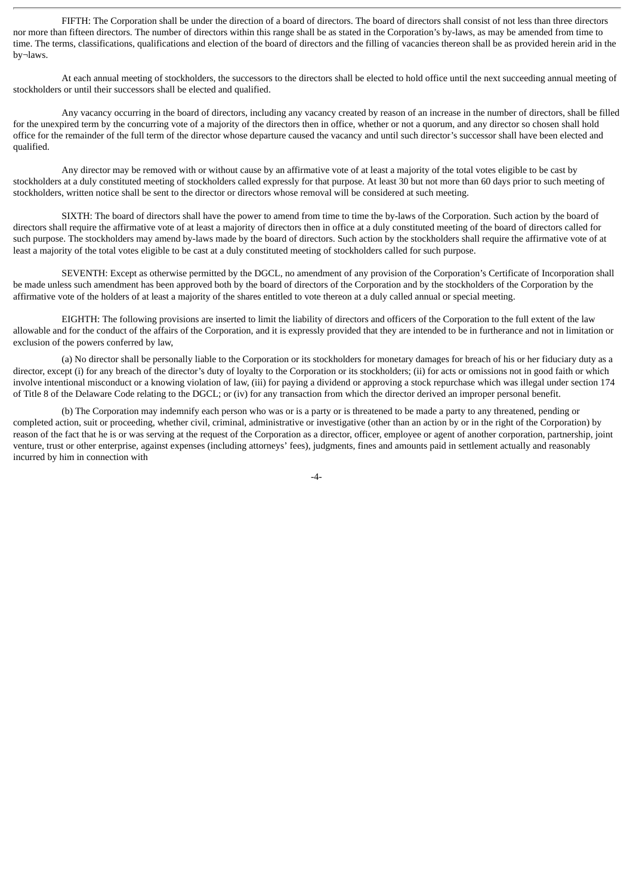FIFTH: The Corporation shall be under the direction of a board of directors. The board of directors shall consist of not less than three directors nor more than fifteen directors. The number of directors within this range shall be as stated in the Corporation's by-laws, as may be amended from time to time. The terms, classifications, qualifications and election of the board of directors and the filling of vacancies thereon shall be as provided herein arid in the by¬laws.

At each annual meeting of stockholders, the successors to the directors shall be elected to hold office until the next succeeding annual meeting of stockholders or until their successors shall be elected and qualified.

Any vacancy occurring in the board of directors, including any vacancy created by reason of an increase in the number of directors, shall be filled for the unexpired term by the concurring vote of a majority of the directors then in office, whether or not a quorum, and any director so chosen shall hold office for the remainder of the full term of the director whose departure caused the vacancy and until such director's successor shall have been elected and qualified.

Any director may be removed with or without cause by an affirmative vote of at least a majority of the total votes eligible to be cast by stockholders at a duly constituted meeting of stockholders called expressly for that purpose. At least 30 but not more than 60 days prior to such meeting of stockholders, written notice shall be sent to the director or directors whose removal will be considered at such meeting.

SIXTH: The board of directors shall have the power to amend from time to time the by-laws of the Corporation. Such action by the board of directors shall require the affirmative vote of at least a majority of directors then in office at a duly constituted meeting of the board of directors called for such purpose. The stockholders may amend by-laws made by the board of directors. Such action by the stockholders shall require the affirmative vote of at least a majority of the total votes eligible to be cast at a duly constituted meeting of stockholders called for such purpose.

SEVENTH: Except as otherwise permitted by the DGCL, no amendment of any provision of the Corporation's Certificate of Incorporation shall be made unless such amendment has been approved both by the board of directors of the Corporation and by the stockholders of the Corporation by the affirmative vote of the holders of at least a majority of the shares entitled to vote thereon at a duly called annual or special meeting.

EIGHTH: The following provisions are inserted to limit the liability of directors and officers of the Corporation to the full extent of the law allowable and for the conduct of the affairs of the Corporation, and it is expressly provided that they are intended to be in furtherance and not in limitation or exclusion of the powers conferred by law,

(a) No director shall be personally liable to the Corporation or its stockholders for monetary damages for breach of his or her fiduciary duty as a director, except (i) for any breach of the director's duty of loyalty to the Corporation or its stockholders; (ii) for acts or omissions not in good faith or which involve intentional misconduct or a knowing violation of law, (iii) for paying a dividend or approving a stock repurchase which was illegal under section 174 of Title 8 of the Delaware Code relating to the DGCL; or (iv) for any transaction from which the director derived an improper personal benefit.

(b) The Corporation may indemnify each person who was or is a party or is threatened to be made a party to any threatened, pending or completed action, suit or proceeding, whether civil, criminal, administrative or investigative (other than an action by or in the right of the Corporation) by reason of the fact that he is or was serving at the request of the Corporation as a director, officer, employee or agent of another corporation, partnership, joint venture, trust or other enterprise, against expenses (including attorneys' fees), judgments, fines and amounts paid in settlement actually and reasonably incurred by him in connection with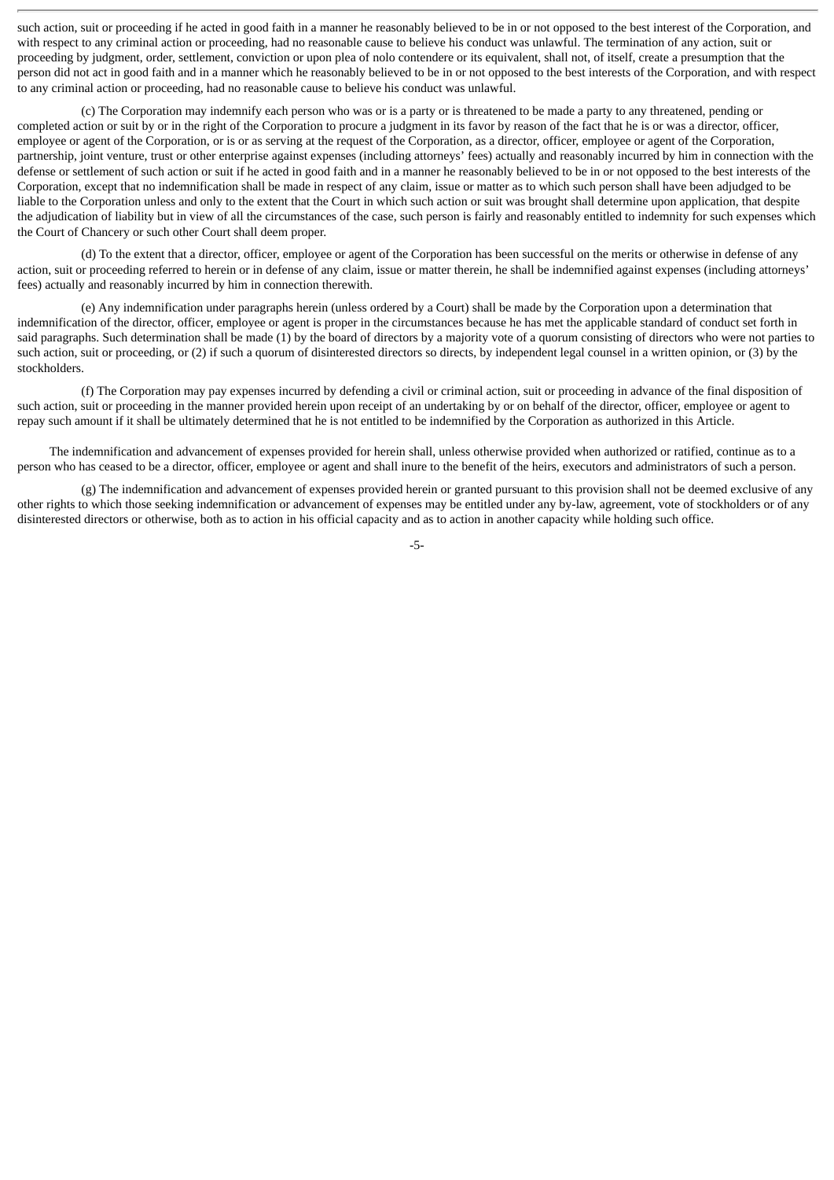such action, suit or proceeding if he acted in good faith in a manner he reasonably believed to be in or not opposed to the best interest of the Corporation, and with respect to any criminal action or proceeding, had no reasonable cause to believe his conduct was unlawful. The termination of any action, suit or proceeding by judgment, order, settlement, conviction or upon plea of nolo contendere or its equivalent, shall not, of itself, create a presumption that the person did not act in good faith and in a manner which he reasonably believed to be in or not opposed to the best interests of the Corporation, and with respect to any criminal action or proceeding, had no reasonable cause to believe his conduct was unlawful.

(c) The Corporation may indemnify each person who was or is a party or is threatened to be made a party to any threatened, pending or completed action or suit by or in the right of the Corporation to procure a judgment in its favor by reason of the fact that he is or was a director, officer, employee or agent of the Corporation, or is or as serving at the request of the Corporation, as a director, officer, employee or agent of the Corporation, partnership, joint venture, trust or other enterprise against expenses (including attorneys' fees) actually and reasonably incurred by him in connection with the defense or settlement of such action or suit if he acted in good faith and in a manner he reasonably believed to be in or not opposed to the best interests of the Corporation, except that no indemnification shall be made in respect of any claim, issue or matter as to which such person shall have been adjudged to be liable to the Corporation unless and only to the extent that the Court in which such action or suit was brought shall determine upon application, that despite the adjudication of liability but in view of all the circumstances of the case, such person is fairly and reasonably entitled to indemnity for such expenses which the Court of Chancery or such other Court shall deem proper.

(d) To the extent that a director, officer, employee or agent of the Corporation has been successful on the merits or otherwise in defense of any action, suit or proceeding referred to herein or in defense of any claim, issue or matter therein, he shall be indemnified against expenses (including attorneys' fees) actually and reasonably incurred by him in connection therewith.

(e) Any indemnification under paragraphs herein (unless ordered by a Court) shall be made by the Corporation upon a determination that indemnification of the director, officer, employee or agent is proper in the circumstances because he has met the applicable standard of conduct set forth in said paragraphs. Such determination shall be made (1) by the board of directors by a majority vote of a quorum consisting of directors who were not parties to such action, suit or proceeding, or (2) if such a quorum of disinterested directors so directs, by independent legal counsel in a written opinion, or (3) by the stockholders.

(f) The Corporation may pay expenses incurred by defending a civil or criminal action, suit or proceeding in advance of the final disposition of such action, suit or proceeding in the manner provided herein upon receipt of an undertaking by or on behalf of the director, officer, employee or agent to repay such amount if it shall be ultimately determined that he is not entitled to be indemnified by the Corporation as authorized in this Article.

The indemnification and advancement of expenses provided for herein shall, unless otherwise provided when authorized or ratified, continue as to a person who has ceased to be a director, officer, employee or agent and shall inure to the benefit of the heirs, executors and administrators of such a person.

(g) The indemnification and advancement of expenses provided herein or granted pursuant to this provision shall not be deemed exclusive of any other rights to which those seeking indemnification or advancement of expenses may be entitled under any by-law, agreement, vote of stockholders or of any disinterested directors or otherwise, both as to action in his official capacity and as to action in another capacity while holding such office.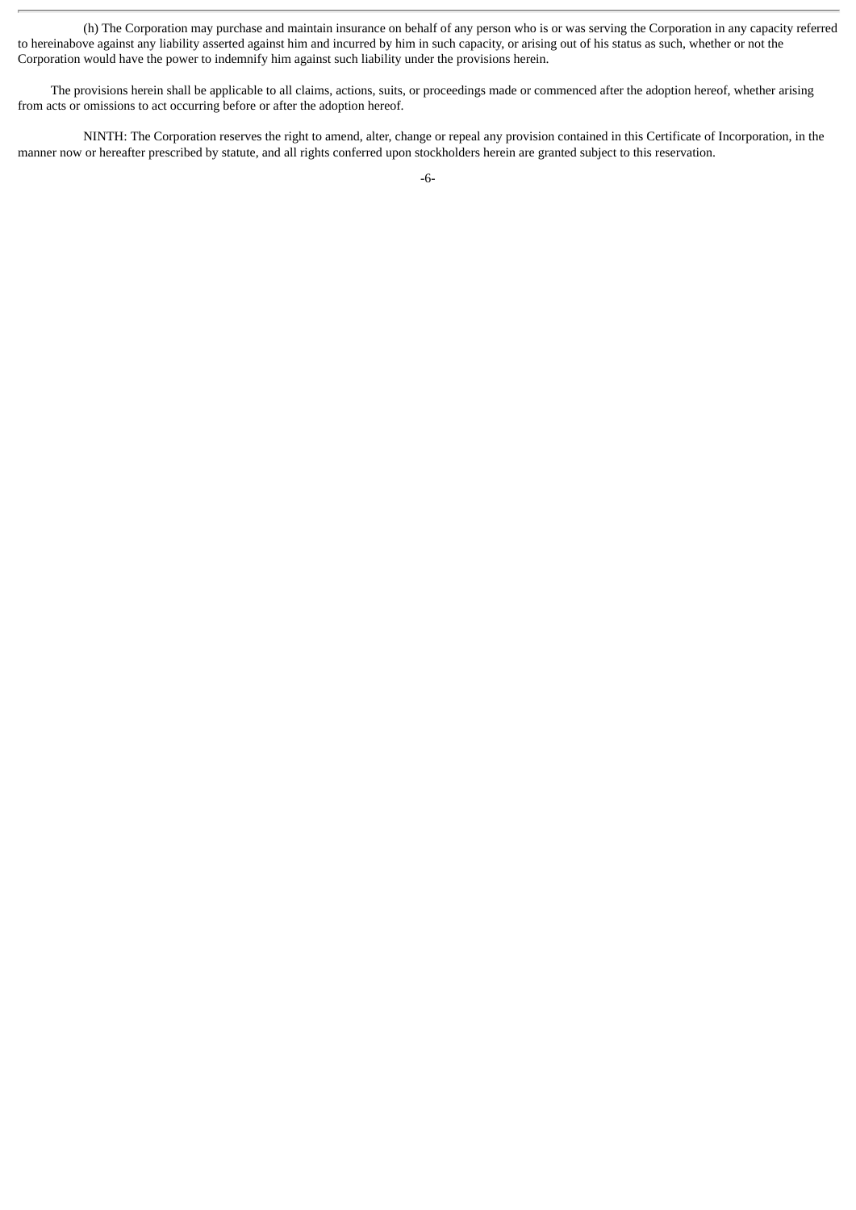(h) The Corporation may purchase and maintain insurance on behalf of any person who is or was serving the Corporation in any capacity referred to hereinabove against any liability asserted against him and incurred by him in such capacity, or arising out of his status as such, whether or not the Corporation would have the power to indemnify him against such liability under the provisions herein.

The provisions herein shall be applicable to all claims, actions, suits, or proceedings made or commenced after the adoption hereof, whether arising from acts or omissions to act occurring before or after the adoption hereof.

NINTH: The Corporation reserves the right to amend, alter, change or repeal any provision contained in this Certificate of Incorporation, in the manner now or hereafter prescribed by statute, and all rights conferred upon stockholders herein are granted subject to this reservation.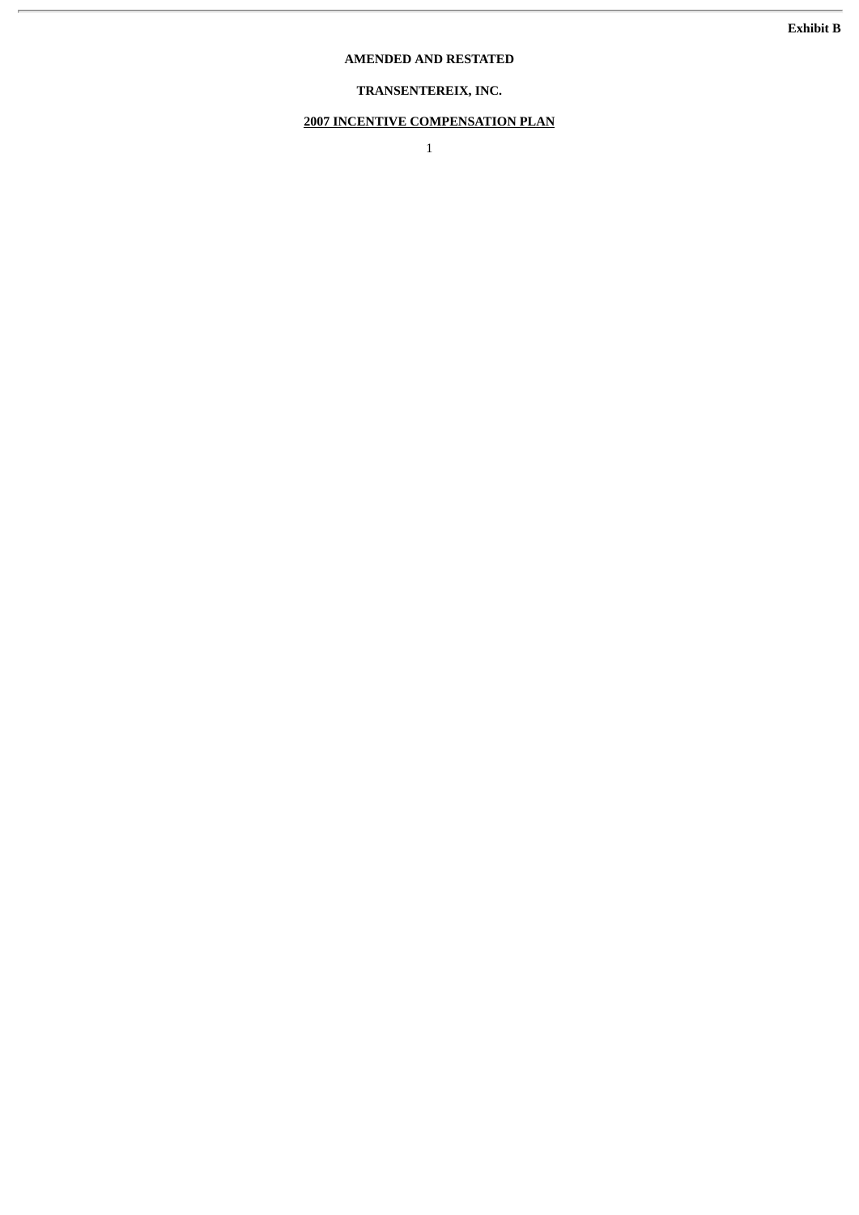**Exhibit B**

**AMENDED AND RESTATED**

**TRANSENTEREIX, INC.**

**2007 INCENTIVE COMPENSATION PLAN**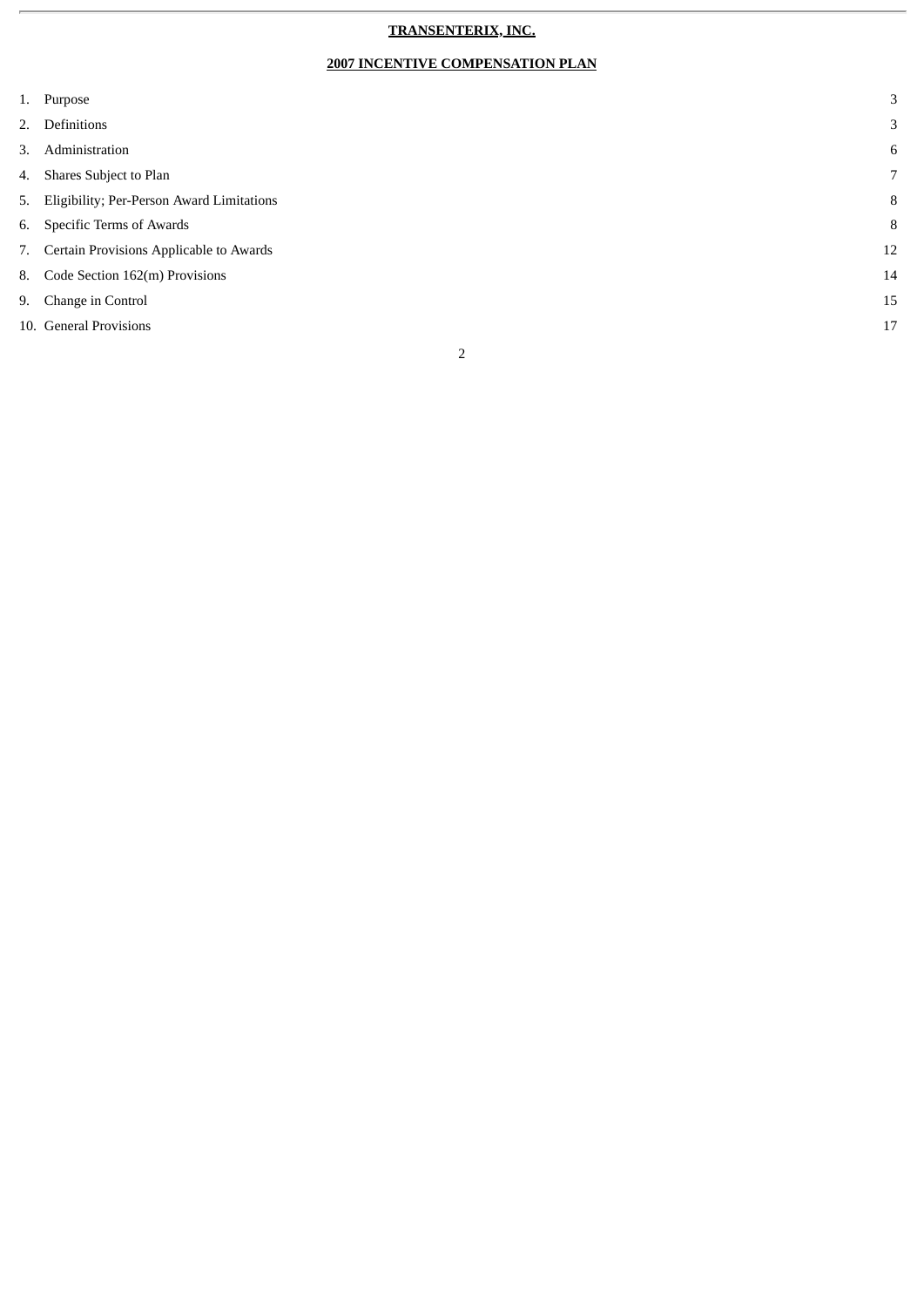**TRANSENTERIX, INC.**

**2007 INCENTIVE COMPENSATION PLAN**

| | | |
|---|---|---|
| 1. | Purpose | 3 |
| 2. | Definitions | 3 |
| 3. | Administration | 6 |
| 4. | Shares Subject to Plan | 7 |
| 5. | Eligibility; Per-Person Award Limitations | 8 |
| 6. | Specific Terms of Awards | 8 |
| 7. | Certain Provisions Applicable to Awards | 12 |
| 8. | Code Section 162(m) Provisions | 14 |
| 9. | Change in Control | 15 |
| 10. | General Provisions | 17 |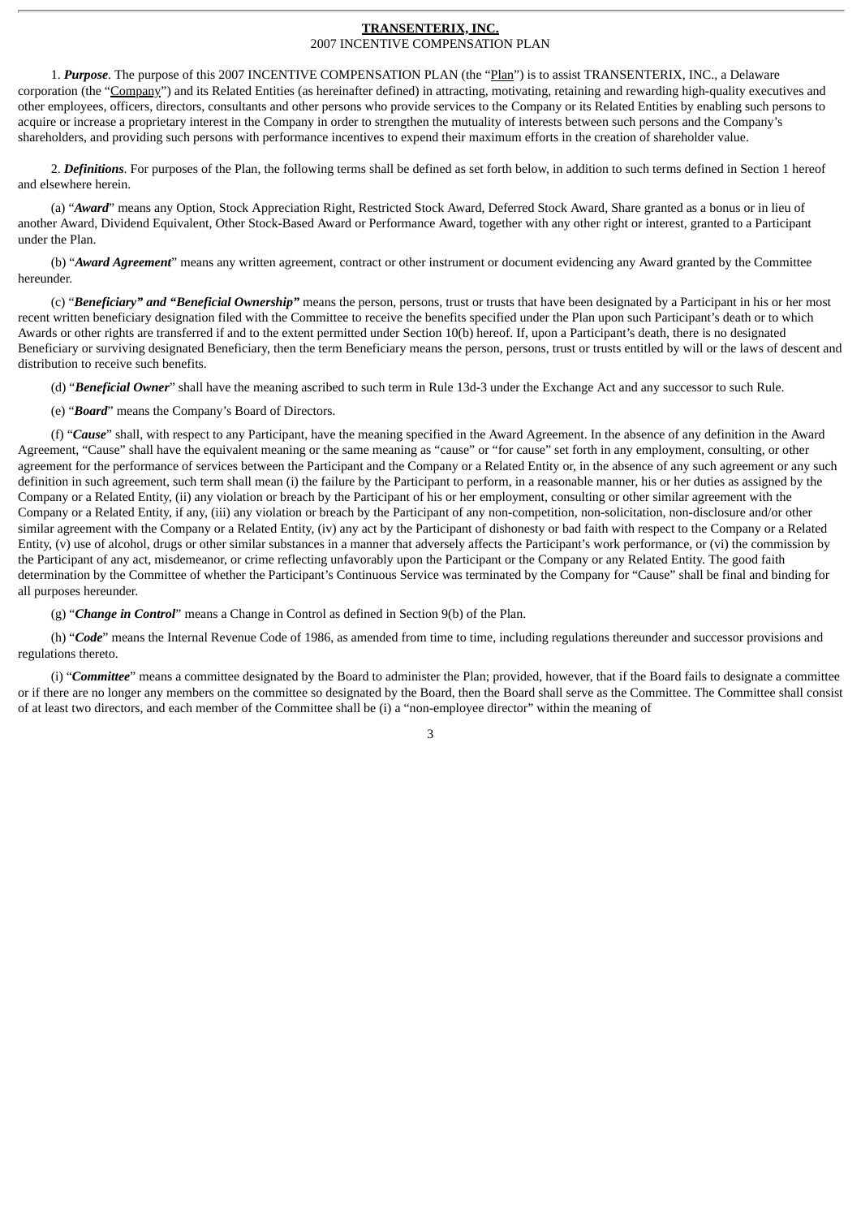**TRANSENTERIX, INC.**
2007 INCENTIVE COMPENSATION PLAN

1. ***Purpose***. The purpose of this 2007 INCENTIVE COMPENSATION PLAN (the "Plan") is to assist TRANSENTERIX, INC., a Delaware corporation (the "Company") and its Related Entities (as hereinafter defined) in attracting, motivating, retaining and rewarding high-quality executives and other employees, officers, directors, consultants and other persons who provide services to the Company or its Related Entities by enabling such persons to acquire or increase a proprietary interest in the Company in order to strengthen the mutuality of interests between such persons and the Company's shareholders, and providing such persons with performance incentives to expend their maximum efforts in the creation of shareholder value.

2. ***Definitions***. For purposes of the Plan, the following terms shall be defined as set forth below, in addition to such terms defined in Section 1 hereof and elsewhere herein.

(a) "***Award***" means any Option, Stock Appreciation Right, Restricted Stock Award, Deferred Stock Award, Share granted as a bonus or in lieu of another Award, Dividend Equivalent, Other Stock-Based Award or Performance Award, together with any other right or interest, granted to a Participant under the Plan.

(b) "***Award Agreement***" means any written agreement, contract or other instrument or document evidencing any Award granted by the Committee hereunder.

(c) "***Beneficiary" and "Beneficial Ownership"*** means the person, persons, trust or trusts that have been designated by a Participant in his or her most recent written beneficiary designation filed with the Committee to receive the benefits specified under the Plan upon such Participant's death or to which Awards or other rights are transferred if and to the extent permitted under Section 10(b) hereof. If, upon a Participant's death, there is no designated Beneficiary or surviving designated Beneficiary, then the term Beneficiary means the person, persons, trust or trusts entitled by will or the laws of descent and distribution to receive such benefits.

(d) "***Beneficial Owner***" shall have the meaning ascribed to such term in Rule 13d-3 under the Exchange Act and any successor to such Rule.

(e) "***Board***" means the Company's Board of Directors.

(f) "***Cause***" shall, with respect to any Participant, have the meaning specified in the Award Agreement. In the absence of any definition in the Award Agreement, "Cause" shall have the equivalent meaning or the same meaning as "cause" or "for cause" set forth in any employment, consulting, or other agreement for the performance of services between the Participant and the Company or a Related Entity or, in the absence of any such agreement or any such definition in such agreement, such term shall mean (i) the failure by the Participant to perform, in a reasonable manner, his or her duties as assigned by the Company or a Related Entity, (ii) any violation or breach by the Participant of his or her employment, consulting or other similar agreement with the Company or a Related Entity, if any, (iii) any violation or breach by the Participant of any non-competition, non-solicitation, non-disclosure and/or other similar agreement with the Company or a Related Entity, (iv) any act by the Participant of dishonesty or bad faith with respect to the Company or a Related Entity, (v) use of alcohol, drugs or other similar substances in a manner that adversely affects the Participant's work performance, or (vi) the commission by the Participant of any act, misdemeanor, or crime reflecting unfavorably upon the Participant or the Company or any Related Entity. The good faith determination by the Committee of whether the Participant's Continuous Service was terminated by the Company for "Cause" shall be final and binding for all purposes hereunder.

(g) "***Change in Control***" means a Change in Control as defined in Section 9(b) of the Plan.

(h) "***Code***" means the Internal Revenue Code of 1986, as amended from time to time, including regulations thereunder and successor provisions and regulations thereto.

(i) "***Committee***" means a committee designated by the Board to administer the Plan; provided, however, that if the Board fails to designate a committee or if there are no longer any members on the committee so designated by the Board, then the Board shall serve as the Committee. The Committee shall consist of at least two directors, and each member of the Committee shall be (i) a "non-employee director" within the meaning of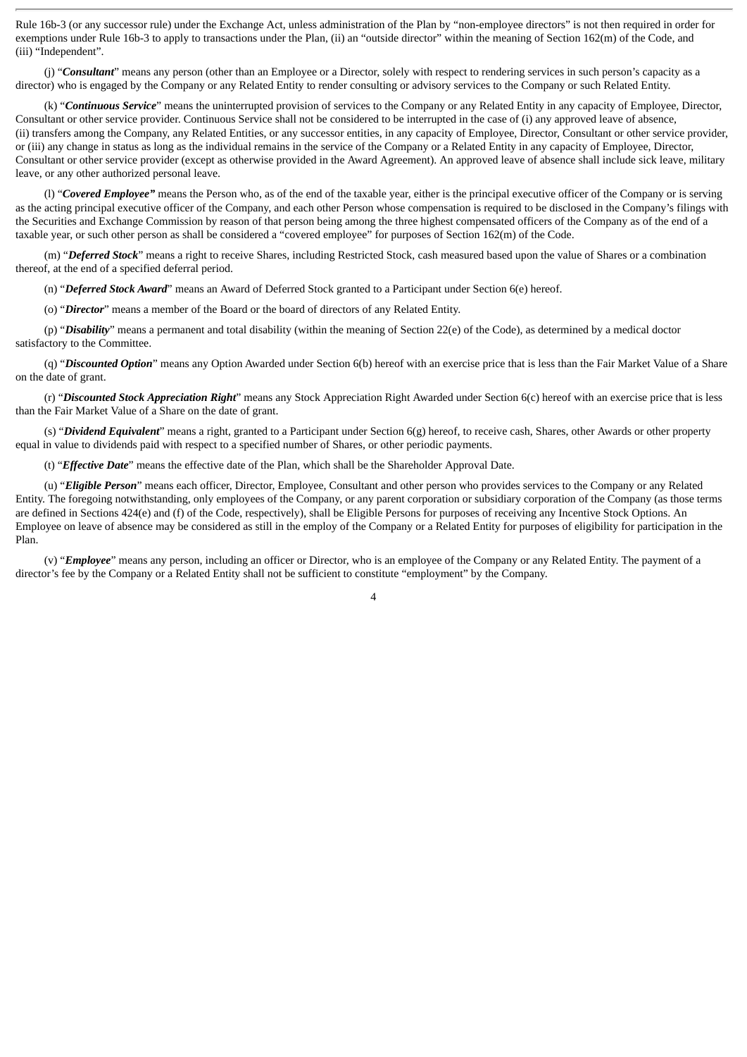Rule 16b-3 (or any successor rule) under the Exchange Act, unless administration of the Plan by "non-employee directors" is not then required in order for exemptions under Rule 16b-3 to apply to transactions under the Plan, (ii) an "outside director" within the meaning of Section 162(m) of the Code, and (iii) "Independent".

(j) "***Consultant***" means any person (other than an Employee or a Director, solely with respect to rendering services in such person's capacity as a director) who is engaged by the Company or any Related Entity to render consulting or advisory services to the Company or such Related Entity.

(k) "***Continuous Service***" means the uninterrupted provision of services to the Company or any Related Entity in any capacity of Employee, Director, Consultant or other service provider. Continuous Service shall not be considered to be interrupted in the case of (i) any approved leave of absence, (ii) transfers among the Company, any Related Entities, or any successor entities, in any capacity of Employee, Director, Consultant or other service provider, or (iii) any change in status as long as the individual remains in the service of the Company or a Related Entity in any capacity of Employee, Director, Consultant or other service provider (except as otherwise provided in the Award Agreement). An approved leave of absence shall include sick leave, military leave, or any other authorized personal leave.

(l) "***Covered Employee"*** means the Person who, as of the end of the taxable year, either is the principal executive officer of the Company or is serving as the acting principal executive officer of the Company, and each other Person whose compensation is required to be disclosed in the Company's filings with the Securities and Exchange Commission by reason of that person being among the three highest compensated officers of the Company as of the end of a taxable year, or such other person as shall be considered a "covered employee" for purposes of Section 162(m) of the Code.

(m) "***Deferred Stock***" means a right to receive Shares, including Restricted Stock, cash measured based upon the value of Shares or a combination thereof, at the end of a specified deferral period.

(n) "***Deferred Stock Award***" means an Award of Deferred Stock granted to a Participant under Section 6(e) hereof.

(o) "***Director***" means a member of the Board or the board of directors of any Related Entity.

(p) "***Disability***" means a permanent and total disability (within the meaning of Section 22(e) of the Code), as determined by a medical doctor satisfactory to the Committee.

(q) "***Discounted Option***" means any Option Awarded under Section 6(b) hereof with an exercise price that is less than the Fair Market Value of a Share on the date of grant.

(r) "***Discounted Stock Appreciation Right***" means any Stock Appreciation Right Awarded under Section 6(c) hereof with an exercise price that is less than the Fair Market Value of a Share on the date of grant.

(s) "***Dividend Equivalent***" means a right, granted to a Participant under Section 6(g) hereof, to receive cash, Shares, other Awards or other property equal in value to dividends paid with respect to a specified number of Shares, or other periodic payments.

(t) "***Effective Date***" means the effective date of the Plan, which shall be the Shareholder Approval Date.

(u) "***Eligible Person***" means each officer, Director, Employee, Consultant and other person who provides services to the Company or any Related Entity. The foregoing notwithstanding, only employees of the Company, or any parent corporation or subsidiary corporation of the Company (as those terms are defined in Sections 424(e) and (f) of the Code, respectively), shall be Eligible Persons for purposes of receiving any Incentive Stock Options. An Employee on leave of absence may be considered as still in the employ of the Company or a Related Entity for purposes of eligibility for participation in the Plan.

(v) "***Employee***" means any person, including an officer or Director, who is an employee of the Company or any Related Entity. The payment of a director's fee by the Company or a Related Entity shall not be sufficient to constitute "employment" by the Company.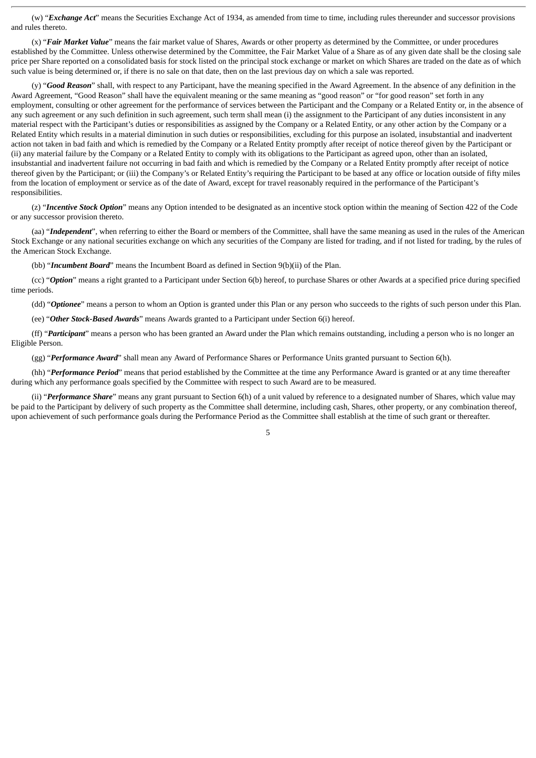(w) "***Exchange Act***" means the Securities Exchange Act of 1934, as amended from time to time, including rules thereunder and successor provisions and rules thereto.

(x) "***Fair Market Value***" means the fair market value of Shares, Awards or other property as determined by the Committee, or under procedures established by the Committee. Unless otherwise determined by the Committee, the Fair Market Value of a Share as of any given date shall be the closing sale price per Share reported on a consolidated basis for stock listed on the principal stock exchange or market on which Shares are traded on the date as of which such value is being determined or, if there is no sale on that date, then on the last previous day on which a sale was reported.

(y) "***Good Reason***" shall, with respect to any Participant, have the meaning specified in the Award Agreement. In the absence of any definition in the Award Agreement, "Good Reason" shall have the equivalent meaning or the same meaning as "good reason" or "for good reason" set forth in any employment, consulting or other agreement for the performance of services between the Participant and the Company or a Related Entity or, in the absence of any such agreement or any such definition in such agreement, such term shall mean (i) the assignment to the Participant of any duties inconsistent in any material respect with the Participant's duties or responsibilities as assigned by the Company or a Related Entity, or any other action by the Company or a Related Entity which results in a material diminution in such duties or responsibilities, excluding for this purpose an isolated, insubstantial and inadvertent action not taken in bad faith and which is remedied by the Company or a Related Entity promptly after receipt of notice thereof given by the Participant or (ii) any material failure by the Company or a Related Entity to comply with its obligations to the Participant as agreed upon, other than an isolated, insubstantial and inadvertent failure not occurring in bad faith and which is remedied by the Company or a Related Entity promptly after receipt of notice thereof given by the Participant; or (iii) the Company's or Related Entity's requiring the Participant to be based at any office or location outside of fifty miles from the location of employment or service as of the date of Award, except for travel reasonably required in the performance of the Participant's responsibilities.

(z) "***Incentive Stock Option***" means any Option intended to be designated as an incentive stock option within the meaning of Section 422 of the Code or any successor provision thereto.

(aa) "***Independent***", when referring to either the Board or members of the Committee, shall have the same meaning as used in the rules of the American Stock Exchange or any national securities exchange on which any securities of the Company are listed for trading, and if not listed for trading, by the rules of the American Stock Exchange.

(bb) "***Incumbent Board***" means the Incumbent Board as defined in Section 9(b)(ii) of the Plan.

(cc) "***Option***" means a right granted to a Participant under Section 6(b) hereof, to purchase Shares or other Awards at a specified price during specified time periods.

(dd) "***Optionee***" means a person to whom an Option is granted under this Plan or any person who succeeds to the rights of such person under this Plan.

(ee) "***Other Stock-Based Awards***" means Awards granted to a Participant under Section 6(i) hereof.

(ff) "***Participant***" means a person who has been granted an Award under the Plan which remains outstanding, including a person who is no longer an Eligible Person.

(gg) "***Performance Award***" shall mean any Award of Performance Shares or Performance Units granted pursuant to Section 6(h).

(hh) "***Performance Period***" means that period established by the Committee at the time any Performance Award is granted or at any time thereafter during which any performance goals specified by the Committee with respect to such Award are to be measured.

(ii) "***Performance Share***" means any grant pursuant to Section 6(h) of a unit valued by reference to a designated number of Shares, which value may be paid to the Participant by delivery of such property as the Committee shall determine, including cash, Shares, other property, or any combination thereof, upon achievement of such performance goals during the Performance Period as the Committee shall establish at the time of such grant or thereafter.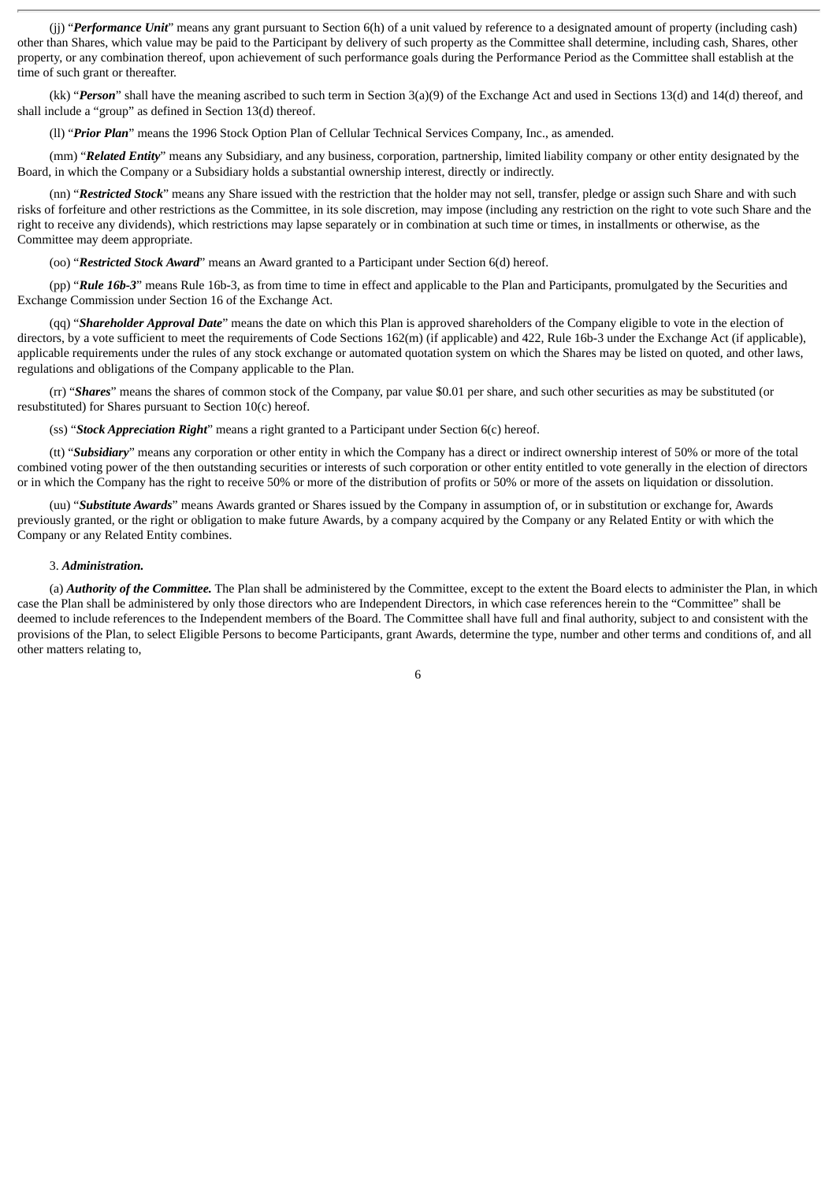(jj) "***Performance Unit***" means any grant pursuant to Section 6(h) of a unit valued by reference to a designated amount of property (including cash) other than Shares, which value may be paid to the Participant by delivery of such property as the Committee shall determine, including cash, Shares, other property, or any combination thereof, upon achievement of such performance goals during the Performance Period as the Committee shall establish at the time of such grant or thereafter.

(kk) "***Person***" shall have the meaning ascribed to such term in Section 3(a)(9) of the Exchange Act and used in Sections 13(d) and 14(d) thereof, and shall include a "group" as defined in Section 13(d) thereof.

(ll) "***Prior Plan***" means the 1996 Stock Option Plan of Cellular Technical Services Company, Inc., as amended.

(mm) "***Related Entity***" means any Subsidiary, and any business, corporation, partnership, limited liability company or other entity designated by the Board, in which the Company or a Subsidiary holds a substantial ownership interest, directly or indirectly.

(nn) "***Restricted Stock***" means any Share issued with the restriction that the holder may not sell, transfer, pledge or assign such Share and with such risks of forfeiture and other restrictions as the Committee, in its sole discretion, may impose (including any restriction on the right to vote such Share and the right to receive any dividends), which restrictions may lapse separately or in combination at such time or times, in installments or otherwise, as the Committee may deem appropriate.

(oo) "***Restricted Stock Award***" means an Award granted to a Participant under Section 6(d) hereof.

(pp) "***Rule 16b-3***" means Rule 16b-3, as from time to time in effect and applicable to the Plan and Participants, promulgated by the Securities and Exchange Commission under Section 16 of the Exchange Act.

(qq) "***Shareholder Approval Date***" means the date on which this Plan is approved shareholders of the Company eligible to vote in the election of directors, by a vote sufficient to meet the requirements of Code Sections 162(m) (if applicable) and 422, Rule 16b-3 under the Exchange Act (if applicable), applicable requirements under the rules of any stock exchange or automated quotation system on which the Shares may be listed on quoted, and other laws, regulations and obligations of the Company applicable to the Plan.

(rr) "***Shares***" means the shares of common stock of the Company, par value $0.01 per share, and such other securities as may be substituted (or resubstituted) for Shares pursuant to Section 10(c) hereof.

(ss) "***Stock Appreciation Right***" means a right granted to a Participant under Section 6(c) hereof.

(tt) "***Subsidiary***" means any corporation or other entity in which the Company has a direct or indirect ownership interest of 50% or more of the total combined voting power of the then outstanding securities or interests of such corporation or other entity entitled to vote generally in the election of directors or in which the Company has the right to receive 50% or more of the distribution of profits or 50% or more of the assets on liquidation or dissolution.

(uu) "***Substitute Awards***" means Awards granted or Shares issued by the Company in assumption of, or in substitution or exchange for, Awards previously granted, or the right or obligation to make future Awards, by a company acquired by the Company or any Related Entity or with which the Company or any Related Entity combines.

3. ***Administration.***

(a) ***Authority of the Committee.*** The Plan shall be administered by the Committee, except to the extent the Board elects to administer the Plan, in which case the Plan shall be administered by only those directors who are Independent Directors, in which case references herein to the "Committee" shall be deemed to include references to the Independent members of the Board. The Committee shall have full and final authority, subject to and consistent with the provisions of the Plan, to select Eligible Persons to become Participants, grant Awards, determine the type, number and other terms and conditions of, and all other matters relating to,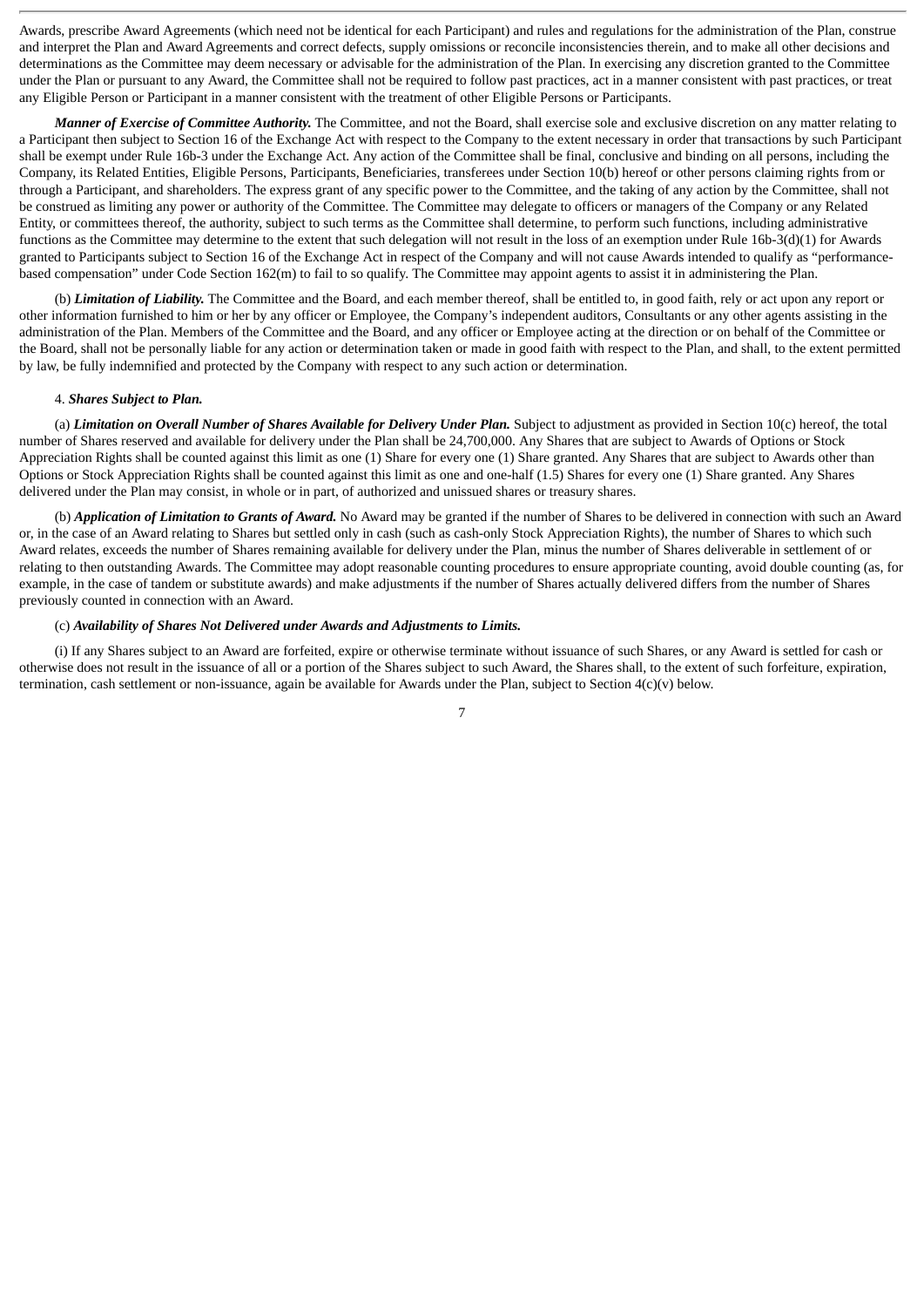Awards, prescribe Award Agreements (which need not be identical for each Participant) and rules and regulations for the administration of the Plan, construe and interpret the Plan and Award Agreements and correct defects, supply omissions or reconcile inconsistencies therein, and to make all other decisions and determinations as the Committee may deem necessary or advisable for the administration of the Plan. In exercising any discretion granted to the Committee under the Plan or pursuant to any Award, the Committee shall not be required to follow past practices, act in a manner consistent with past practices, or treat any Eligible Person or Participant in a manner consistent with the treatment of other Eligible Persons or Participants.

***Manner of Exercise of Committee Authority.*** The Committee, and not the Board, shall exercise sole and exclusive discretion on any matter relating to a Participant then subject to Section 16 of the Exchange Act with respect to the Company to the extent necessary in order that transactions by such Participant shall be exempt under Rule 16b-3 under the Exchange Act. Any action of the Committee shall be final, conclusive and binding on all persons, including the Company, its Related Entities, Eligible Persons, Participants, Beneficiaries, transferees under Section 10(b) hereof or other persons claiming rights from or through a Participant, and shareholders. The express grant of any specific power to the Committee, and the taking of any action by the Committee, shall not be construed as limiting any power or authority of the Committee. The Committee may delegate to officers or managers of the Company or any Related Entity, or committees thereof, the authority, subject to such terms as the Committee shall determine, to perform such functions, including administrative functions as the Committee may determine to the extent that such delegation will not result in the loss of an exemption under Rule 16b-3(d)(1) for Awards granted to Participants subject to Section 16 of the Exchange Act in respect of the Company and will not cause Awards intended to qualify as "performance-based compensation" under Code Section 162(m) to fail to so qualify. The Committee may appoint agents to assist it in administering the Plan.

(b) ***Limitation of Liability.*** The Committee and the Board, and each member thereof, shall be entitled to, in good faith, rely or act upon any report or other information furnished to him or her by any officer or Employee, the Company's independent auditors, Consultants or any other agents assisting in the administration of the Plan. Members of the Committee and the Board, and any officer or Employee acting at the direction or on behalf of the Committee or the Board, shall not be personally liable for any action or determination taken or made in good faith with respect to the Plan, and shall, to the extent permitted by law, be fully indemnified and protected by the Company with respect to any such action or determination.

4. ***Shares Subject to Plan.***

(a) ***Limitation on Overall Number of Shares Available for Delivery Under Plan.*** Subject to adjustment as provided in Section 10(c) hereof, the total number of Shares reserved and available for delivery under the Plan shall be 24,700,000. Any Shares that are subject to Awards of Options or Stock Appreciation Rights shall be counted against this limit as one (1) Share for every one (1) Share granted. Any Shares that are subject to Awards other than Options or Stock Appreciation Rights shall be counted against this limit as one and one-half (1.5) Shares for every one (1) Share granted. Any Shares delivered under the Plan may consist, in whole or in part, of authorized and unissued shares or treasury shares.

(b) ***Application of Limitation to Grants of Award.*** No Award may be granted if the number of Shares to be delivered in connection with such an Award or, in the case of an Award relating to Shares but settled only in cash (such as cash-only Stock Appreciation Rights), the number of Shares to which such Award relates, exceeds the number of Shares remaining available for delivery under the Plan, minus the number of Shares deliverable in settlement of or relating to then outstanding Awards. The Committee may adopt reasonable counting procedures to ensure appropriate counting, avoid double counting (as, for example, in the case of tandem or substitute awards) and make adjustments if the number of Shares actually delivered differs from the number of Shares previously counted in connection with an Award.

(c) ***Availability of Shares Not Delivered under Awards and Adjustments to Limits.***

(i) If any Shares subject to an Award are forfeited, expire or otherwise terminate without issuance of such Shares, or any Award is settled for cash or otherwise does not result in the issuance of all or a portion of the Shares subject to such Award, the Shares shall, to the extent of such forfeiture, expiration, termination, cash settlement or non-issuance, again be available for Awards under the Plan, subject to Section 4(c)(v) below.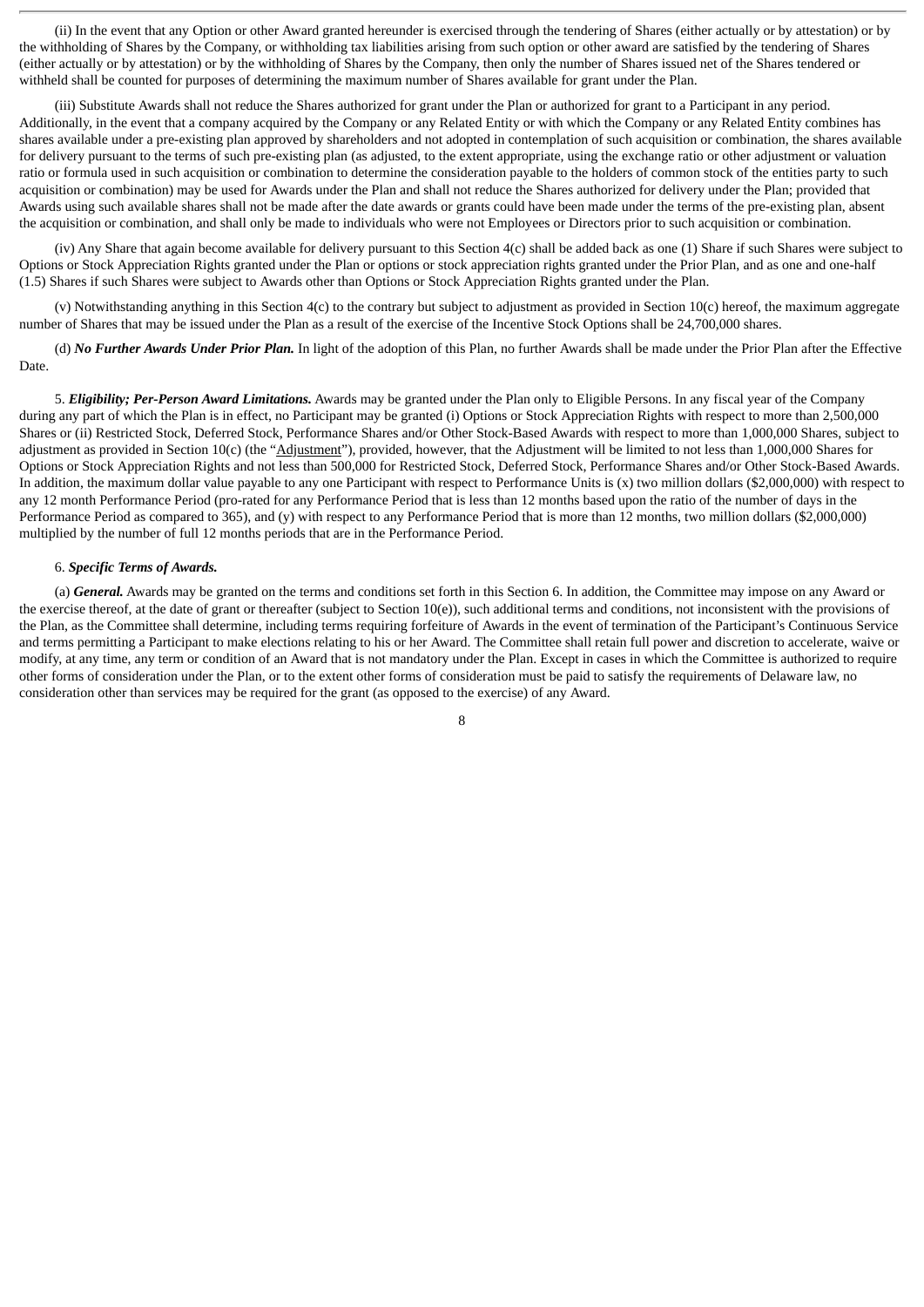(ii) In the event that any Option or other Award granted hereunder is exercised through the tendering of Shares (either actually or by attestation) or by the withholding of Shares by the Company, or withholding tax liabilities arising from such option or other award are satisfied by the tendering of Shares (either actually or by attestation) or by the withholding of Shares by the Company, then only the number of Shares issued net of the Shares tendered or withheld shall be counted for purposes of determining the maximum number of Shares available for grant under the Plan.

(iii) Substitute Awards shall not reduce the Shares authorized for grant under the Plan or authorized for grant to a Participant in any period. Additionally, in the event that a company acquired by the Company or any Related Entity or with which the Company or any Related Entity combines has shares available under a pre-existing plan approved by shareholders and not adopted in contemplation of such acquisition or combination, the shares available for delivery pursuant to the terms of such pre-existing plan (as adjusted, to the extent appropriate, using the exchange ratio or other adjustment or valuation ratio or formula used in such acquisition or combination to determine the consideration payable to the holders of common stock of the entities party to such acquisition or combination) may be used for Awards under the Plan and shall not reduce the Shares authorized for delivery under the Plan; provided that Awards using such available shares shall not be made after the date awards or grants could have been made under the terms of the pre-existing plan, absent the acquisition or combination, and shall only be made to individuals who were not Employees or Directors prior to such acquisition or combination.

(iv) Any Share that again become available for delivery pursuant to this Section 4(c) shall be added back as one (1) Share if such Shares were subject to Options or Stock Appreciation Rights granted under the Plan or options or stock appreciation rights granted under the Prior Plan, and as one and one-half (1.5) Shares if such Shares were subject to Awards other than Options or Stock Appreciation Rights granted under the Plan.

(v) Notwithstanding anything in this Section 4(c) to the contrary but subject to adjustment as provided in Section 10(c) hereof, the maximum aggregate number of Shares that may be issued under the Plan as a result of the exercise of the Incentive Stock Options shall be 24,700,000 shares.

(d) ***No Further Awards Under Prior Plan.*** In light of the adoption of this Plan, no further Awards shall be made under the Prior Plan after the Effective Date.

5. ***Eligibility; Per-Person Award Limitations.*** Awards may be granted under the Plan only to Eligible Persons. In any fiscal year of the Company during any part of which the Plan is in effect, no Participant may be granted (i) Options or Stock Appreciation Rights with respect to more than 2,500,000 Shares or (ii) Restricted Stock, Deferred Stock, Performance Shares and/or Other Stock-Based Awards with respect to more than 1,000,000 Shares, subject to adjustment as provided in Section 10(c) (the "Adjustment"), provided, however, that the Adjustment will be limited to not less than 1,000,000 Shares for Options or Stock Appreciation Rights and not less than 500,000 for Restricted Stock, Deferred Stock, Performance Shares and/or Other Stock-Based Awards. In addition, the maximum dollar value payable to any one Participant with respect to Performance Units is (x) two million dollars ($2,000,000) with respect to any 12 month Performance Period (pro-rated for any Performance Period that is less than 12 months based upon the ratio of the number of days in the Performance Period as compared to 365), and (y) with respect to any Performance Period that is more than 12 months, two million dollars ($2,000,000) multiplied by the number of full 12 months periods that are in the Performance Period.

6. ***Specific Terms of Awards.***

(a) ***General.*** Awards may be granted on the terms and conditions set forth in this Section 6. In addition, the Committee may impose on any Award or the exercise thereof, at the date of grant or thereafter (subject to Section 10(e)), such additional terms and conditions, not inconsistent with the provisions of the Plan, as the Committee shall determine, including terms requiring forfeiture of Awards in the event of termination of the Participant's Continuous Service and terms permitting a Participant to make elections relating to his or her Award. The Committee shall retain full power and discretion to accelerate, waive or modify, at any time, any term or condition of an Award that is not mandatory under the Plan. Except in cases in which the Committee is authorized to require other forms of consideration under the Plan, or to the extent other forms of consideration must be paid to satisfy the requirements of Delaware law, no consideration other than services may be required for the grant (as opposed to the exercise) of any Award.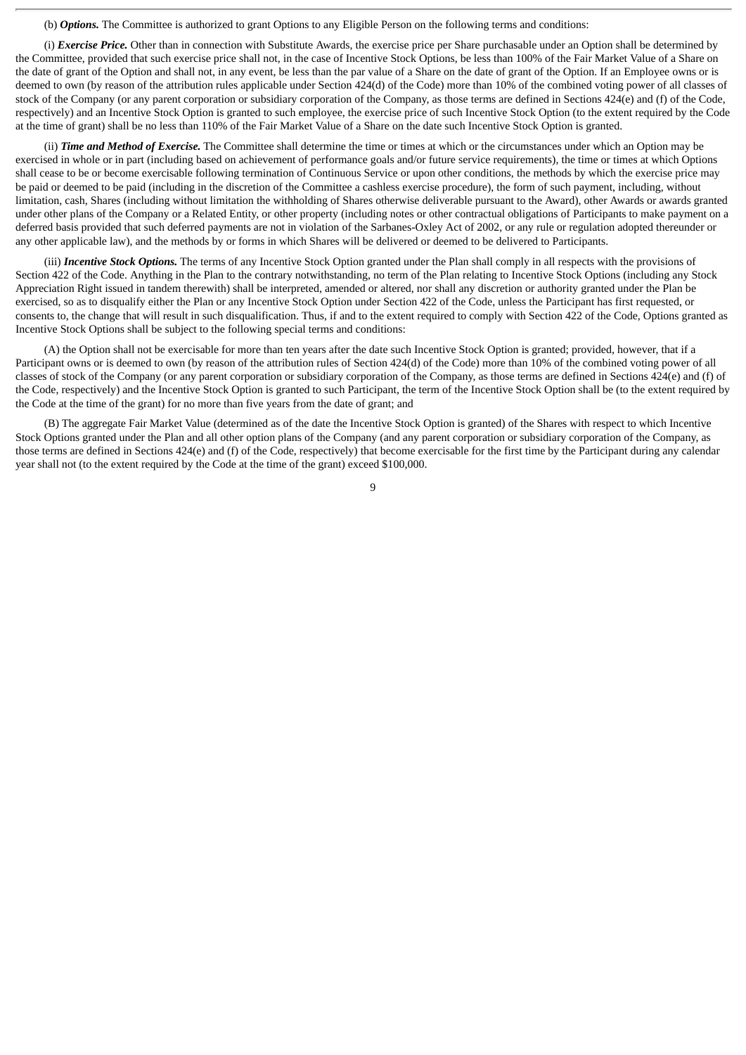(b) ***Options.*** The Committee is authorized to grant Options to any Eligible Person on the following terms and conditions:

(i) ***Exercise Price.*** Other than in connection with Substitute Awards, the exercise price per Share purchasable under an Option shall be determined by the Committee, provided that such exercise price shall not, in the case of Incentive Stock Options, be less than 100% of the Fair Market Value of a Share on the date of grant of the Option and shall not, in any event, be less than the par value of a Share on the date of grant of the Option. If an Employee owns or is deemed to own (by reason of the attribution rules applicable under Section 424(d) of the Code) more than 10% of the combined voting power of all classes of stock of the Company (or any parent corporation or subsidiary corporation of the Company, as those terms are defined in Sections 424(e) and (f) of the Code, respectively) and an Incentive Stock Option is granted to such employee, the exercise price of such Incentive Stock Option (to the extent required by the Code at the time of grant) shall be no less than 110% of the Fair Market Value of a Share on the date such Incentive Stock Option is granted.

(ii) ***Time and Method of Exercise.*** The Committee shall determine the time or times at which or the circumstances under which an Option may be exercised in whole or in part (including based on achievement of performance goals and/or future service requirements), the time or times at which Options shall cease to be or become exercisable following termination of Continuous Service or upon other conditions, the methods by which the exercise price may be paid or deemed to be paid (including in the discretion of the Committee a cashless exercise procedure), the form of such payment, including, without limitation, cash, Shares (including without limitation the withholding of Shares otherwise deliverable pursuant to the Award), other Awards or awards granted under other plans of the Company or a Related Entity, or other property (including notes or other contractual obligations of Participants to make payment on a deferred basis provided that such deferred payments are not in violation of the Sarbanes-Oxley Act of 2002, or any rule or regulation adopted thereunder or any other applicable law), and the methods by or forms in which Shares will be delivered or deemed to be delivered to Participants.

(iii) ***Incentive Stock Options.*** The terms of any Incentive Stock Option granted under the Plan shall comply in all respects with the provisions of Section 422 of the Code. Anything in the Plan to the contrary notwithstanding, no term of the Plan relating to Incentive Stock Options (including any Stock Appreciation Right issued in tandem therewith) shall be interpreted, amended or altered, nor shall any discretion or authority granted under the Plan be exercised, so as to disqualify either the Plan or any Incentive Stock Option under Section 422 of the Code, unless the Participant has first requested, or consents to, the change that will result in such disqualification. Thus, if and to the extent required to comply with Section 422 of the Code, Options granted as Incentive Stock Options shall be subject to the following special terms and conditions:

(A) the Option shall not be exercisable for more than ten years after the date such Incentive Stock Option is granted; provided, however, that if a Participant owns or is deemed to own (by reason of the attribution rules of Section 424(d) of the Code) more than 10% of the combined voting power of all classes of stock of the Company (or any parent corporation or subsidiary corporation of the Company, as those terms are defined in Sections 424(e) and (f) of the Code, respectively) and the Incentive Stock Option is granted to such Participant, the term of the Incentive Stock Option shall be (to the extent required by the Code at the time of the grant) for no more than five years from the date of grant; and

(B) The aggregate Fair Market Value (determined as of the date the Incentive Stock Option is granted) of the Shares with respect to which Incentive Stock Options granted under the Plan and all other option plans of the Company (and any parent corporation or subsidiary corporation of the Company, as those terms are defined in Sections 424(e) and (f) of the Code, respectively) that become exercisable for the first time by the Participant during any calendar year shall not (to the extent required by the Code at the time of the grant) exceed $100,000.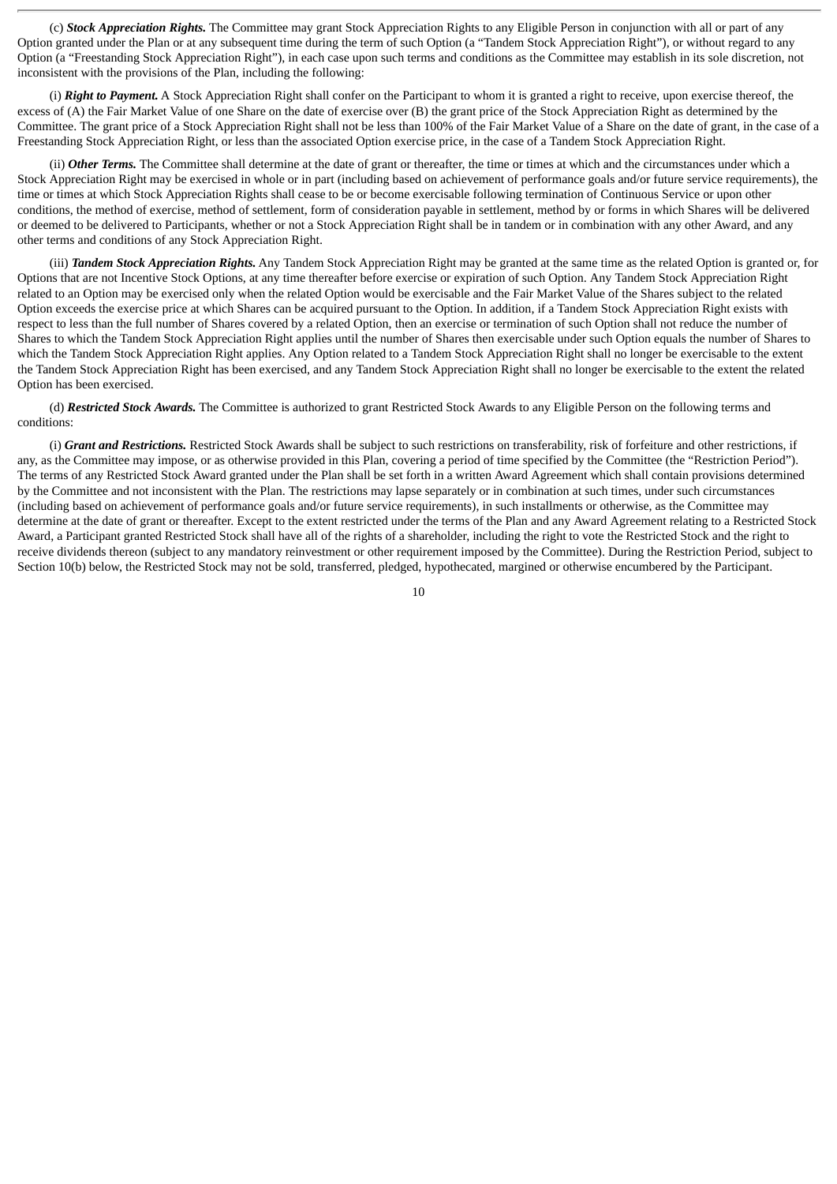(c) ***Stock Appreciation Rights.*** The Committee may grant Stock Appreciation Rights to any Eligible Person in conjunction with all or part of any Option granted under the Plan or at any subsequent time during the term of such Option (a "Tandem Stock Appreciation Right"), or without regard to any Option (a "Freestanding Stock Appreciation Right"), in each case upon such terms and conditions as the Committee may establish in its sole discretion, not inconsistent with the provisions of the Plan, including the following:

(i) ***Right to Payment.*** A Stock Appreciation Right shall confer on the Participant to whom it is granted a right to receive, upon exercise thereof, the excess of (A) the Fair Market Value of one Share on the date of exercise over (B) the grant price of the Stock Appreciation Right as determined by the Committee. The grant price of a Stock Appreciation Right shall not be less than 100% of the Fair Market Value of a Share on the date of grant, in the case of a Freestanding Stock Appreciation Right, or less than the associated Option exercise price, in the case of a Tandem Stock Appreciation Right.

(ii) ***Other Terms.*** The Committee shall determine at the date of grant or thereafter, the time or times at which and the circumstances under which a Stock Appreciation Right may be exercised in whole or in part (including based on achievement of performance goals and/or future service requirements), the time or times at which Stock Appreciation Rights shall cease to be or become exercisable following termination of Continuous Service or upon other conditions, the method of exercise, method of settlement, form of consideration payable in settlement, method by or forms in which Shares will be delivered or deemed to be delivered to Participants, whether or not a Stock Appreciation Right shall be in tandem or in combination with any other Award, and any other terms and conditions of any Stock Appreciation Right.

(iii) ***Tandem Stock Appreciation Rights.*** Any Tandem Stock Appreciation Right may be granted at the same time as the related Option is granted or, for Options that are not Incentive Stock Options, at any time thereafter before exercise or expiration of such Option. Any Tandem Stock Appreciation Right related to an Option may be exercised only when the related Option would be exercisable and the Fair Market Value of the Shares subject to the related Option exceeds the exercise price at which Shares can be acquired pursuant to the Option. In addition, if a Tandem Stock Appreciation Right exists with respect to less than the full number of Shares covered by a related Option, then an exercise or termination of such Option shall not reduce the number of Shares to which the Tandem Stock Appreciation Right applies until the number of Shares then exercisable under such Option equals the number of Shares to which the Tandem Stock Appreciation Right applies. Any Option related to a Tandem Stock Appreciation Right shall no longer be exercisable to the extent the Tandem Stock Appreciation Right has been exercised, and any Tandem Stock Appreciation Right shall no longer be exercisable to the extent the related Option has been exercised.

(d) ***Restricted Stock Awards.*** The Committee is authorized to grant Restricted Stock Awards to any Eligible Person on the following terms and conditions:

(i) ***Grant and Restrictions.*** Restricted Stock Awards shall be subject to such restrictions on transferability, risk of forfeiture and other restrictions, if any, as the Committee may impose, or as otherwise provided in this Plan, covering a period of time specified by the Committee (the "Restriction Period"). The terms of any Restricted Stock Award granted under the Plan shall be set forth in a written Award Agreement which shall contain provisions determined by the Committee and not inconsistent with the Plan. The restrictions may lapse separately or in combination at such times, under such circumstances (including based on achievement of performance goals and/or future service requirements), in such installments or otherwise, as the Committee may determine at the date of grant or thereafter. Except to the extent restricted under the terms of the Plan and any Award Agreement relating to a Restricted Stock Award, a Participant granted Restricted Stock shall have all of the rights of a shareholder, including the right to vote the Restricted Stock and the right to receive dividends thereon (subject to any mandatory reinvestment or other requirement imposed by the Committee). During the Restriction Period, subject to Section 10(b) below, the Restricted Stock may not be sold, transferred, pledged, hypothecated, margined or otherwise encumbered by the Participant.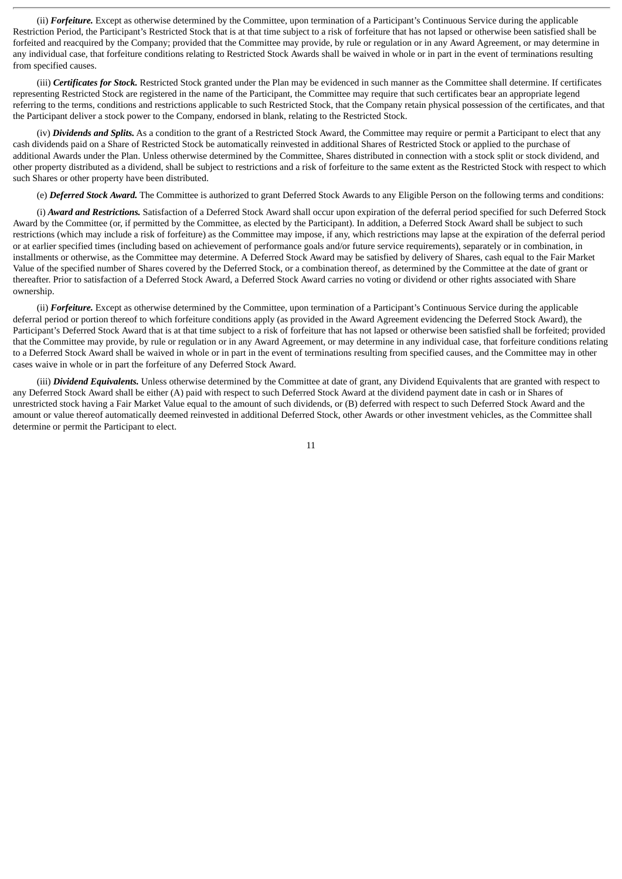(ii) ***Forfeiture.*** Except as otherwise determined by the Committee, upon termination of a Participant's Continuous Service during the applicable Restriction Period, the Participant's Restricted Stock that is at that time subject to a risk of forfeiture that has not lapsed or otherwise been satisfied shall be forfeited and reacquired by the Company; provided that the Committee may provide, by rule or regulation or in any Award Agreement, or may determine in any individual case, that forfeiture conditions relating to Restricted Stock Awards shall be waived in whole or in part in the event of terminations resulting from specified causes.

(iii) ***Certificates for Stock.*** Restricted Stock granted under the Plan may be evidenced in such manner as the Committee shall determine. If certificates representing Restricted Stock are registered in the name of the Participant, the Committee may require that such certificates bear an appropriate legend referring to the terms, conditions and restrictions applicable to such Restricted Stock, that the Company retain physical possession of the certificates, and that the Participant deliver a stock power to the Company, endorsed in blank, relating to the Restricted Stock.

(iv) ***Dividends and Splits.*** As a condition to the grant of a Restricted Stock Award, the Committee may require or permit a Participant to elect that any cash dividends paid on a Share of Restricted Stock be automatically reinvested in additional Shares of Restricted Stock or applied to the purchase of additional Awards under the Plan. Unless otherwise determined by the Committee, Shares distributed in connection with a stock split or stock dividend, and other property distributed as a dividend, shall be subject to restrictions and a risk of forfeiture to the same extent as the Restricted Stock with respect to which such Shares or other property have been distributed.

(e) ***Deferred Stock Award.*** The Committee is authorized to grant Deferred Stock Awards to any Eligible Person on the following terms and conditions:

(i) ***Award and Restrictions.*** Satisfaction of a Deferred Stock Award shall occur upon expiration of the deferral period specified for such Deferred Stock Award by the Committee (or, if permitted by the Committee, as elected by the Participant). In addition, a Deferred Stock Award shall be subject to such restrictions (which may include a risk of forfeiture) as the Committee may impose, if any, which restrictions may lapse at the expiration of the deferral period or at earlier specified times (including based on achievement of performance goals and/or future service requirements), separately or in combination, in installments or otherwise, as the Committee may determine. A Deferred Stock Award may be satisfied by delivery of Shares, cash equal to the Fair Market Value of the specified number of Shares covered by the Deferred Stock, or a combination thereof, as determined by the Committee at the date of grant or thereafter. Prior to satisfaction of a Deferred Stock Award, a Deferred Stock Award carries no voting or dividend or other rights associated with Share ownership.

(ii) ***Forfeiture.*** Except as otherwise determined by the Committee, upon termination of a Participant's Continuous Service during the applicable deferral period or portion thereof to which forfeiture conditions apply (as provided in the Award Agreement evidencing the Deferred Stock Award), the Participant's Deferred Stock Award that is at that time subject to a risk of forfeiture that has not lapsed or otherwise been satisfied shall be forfeited; provided that the Committee may provide, by rule or regulation or in any Award Agreement, or may determine in any individual case, that forfeiture conditions relating to a Deferred Stock Award shall be waived in whole or in part in the event of terminations resulting from specified causes, and the Committee may in other cases waive in whole or in part the forfeiture of any Deferred Stock Award.

(iii) ***Dividend Equivalents.*** Unless otherwise determined by the Committee at date of grant, any Dividend Equivalents that are granted with respect to any Deferred Stock Award shall be either (A) paid with respect to such Deferred Stock Award at the dividend payment date in cash or in Shares of unrestricted stock having a Fair Market Value equal to the amount of such dividends, or (B) deferred with respect to such Deferred Stock Award and the amount or value thereof automatically deemed reinvested in additional Deferred Stock, other Awards or other investment vehicles, as the Committee shall determine or permit the Participant to elect.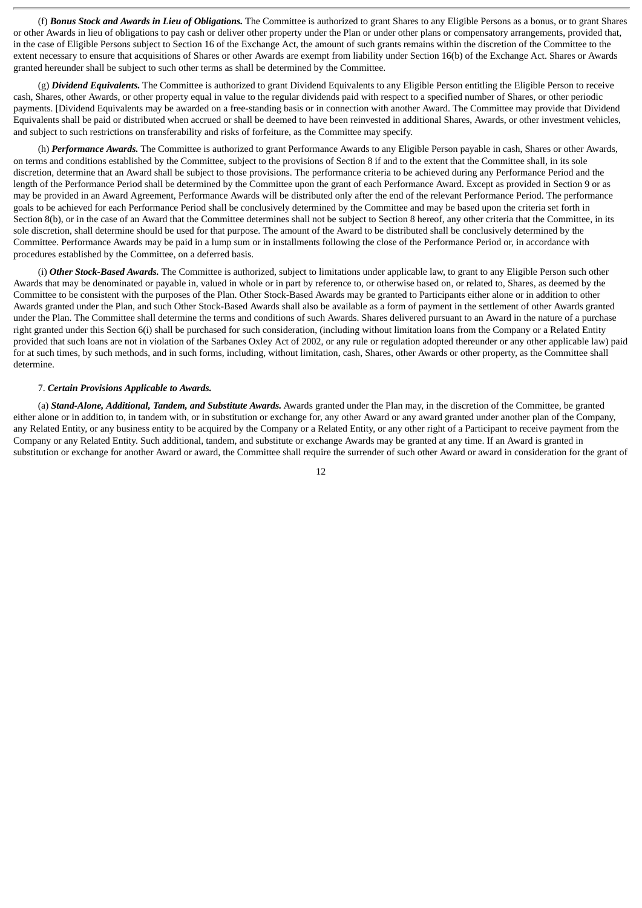(f) ***Bonus Stock and Awards in Lieu of Obligations.*** The Committee is authorized to grant Shares to any Eligible Persons as a bonus, or to grant Shares or other Awards in lieu of obligations to pay cash or deliver other property under the Plan or under other plans or compensatory arrangements, provided that, in the case of Eligible Persons subject to Section 16 of the Exchange Act, the amount of such grants remains within the discretion of the Committee to the extent necessary to ensure that acquisitions of Shares or other Awards are exempt from liability under Section 16(b) of the Exchange Act. Shares or Awards granted hereunder shall be subject to such other terms as shall be determined by the Committee.

(g) ***Dividend Equivalents.*** The Committee is authorized to grant Dividend Equivalents to any Eligible Person entitling the Eligible Person to receive cash, Shares, other Awards, or other property equal in value to the regular dividends paid with respect to a specified number of Shares, or other periodic payments. [Dividend Equivalents may be awarded on a free-standing basis or in connection with another Award. The Committee may provide that Dividend Equivalents shall be paid or distributed when accrued or shall be deemed to have been reinvested in additional Shares, Awards, or other investment vehicles, and subject to such restrictions on transferability and risks of forfeiture, as the Committee may specify.

(h) ***Performance Awards.*** The Committee is authorized to grant Performance Awards to any Eligible Person payable in cash, Shares or other Awards, on terms and conditions established by the Committee, subject to the provisions of Section 8 if and to the extent that the Committee shall, in its sole discretion, determine that an Award shall be subject to those provisions. The performance criteria to be achieved during any Performance Period and the length of the Performance Period shall be determined by the Committee upon the grant of each Performance Award. Except as provided in Section 9 or as may be provided in an Award Agreement, Performance Awards will be distributed only after the end of the relevant Performance Period. The performance goals to be achieved for each Performance Period shall be conclusively determined by the Committee and may be based upon the criteria set forth in Section 8(b), or in the case of an Award that the Committee determines shall not be subject to Section 8 hereof, any other criteria that the Committee, in its sole discretion, shall determine should be used for that purpose. The amount of the Award to be distributed shall be conclusively determined by the Committee. Performance Awards may be paid in a lump sum or in installments following the close of the Performance Period or, in accordance with procedures established by the Committee, on a deferred basis.

(i) ***Other Stock-Based Awards.*** The Committee is authorized, subject to limitations under applicable law, to grant to any Eligible Person such other Awards that may be denominated or payable in, valued in whole or in part by reference to, or otherwise based on, or related to, Shares, as deemed by the Committee to be consistent with the purposes of the Plan. Other Stock-Based Awards may be granted to Participants either alone or in addition to other Awards granted under the Plan, and such Other Stock-Based Awards shall also be available as a form of payment in the settlement of other Awards granted under the Plan. The Committee shall determine the terms and conditions of such Awards. Shares delivered pursuant to an Award in the nature of a purchase right granted under this Section 6(i) shall be purchased for such consideration, (including without limitation loans from the Company or a Related Entity provided that such loans are not in violation of the Sarbanes Oxley Act of 2002, or any rule or regulation adopted thereunder or any other applicable law) paid for at such times, by such methods, and in such forms, including, without limitation, cash, Shares, other Awards or other property, as the Committee shall determine.

7. ***Certain Provisions Applicable to Awards.***

(a) ***Stand-Alone, Additional, Tandem, and Substitute Awards.*** Awards granted under the Plan may, in the discretion of the Committee, be granted either alone or in addition to, in tandem with, or in substitution or exchange for, any other Award or any award granted under another plan of the Company, any Related Entity, or any business entity to be acquired by the Company or a Related Entity, or any other right of a Participant to receive payment from the Company or any Related Entity. Such additional, tandem, and substitute or exchange Awards may be granted at any time. If an Award is granted in substitution or exchange for another Award or award, the Committee shall require the surrender of such other Award or award in consideration for the grant of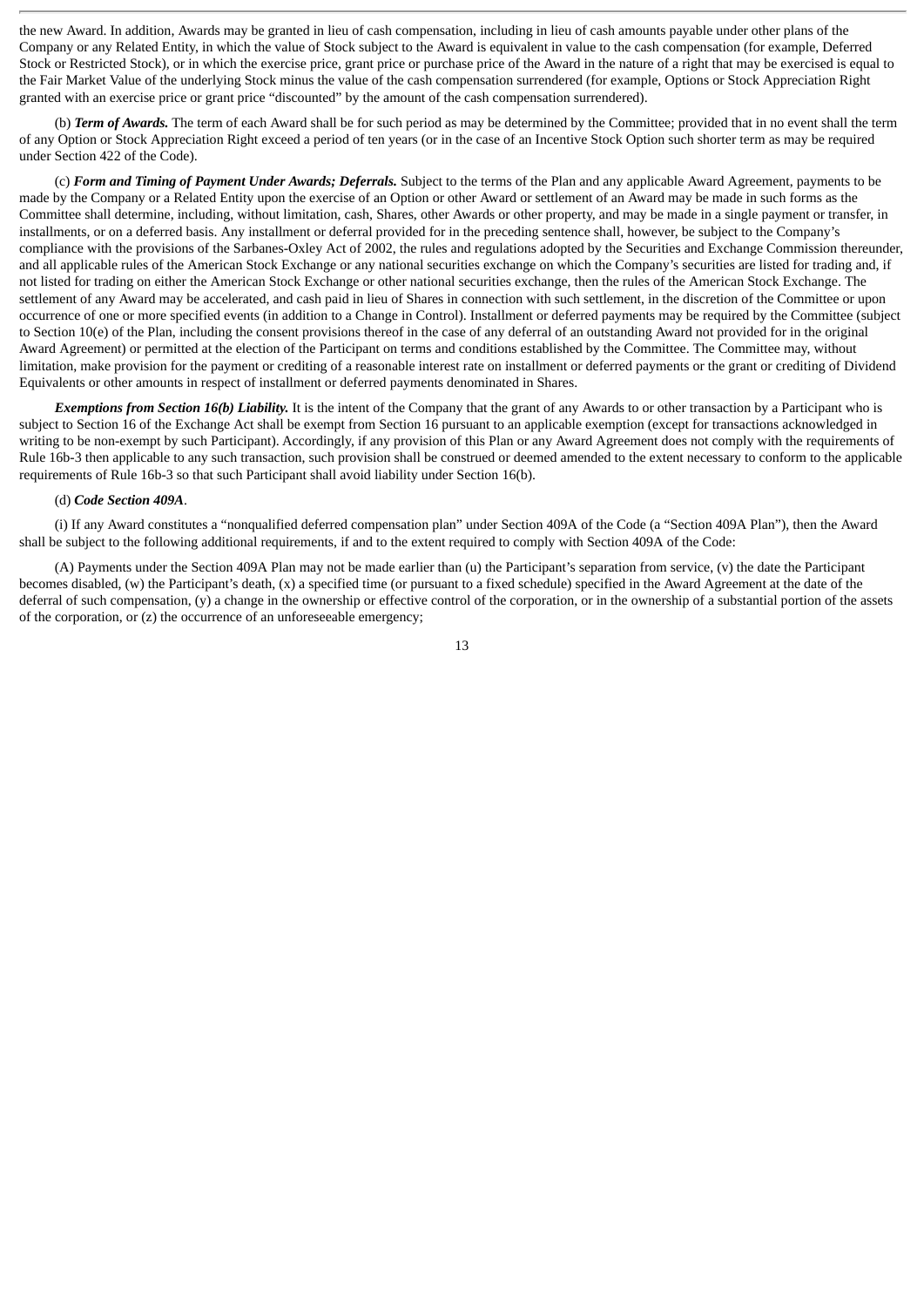the new Award. In addition, Awards may be granted in lieu of cash compensation, including in lieu of cash amounts payable under other plans of the Company or any Related Entity, in which the value of Stock subject to the Award is equivalent in value to the cash compensation (for example, Deferred Stock or Restricted Stock), or in which the exercise price, grant price or purchase price of the Award in the nature of a right that may be exercised is equal to the Fair Market Value of the underlying Stock minus the value of the cash compensation surrendered (for example, Options or Stock Appreciation Right granted with an exercise price or grant price "discounted" by the amount of the cash compensation surrendered).

(b) ***Term of Awards.*** The term of each Award shall be for such period as may be determined by the Committee; provided that in no event shall the term of any Option or Stock Appreciation Right exceed a period of ten years (or in the case of an Incentive Stock Option such shorter term as may be required under Section 422 of the Code).

(c) ***Form and Timing of Payment Under Awards; Deferrals.*** Subject to the terms of the Plan and any applicable Award Agreement, payments to be made by the Company or a Related Entity upon the exercise of an Option or other Award or settlement of an Award may be made in such forms as the Committee shall determine, including, without limitation, cash, Shares, other Awards or other property, and may be made in a single payment or transfer, in installments, or on a deferred basis. Any installment or deferral provided for in the preceding sentence shall, however, be subject to the Company's compliance with the provisions of the Sarbanes-Oxley Act of 2002, the rules and regulations adopted by the Securities and Exchange Commission thereunder, and all applicable rules of the American Stock Exchange or any national securities exchange on which the Company's securities are listed for trading and, if not listed for trading on either the American Stock Exchange or other national securities exchange, then the rules of the American Stock Exchange. The settlement of any Award may be accelerated, and cash paid in lieu of Shares in connection with such settlement, in the discretion of the Committee or upon occurrence of one or more specified events (in addition to a Change in Control). Installment or deferred payments may be required by the Committee (subject to Section 10(e) of the Plan, including the consent provisions thereof in the case of any deferral of an outstanding Award not provided for in the original Award Agreement) or permitted at the election of the Participant on terms and conditions established by the Committee. The Committee may, without limitation, make provision for the payment or crediting of a reasonable interest rate on installment or deferred payments or the grant or crediting of Dividend Equivalents or other amounts in respect of installment or deferred payments denominated in Shares.

***Exemptions from Section 16(b) Liability.*** It is the intent of the Company that the grant of any Awards to or other transaction by a Participant who is subject to Section 16 of the Exchange Act shall be exempt from Section 16 pursuant to an applicable exemption (except for transactions acknowledged in writing to be non-exempt by such Participant). Accordingly, if any provision of this Plan or any Award Agreement does not comply with the requirements of Rule 16b-3 then applicable to any such transaction, such provision shall be construed or deemed amended to the extent necessary to conform to the applicable requirements of Rule 16b-3 so that such Participant shall avoid liability under Section 16(b).

(d) ***Code Section 409A***.

(i) If any Award constitutes a "nonqualified deferred compensation plan" under Section 409A of the Code (a "Section 409A Plan"), then the Award shall be subject to the following additional requirements, if and to the extent required to comply with Section 409A of the Code:

(A) Payments under the Section 409A Plan may not be made earlier than (u) the Participant's separation from service, (v) the date the Participant becomes disabled, (w) the Participant's death, (x) a specified time (or pursuant to a fixed schedule) specified in the Award Agreement at the date of the deferral of such compensation, (y) a change in the ownership or effective control of the corporation, or in the ownership of a substantial portion of the assets of the corporation, or (z) the occurrence of an unforeseeable emergency;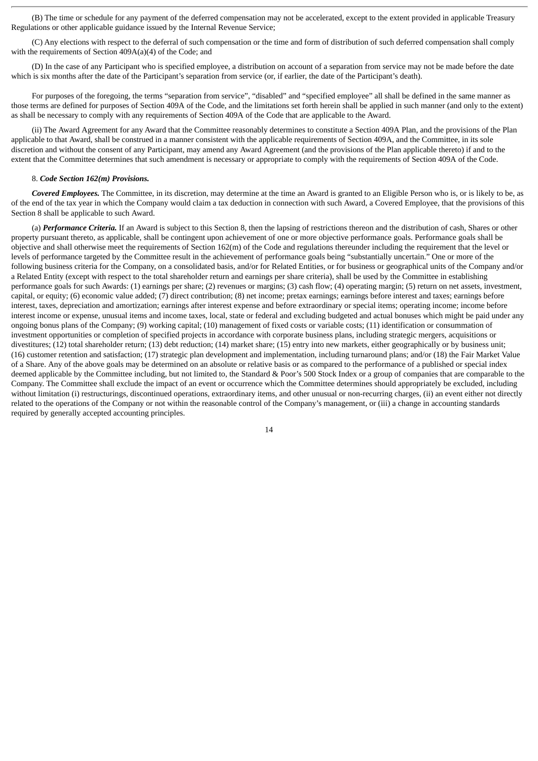(B) The time or schedule for any payment of the deferred compensation may not be accelerated, except to the extent provided in applicable Treasury Regulations or other applicable guidance issued by the Internal Revenue Service;

(C) Any elections with respect to the deferral of such compensation or the time and form of distribution of such deferred compensation shall comply with the requirements of Section 409A(a)(4) of the Code; and

(D) In the case of any Participant who is specified employee, a distribution on account of a separation from service may not be made before the date which is six months after the date of the Participant's separation from service (or, if earlier, the date of the Participant's death).

For purposes of the foregoing, the terms "separation from service", "disabled" and "specified employee" all shall be defined in the same manner as those terms are defined for purposes of Section 409A of the Code, and the limitations set forth herein shall be applied in such manner (and only to the extent) as shall be necessary to comply with any requirements of Section 409A of the Code that are applicable to the Award.

(ii) The Award Agreement for any Award that the Committee reasonably determines to constitute a Section 409A Plan, and the provisions of the Plan applicable to that Award, shall be construed in a manner consistent with the applicable requirements of Section 409A, and the Committee, in its sole discretion and without the consent of any Participant, may amend any Award Agreement (and the provisions of the Plan applicable thereto) if and to the extent that the Committee determines that such amendment is necessary or appropriate to comply with the requirements of Section 409A of the Code.

8. ***Code Section 162(m) Provisions.***

***Covered Employees.*** The Committee, in its discretion, may determine at the time an Award is granted to an Eligible Person who is, or is likely to be, as of the end of the tax year in which the Company would claim a tax deduction in connection with such Award, a Covered Employee, that the provisions of this Section 8 shall be applicable to such Award.

(a) ***Performance Criteria.*** If an Award is subject to this Section 8, then the lapsing of restrictions thereon and the distribution of cash, Shares or other property pursuant thereto, as applicable, shall be contingent upon achievement of one or more objective performance goals. Performance goals shall be objective and shall otherwise meet the requirements of Section 162(m) of the Code and regulations thereunder including the requirement that the level or levels of performance targeted by the Committee result in the achievement of performance goals being "substantially uncertain." One or more of the following business criteria for the Company, on a consolidated basis, and/or for Related Entities, or for business or geographical units of the Company and/or a Related Entity (except with respect to the total shareholder return and earnings per share criteria), shall be used by the Committee in establishing performance goals for such Awards: (1) earnings per share; (2) revenues or margins; (3) cash flow; (4) operating margin; (5) return on net assets, investment, capital, or equity; (6) economic value added; (7) direct contribution; (8) net income; pretax earnings; earnings before interest and taxes; earnings before interest, taxes, depreciation and amortization; earnings after interest expense and before extraordinary or special items; operating income; income before interest income or expense, unusual items and income taxes, local, state or federal and excluding budgeted and actual bonuses which might be paid under any ongoing bonus plans of the Company; (9) working capital; (10) management of fixed costs or variable costs; (11) identification or consummation of investment opportunities or completion of specified projects in accordance with corporate business plans, including strategic mergers, acquisitions or divestitures; (12) total shareholder return; (13) debt reduction; (14) market share; (15) entry into new markets, either geographically or by business unit; (16) customer retention and satisfaction; (17) strategic plan development and implementation, including turnaround plans; and/or (18) the Fair Market Value of a Share. Any of the above goals may be determined on an absolute or relative basis or as compared to the performance of a published or special index deemed applicable by the Committee including, but not limited to, the Standard & Poor's 500 Stock Index or a group of companies that are comparable to the Company. The Committee shall exclude the impact of an event or occurrence which the Committee determines should appropriately be excluded, including without limitation (i) restructurings, discontinued operations, extraordinary items, and other unusual or non-recurring charges, (ii) an event either not directly related to the operations of the Company or not within the reasonable control of the Company's management, or (iii) a change in accounting standards required by generally accepted accounting principles.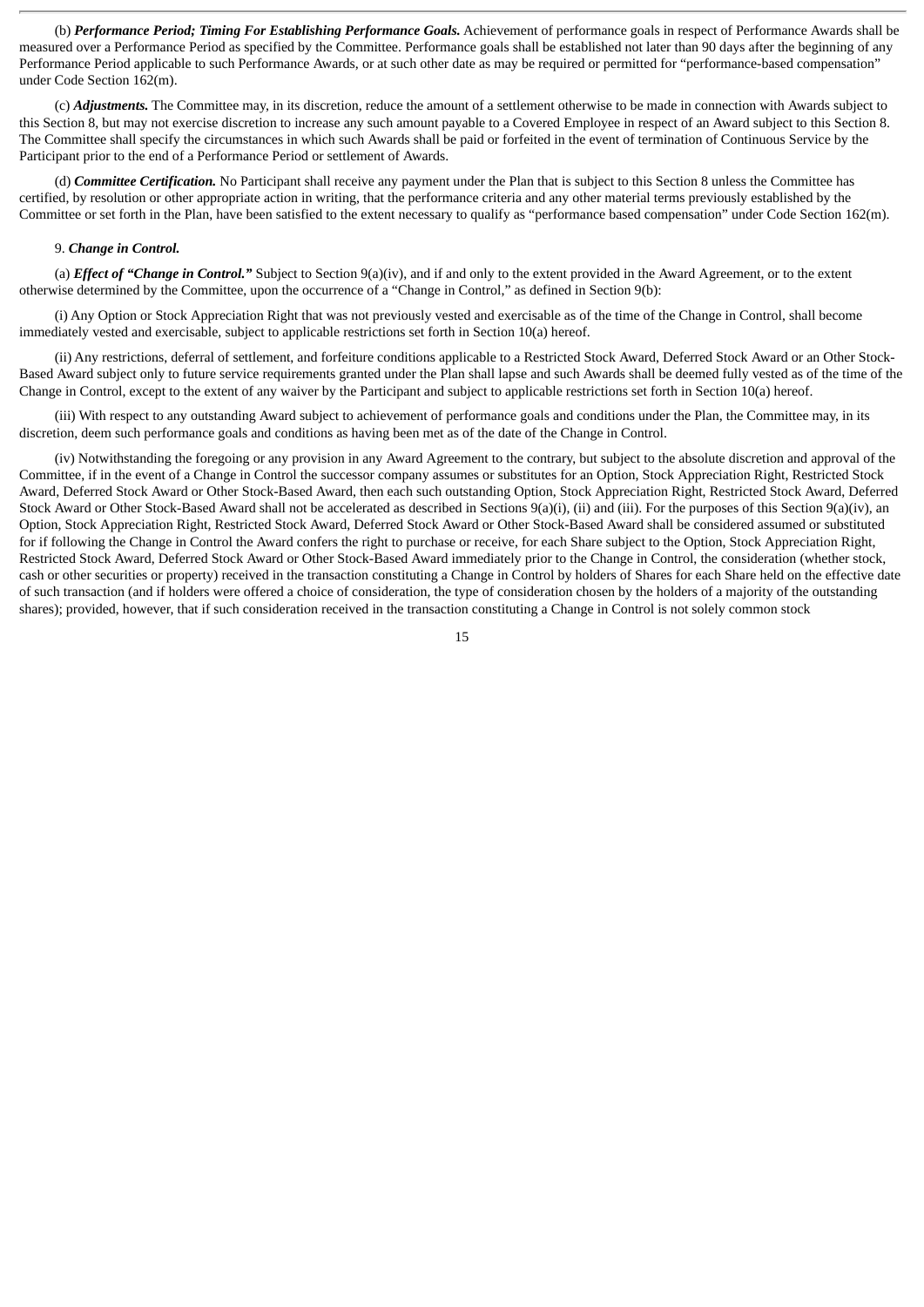(b) ***Performance Period; Timing For Establishing Performance Goals.*** Achievement of performance goals in respect of Performance Awards shall be measured over a Performance Period as specified by the Committee. Performance goals shall be established not later than 90 days after the beginning of any Performance Period applicable to such Performance Awards, or at such other date as may be required or permitted for "performance-based compensation" under Code Section 162(m).

(c) ***Adjustments.*** The Committee may, in its discretion, reduce the amount of a settlement otherwise to be made in connection with Awards subject to this Section 8, but may not exercise discretion to increase any such amount payable to a Covered Employee in respect of an Award subject to this Section 8. The Committee shall specify the circumstances in which such Awards shall be paid or forfeited in the event of termination of Continuous Service by the Participant prior to the end of a Performance Period or settlement of Awards.

(d) ***Committee Certification.*** No Participant shall receive any payment under the Plan that is subject to this Section 8 unless the Committee has certified, by resolution or other appropriate action in writing, that the performance criteria and any other material terms previously established by the Committee or set forth in the Plan, have been satisfied to the extent necessary to qualify as "performance based compensation" under Code Section 162(m).

9. ***Change in Control.***

(a) ***Effect of "Change in Control."*** Subject to Section 9(a)(iv), and if and only to the extent provided in the Award Agreement, or to the extent otherwise determined by the Committee, upon the occurrence of a "Change in Control," as defined in Section 9(b):

(i) Any Option or Stock Appreciation Right that was not previously vested and exercisable as of the time of the Change in Control, shall become immediately vested and exercisable, subject to applicable restrictions set forth in Section 10(a) hereof.

(ii) Any restrictions, deferral of settlement, and forfeiture conditions applicable to a Restricted Stock Award, Deferred Stock Award or an Other Stock-Based Award subject only to future service requirements granted under the Plan shall lapse and such Awards shall be deemed fully vested as of the time of the Change in Control, except to the extent of any waiver by the Participant and subject to applicable restrictions set forth in Section 10(a) hereof.

(iii) With respect to any outstanding Award subject to achievement of performance goals and conditions under the Plan, the Committee may, in its discretion, deem such performance goals and conditions as having been met as of the date of the Change in Control.

(iv) Notwithstanding the foregoing or any provision in any Award Agreement to the contrary, but subject to the absolute discretion and approval of the Committee, if in the event of a Change in Control the successor company assumes or substitutes for an Option, Stock Appreciation Right, Restricted Stock Award, Deferred Stock Award or Other Stock-Based Award, then each such outstanding Option, Stock Appreciation Right, Restricted Stock Award, Deferred Stock Award or Other Stock-Based Award shall not be accelerated as described in Sections 9(a)(i), (ii) and (iii). For the purposes of this Section 9(a)(iv), an Option, Stock Appreciation Right, Restricted Stock Award, Deferred Stock Award or Other Stock-Based Award shall be considered assumed or substituted for if following the Change in Control the Award confers the right to purchase or receive, for each Share subject to the Option, Stock Appreciation Right, Restricted Stock Award, Deferred Stock Award or Other Stock-Based Award immediately prior to the Change in Control, the consideration (whether stock, cash or other securities or property) received in the transaction constituting a Change in Control by holders of Shares for each Share held on the effective date of such transaction (and if holders were offered a choice of consideration, the type of consideration chosen by the holders of a majority of the outstanding shares); provided, however, that if such consideration received in the transaction constituting a Change in Control is not solely common stock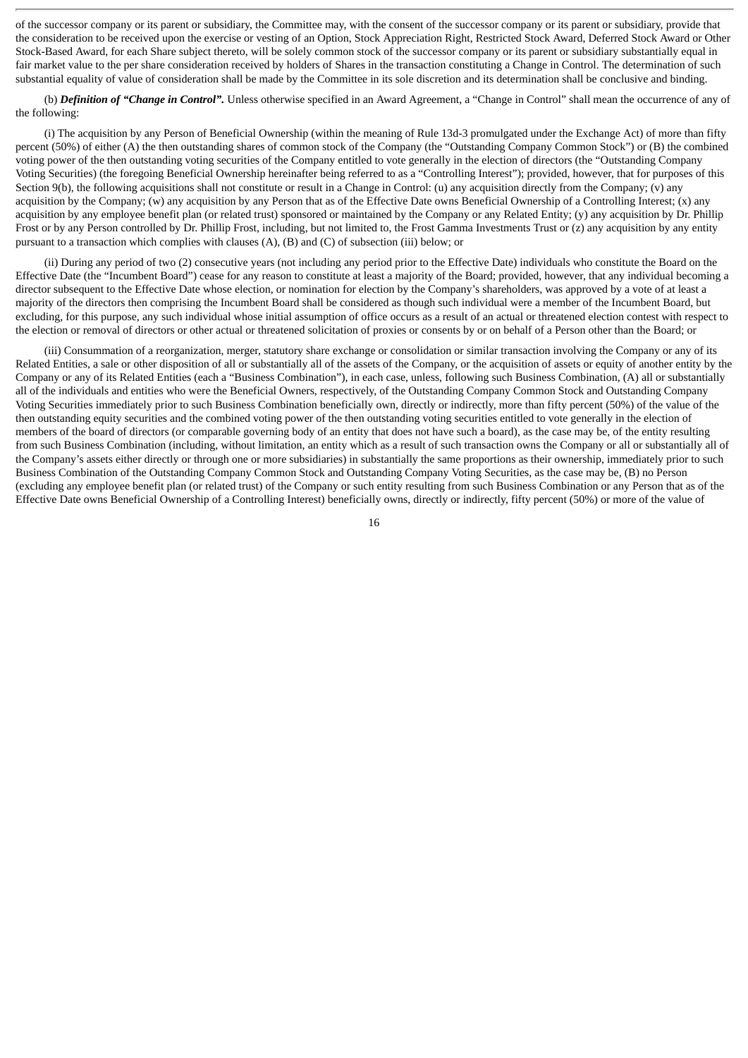of the successor company or its parent or subsidiary, the Committee may, with the consent of the successor company or its parent or subsidiary, provide that the consideration to be received upon the exercise or vesting of an Option, Stock Appreciation Right, Restricted Stock Award, Deferred Stock Award or Other Stock-Based Award, for each Share subject thereto, will be solely common stock of the successor company or its parent or subsidiary substantially equal in fair market value to the per share consideration received by holders of Shares in the transaction constituting a Change in Control. The determination of such substantial equality of value of consideration shall be made by the Committee in its sole discretion and its determination shall be conclusive and binding.

(b) ***Definition of "Change in Control".*** Unless otherwise specified in an Award Agreement, a "Change in Control" shall mean the occurrence of any of the following:

(i) The acquisition by any Person of Beneficial Ownership (within the meaning of Rule 13d-3 promulgated under the Exchange Act) of more than fifty percent (50%) of either (A) the then outstanding shares of common stock of the Company (the "Outstanding Company Common Stock") or (B) the combined voting power of the then outstanding voting securities of the Company entitled to vote generally in the election of directors (the "Outstanding Company Voting Securities) (the foregoing Beneficial Ownership hereinafter being referred to as a "Controlling Interest"); provided, however, that for purposes of this Section 9(b), the following acquisitions shall not constitute or result in a Change in Control: (u) any acquisition directly from the Company; (v) any acquisition by the Company; (w) any acquisition by any Person that as of the Effective Date owns Beneficial Ownership of a Controlling Interest; (x) any acquisition by any employee benefit plan (or related trust) sponsored or maintained by the Company or any Related Entity; (y) any acquisition by Dr. Phillip Frost or by any Person controlled by Dr. Phillip Frost, including, but not limited to, the Frost Gamma Investments Trust or (z) any acquisition by any entity pursuant to a transaction which complies with clauses (A), (B) and (C) of subsection (iii) below; or

(ii) During any period of two (2) consecutive years (not including any period prior to the Effective Date) individuals who constitute the Board on the Effective Date (the "Incumbent Board") cease for any reason to constitute at least a majority of the Board; provided, however, that any individual becoming a director subsequent to the Effective Date whose election, or nomination for election by the Company's shareholders, was approved by a vote of at least a majority of the directors then comprising the Incumbent Board shall be considered as though such individual were a member of the Incumbent Board, but excluding, for this purpose, any such individual whose initial assumption of office occurs as a result of an actual or threatened election contest with respect to the election or removal of directors or other actual or threatened solicitation of proxies or consents by or on behalf of a Person other than the Board; or

(iii) Consummation of a reorganization, merger, statutory share exchange or consolidation or similar transaction involving the Company or any of its Related Entities, a sale or other disposition of all or substantially all of the assets of the Company, or the acquisition of assets or equity of another entity by the Company or any of its Related Entities (each a "Business Combination"), in each case, unless, following such Business Combination, (A) all or substantially all of the individuals and entities who were the Beneficial Owners, respectively, of the Outstanding Company Common Stock and Outstanding Company Voting Securities immediately prior to such Business Combination beneficially own, directly or indirectly, more than fifty percent (50%) of the value of the then outstanding equity securities and the combined voting power of the then outstanding voting securities entitled to vote generally in the election of members of the board of directors (or comparable governing body of an entity that does not have such a board), as the case may be, of the entity resulting from such Business Combination (including, without limitation, an entity which as a result of such transaction owns the Company or all or substantially all of the Company's assets either directly or through one or more subsidiaries) in substantially the same proportions as their ownership, immediately prior to such Business Combination of the Outstanding Company Common Stock and Outstanding Company Voting Securities, as the case may be, (B) no Person (excluding any employee benefit plan (or related trust) of the Company or such entity resulting from such Business Combination or any Person that as of the Effective Date owns Beneficial Ownership of a Controlling Interest) beneficially owns, directly or indirectly, fifty percent (50%) or more of the value of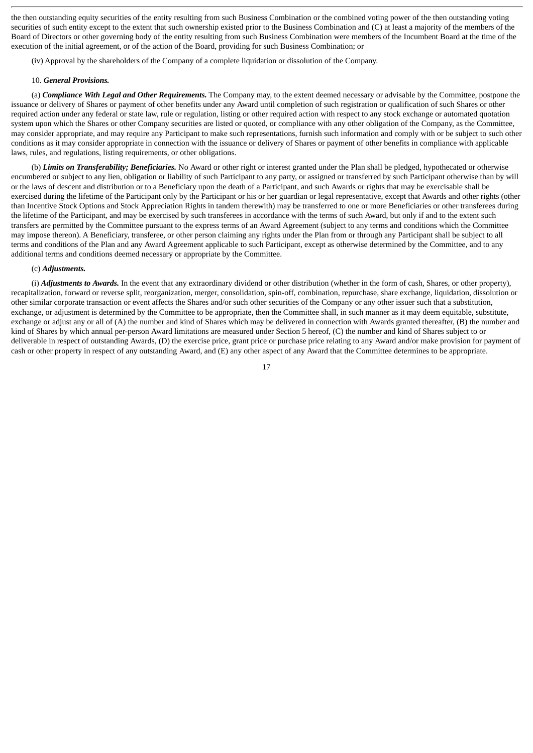the then outstanding equity securities of the entity resulting from such Business Combination or the combined voting power of the then outstanding voting securities of such entity except to the extent that such ownership existed prior to the Business Combination and (C) at least a majority of the members of the Board of Directors or other governing body of the entity resulting from such Business Combination were members of the Incumbent Board at the time of the execution of the initial agreement, or of the action of the Board, providing for such Business Combination; or

(iv) Approval by the shareholders of the Company of a complete liquidation or dissolution of the Company.

10. ***General Provisions.***

(a) ***Compliance With Legal and Other Requirements.*** The Company may, to the extent deemed necessary or advisable by the Committee, postpone the issuance or delivery of Shares or payment of other benefits under any Award until completion of such registration or qualification of such Shares or other required action under any federal or state law, rule or regulation, listing or other required action with respect to any stock exchange or automated quotation system upon which the Shares or other Company securities are listed or quoted, or compliance with any other obligation of the Company, as the Committee, may consider appropriate, and may require any Participant to make such representations, furnish such information and comply with or be subject to such other conditions as it may consider appropriate in connection with the issuance or delivery of Shares or payment of other benefits in compliance with applicable laws, rules, and regulations, listing requirements, or other obligations.

(b) ***Limits on Transferability; Beneficiaries.*** No Award or other right or interest granted under the Plan shall be pledged, hypothecated or otherwise encumbered or subject to any lien, obligation or liability of such Participant to any party, or assigned or transferred by such Participant otherwise than by will or the laws of descent and distribution or to a Beneficiary upon the death of a Participant, and such Awards or rights that may be exercisable shall be exercised during the lifetime of the Participant only by the Participant or his or her guardian or legal representative, except that Awards and other rights (other than Incentive Stock Options and Stock Appreciation Rights in tandem therewith) may be transferred to one or more Beneficiaries or other transferees during the lifetime of the Participant, and may be exercised by such transferees in accordance with the terms of such Award, but only if and to the extent such transfers are permitted by the Committee pursuant to the express terms of an Award Agreement (subject to any terms and conditions which the Committee may impose thereon). A Beneficiary, transferee, or other person claiming any rights under the Plan from or through any Participant shall be subject to all terms and conditions of the Plan and any Award Agreement applicable to such Participant, except as otherwise determined by the Committee, and to any additional terms and conditions deemed necessary or appropriate by the Committee.

(c) ***Adjustments.***

(i) ***Adjustments to Awards.*** In the event that any extraordinary dividend or other distribution (whether in the form of cash, Shares, or other property), recapitalization, forward or reverse split, reorganization, merger, consolidation, spin-off, combination, repurchase, share exchange, liquidation, dissolution or other similar corporate transaction or event affects the Shares and/or such other securities of the Company or any other issuer such that a substitution, exchange, or adjustment is determined by the Committee to be appropriate, then the Committee shall, in such manner as it may deem equitable, substitute, exchange or adjust any or all of (A) the number and kind of Shares which may be delivered in connection with Awards granted thereafter, (B) the number and kind of Shares by which annual per-person Award limitations are measured under Section 5 hereof, (C) the number and kind of Shares subject to or deliverable in respect of outstanding Awards, (D) the exercise price, grant price or purchase price relating to any Award and/or make provision for payment of cash or other property in respect of any outstanding Award, and (E) any other aspect of any Award that the Committee determines to be appropriate.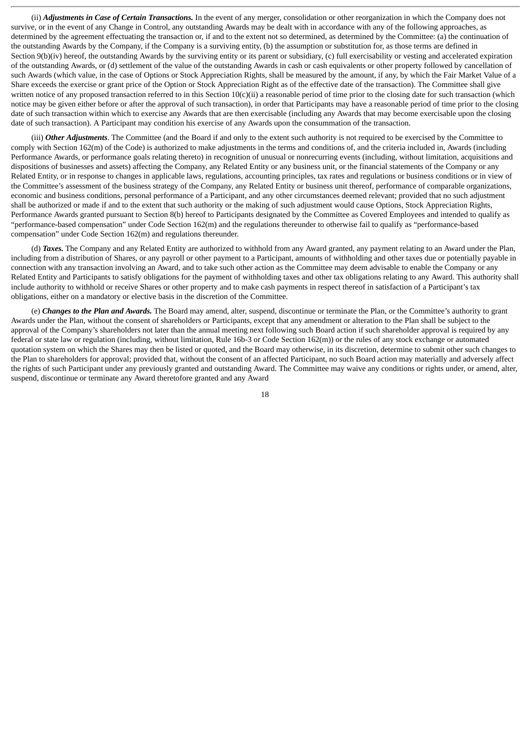(ii) ***Adjustments in Case of Certain Transactions.*** In the event of any merger, consolidation or other reorganization in which the Company does not survive, or in the event of any Change in Control, any outstanding Awards may be dealt with in accordance with any of the following approaches, as determined by the agreement effectuating the transaction or, if and to the extent not so determined, as determined by the Committee: (a) the continuation of the outstanding Awards by the Company, if the Company is a surviving entity, (b) the assumption or substitution for, as those terms are defined in Section 9(b)(iv) hereof, the outstanding Awards by the surviving entity or its parent or subsidiary, (c) full exercisability or vesting and accelerated expiration of the outstanding Awards, or (d) settlement of the value of the outstanding Awards in cash or cash equivalents or other property followed by cancellation of such Awards (which value, in the case of Options or Stock Appreciation Rights, shall be measured by the amount, if any, by which the Fair Market Value of a Share exceeds the exercise or grant price of the Option or Stock Appreciation Right as of the effective date of the transaction). The Committee shall give written notice of any proposed transaction referred to in this Section 10(c)(ii) a reasonable period of time prior to the closing date for such transaction (which notice may be given either before or after the approval of such transaction), in order that Participants may have a reasonable period of time prior to the closing date of such transaction within which to exercise any Awards that are then exercisable (including any Awards that may become exercisable upon the closing date of such transaction). A Participant may condition his exercise of any Awards upon the consummation of the transaction.

(iii) ***Other Adjustments***. The Committee (and the Board if and only to the extent such authority is not required to be exercised by the Committee to comply with Section 162(m) of the Code) is authorized to make adjustments in the terms and conditions of, and the criteria included in, Awards (including Performance Awards, or performance goals relating thereto) in recognition of unusual or nonrecurring events (including, without limitation, acquisitions and dispositions of businesses and assets) affecting the Company, any Related Entity or any business unit, or the financial statements of the Company or any Related Entity, or in response to changes in applicable laws, regulations, accounting principles, tax rates and regulations or business conditions or in view of the Committee's assessment of the business strategy of the Company, any Related Entity or business unit thereof, performance of comparable organizations, economic and business conditions, personal performance of a Participant, and any other circumstances deemed relevant; provided that no such adjustment shall be authorized or made if and to the extent that such authority or the making of such adjustment would cause Options, Stock Appreciation Rights, Performance Awards granted pursuant to Section 8(b) hereof to Participants designated by the Committee as Covered Employees and intended to qualify as "performance-based compensation" under Code Section 162(m) and the regulations thereunder to otherwise fail to qualify as "performance-based compensation" under Code Section 162(m) and regulations thereunder.

(d) ***Taxes.*** The Company and any Related Entity are authorized to withhold from any Award granted, any payment relating to an Award under the Plan, including from a distribution of Shares, or any payroll or other payment to a Participant, amounts of withholding and other taxes due or potentially payable in connection with any transaction involving an Award, and to take such other action as the Committee may deem advisable to enable the Company or any Related Entity and Participants to satisfy obligations for the payment of withholding taxes and other tax obligations relating to any Award. This authority shall include authority to withhold or receive Shares or other property and to make cash payments in respect thereof in satisfaction of a Participant's tax obligations, either on a mandatory or elective basis in the discretion of the Committee.

(e) ***Changes to the Plan and Awards.*** The Board may amend, alter, suspend, discontinue or terminate the Plan, or the Committee's authority to grant Awards under the Plan, without the consent of shareholders or Participants, except that any amendment or alteration to the Plan shall be subject to the approval of the Company's shareholders not later than the annual meeting next following such Board action if such shareholder approval is required by any federal or state law or regulation (including, without limitation, Rule 16b-3 or Code Section 162(m)) or the rules of any stock exchange or automated quotation system on which the Shares may then be listed or quoted, and the Board may otherwise, in its discretion, determine to submit other such changes to the Plan to shareholders for approval; provided that, without the consent of an affected Participant, no such Board action may materially and adversely affect the rights of such Participant under any previously granted and outstanding Award. The Committee may waive any conditions or rights under, or amend, alter, suspend, discontinue or terminate any Award theretofore granted and any Award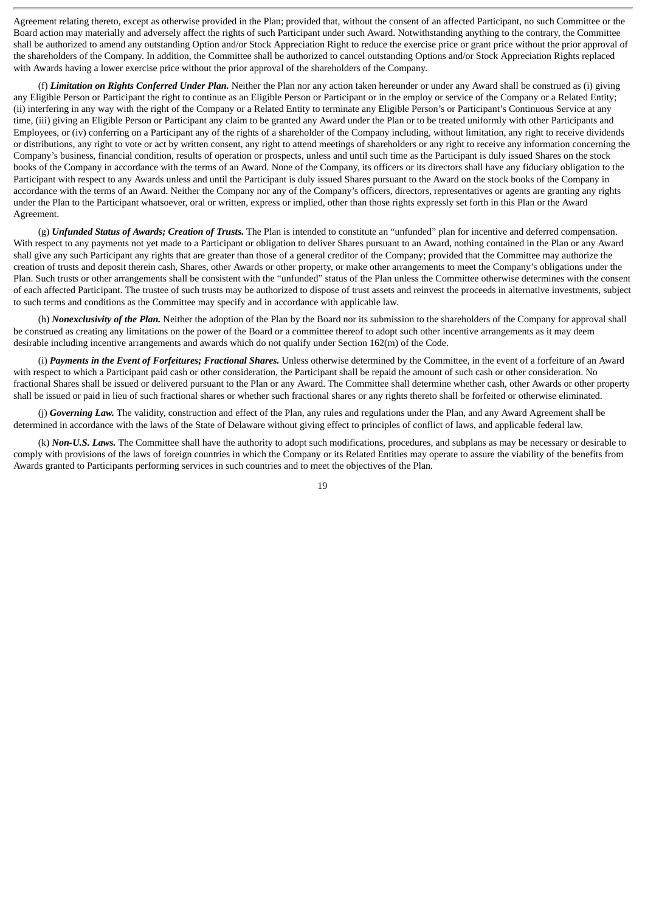Agreement relating thereto, except as otherwise provided in the Plan; provided that, without the consent of an affected Participant, no such Committee or the Board action may materially and adversely affect the rights of such Participant under such Award. Notwithstanding anything to the contrary, the Committee shall be authorized to amend any outstanding Option and/or Stock Appreciation Right to reduce the exercise price or grant price without the prior approval of the shareholders of the Company. In addition, the Committee shall be authorized to cancel outstanding Options and/or Stock Appreciation Rights replaced with Awards having a lower exercise price without the prior approval of the shareholders of the Company.

(f) ***Limitation on Rights Conferred Under Plan.*** Neither the Plan nor any action taken hereunder or under any Award shall be construed as (i) giving any Eligible Person or Participant the right to continue as an Eligible Person or Participant or in the employ or service of the Company or a Related Entity; (ii) interfering in any way with the right of the Company or a Related Entity to terminate any Eligible Person's or Participant's Continuous Service at any time, (iii) giving an Eligible Person or Participant any claim to be granted any Award under the Plan or to be treated uniformly with other Participants and Employees, or (iv) conferring on a Participant any of the rights of a shareholder of the Company including, without limitation, any right to receive dividends or distributions, any right to vote or act by written consent, any right to attend meetings of shareholders or any right to receive any information concerning the Company's business, financial condition, results of operation or prospects, unless and until such time as the Participant is duly issued Shares on the stock books of the Company in accordance with the terms of an Award. None of the Company, its officers or its directors shall have any fiduciary obligation to the Participant with respect to any Awards unless and until the Participant is duly issued Shares pursuant to the Award on the stock books of the Company in accordance with the terms of an Award. Neither the Company nor any of the Company's officers, directors, representatives or agents are granting any rights under the Plan to the Participant whatsoever, oral or written, express or implied, other than those rights expressly set forth in this Plan or the Award Agreement.

(g) ***Unfunded Status of Awards; Creation of Trusts.*** The Plan is intended to constitute an "unfunded" plan for incentive and deferred compensation. With respect to any payments not yet made to a Participant or obligation to deliver Shares pursuant to an Award, nothing contained in the Plan or any Award shall give any such Participant any rights that are greater than those of a general creditor of the Company; provided that the Committee may authorize the creation of trusts and deposit therein cash, Shares, other Awards or other property, or make other arrangements to meet the Company's obligations under the Plan. Such trusts or other arrangements shall be consistent with the "unfunded" status of the Plan unless the Committee otherwise determines with the consent of each affected Participant. The trustee of such trusts may be authorized to dispose of trust assets and reinvest the proceeds in alternative investments, subject to such terms and conditions as the Committee may specify and in accordance with applicable law.

(h) ***Nonexclusivity of the Plan.*** Neither the adoption of the Plan by the Board nor its submission to the shareholders of the Company for approval shall be construed as creating any limitations on the power of the Board or a committee thereof to adopt such other incentive arrangements as it may deem desirable including incentive arrangements and awards which do not qualify under Section 162(m) of the Code.

(i) ***Payments in the Event of Forfeitures; Fractional Shares.*** Unless otherwise determined by the Committee, in the event of a forfeiture of an Award with respect to which a Participant paid cash or other consideration, the Participant shall be repaid the amount of such cash or other consideration. No fractional Shares shall be issued or delivered pursuant to the Plan or any Award. The Committee shall determine whether cash, other Awards or other property shall be issued or paid in lieu of such fractional shares or whether such fractional shares or any rights thereto shall be forfeited or otherwise eliminated.

(j) ***Governing Law.*** The validity, construction and effect of the Plan, any rules and regulations under the Plan, and any Award Agreement shall be determined in accordance with the laws of the State of Delaware without giving effect to principles of conflict of laws, and applicable federal law.

(k) ***Non-U.S. Laws.*** The Committee shall have the authority to adopt such modifications, procedures, and subplans as may be necessary or desirable to comply with provisions of the laws of foreign countries in which the Company or its Related Entities may operate to assure the viability of the benefits from Awards granted to Participants performing services in such countries and to meet the objectives of the Plan.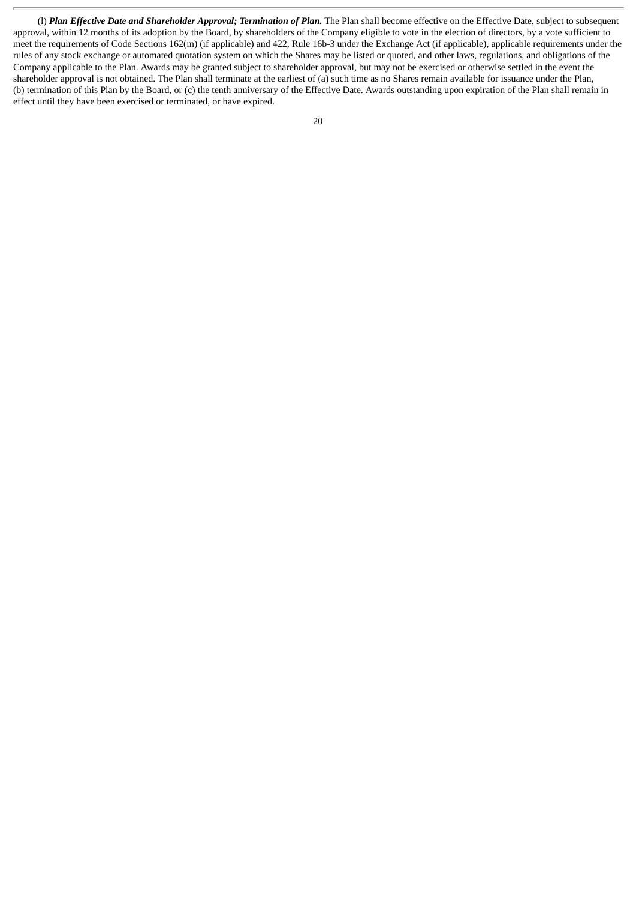(l) ***Plan Effective Date and Shareholder Approval; Termination of Plan.*** The Plan shall become effective on the Effective Date, subject to subsequent approval, within 12 months of its adoption by the Board, by shareholders of the Company eligible to vote in the election of directors, by a vote sufficient to meet the requirements of Code Sections 162(m) (if applicable) and 422, Rule 16b-3 under the Exchange Act (if applicable), applicable requirements under the rules of any stock exchange or automated quotation system on which the Shares may be listed or quoted, and other laws, regulations, and obligations of the Company applicable to the Plan. Awards may be granted subject to shareholder approval, but may not be exercised or otherwise settled in the event the shareholder approval is not obtained. The Plan shall terminate at the earliest of (a) such time as no Shares remain available for issuance under the Plan, (b) termination of this Plan by the Board, or (c) the tenth anniversary of the Effective Date. Awards outstanding upon expiration of the Plan shall remain in effect until they have been exercised or terminated, or have expired.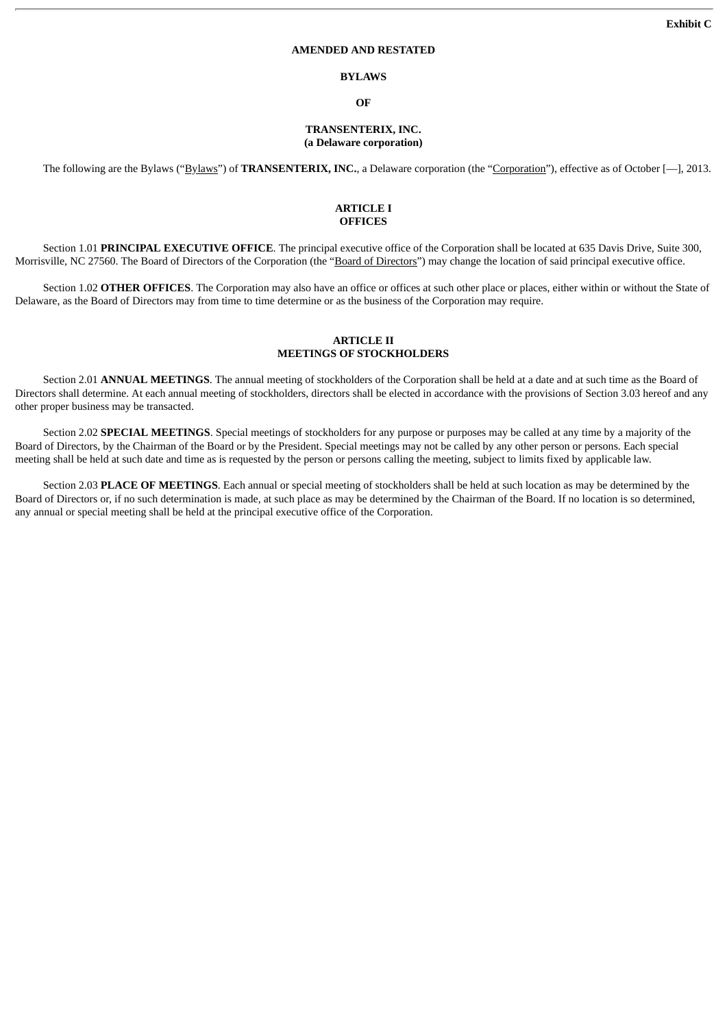**Exhibit C**

# AMENDED AND RESTATED

# BYLAWS

# OF

# TRANSENTERIX, INC.
**(a Delaware corporation)**

The following are the Bylaws ("Bylaws") of **TRANSENTERIX, INC.**, a Delaware corporation (the "Corporation"), effective as of October [—], 2013.

## ARTICLE I
## OFFICES

Section 1.01 **PRINCIPAL EXECUTIVE OFFICE**. The principal executive office of the Corporation shall be located at 635 Davis Drive, Suite 300, Morrisville, NC 27560. The Board of Directors of the Corporation (the "Board of Directors") may change the location of said principal executive office.

Section 1.02 **OTHER OFFICES**. The Corporation may also have an office or offices at such other place or places, either within or without the State of Delaware, as the Board of Directors may from time to time determine or as the business of the Corporation may require.

## ARTICLE II
## MEETINGS OF STOCKHOLDERS

Section 2.01 **ANNUAL MEETINGS**. The annual meeting of stockholders of the Corporation shall be held at a date and at such time as the Board of Directors shall determine. At each annual meeting of stockholders, directors shall be elected in accordance with the provisions of Section 3.03 hereof and any other proper business may be transacted.

Section 2.02 **SPECIAL MEETINGS**. Special meetings of stockholders for any purpose or purposes may be called at any time by a majority of the Board of Directors, by the Chairman of the Board or by the President. Special meetings may not be called by any other person or persons. Each special meeting shall be held at such date and time as is requested by the person or persons calling the meeting, subject to limits fixed by applicable law.

Section 2.03 **PLACE OF MEETINGS**. Each annual or special meeting of stockholders shall be held at such location as may be determined by the Board of Directors or, if no such determination is made, at such place as may be determined by the Chairman of the Board. If no location is so determined, any annual or special meeting shall be held at the principal executive office of the Corporation.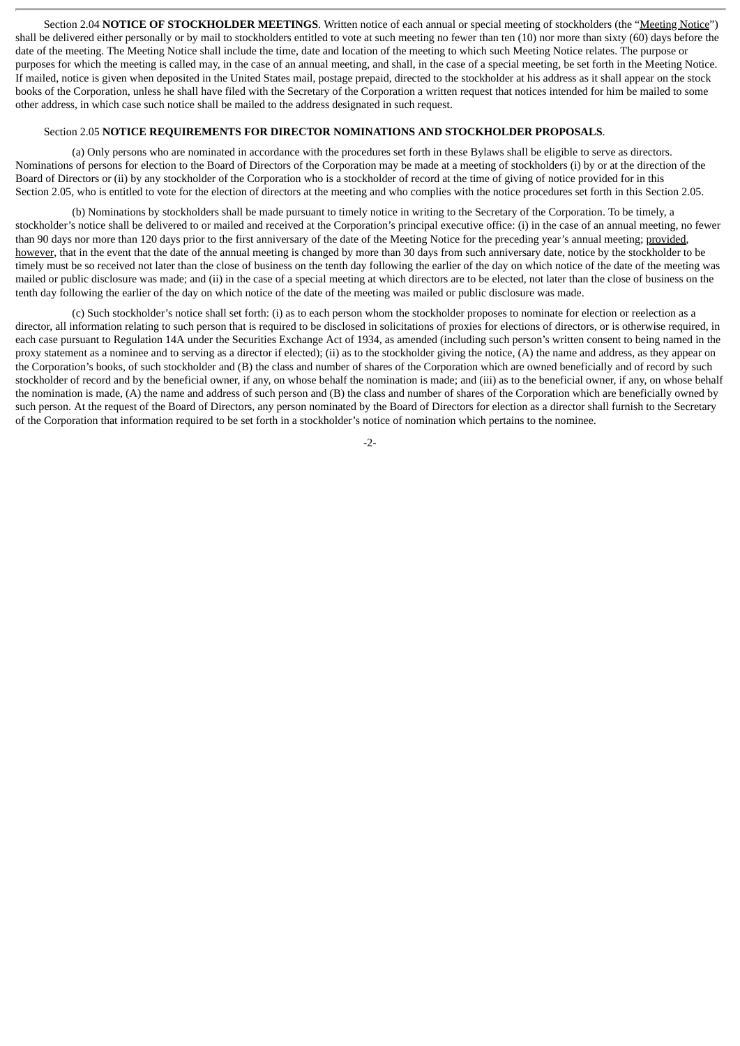Section 2.04 **NOTICE OF STOCKHOLDER MEETINGS**. Written notice of each annual or special meeting of stockholders (the "Meeting Notice") shall be delivered either personally or by mail to stockholders entitled to vote at such meeting no fewer than ten (10) nor more than sixty (60) days before the date of the meeting. The Meeting Notice shall include the time, date and location of the meeting to which such Meeting Notice relates. The purpose or purposes for which the meeting is called may, in the case of an annual meeting, and shall, in the case of a special meeting, be set forth in the Meeting Notice. If mailed, notice is given when deposited in the United States mail, postage prepaid, directed to the stockholder at his address as it shall appear on the stock books of the Corporation, unless he shall have filed with the Secretary of the Corporation a written request that notices intended for him be mailed to some other address, in which case such notice shall be mailed to the address designated in such request.

Section 2.05 **NOTICE REQUIREMENTS FOR DIRECTOR NOMINATIONS AND STOCKHOLDER PROPOSALS**.

(a) Only persons who are nominated in accordance with the procedures set forth in these Bylaws shall be eligible to serve as directors. Nominations of persons for election to the Board of Directors of the Corporation may be made at a meeting of stockholders (i) by or at the direction of the Board of Directors or (ii) by any stockholder of the Corporation who is a stockholder of record at the time of giving of notice provided for in this Section 2.05, who is entitled to vote for the election of directors at the meeting and who complies with the notice procedures set forth in this Section 2.05.

(b) Nominations by stockholders shall be made pursuant to timely notice in writing to the Secretary of the Corporation. To be timely, a stockholder's notice shall be delivered to or mailed and received at the Corporation's principal executive office: (i) in the case of an annual meeting, no fewer than 90 days nor more than 120 days prior to the first anniversary of the date of the Meeting Notice for the preceding year's annual meeting; provided, however, that in the event that the date of the annual meeting is changed by more than 30 days from such anniversary date, notice by the stockholder to be timely must be so received not later than the close of business on the tenth day following the earlier of the day on which notice of the date of the meeting was mailed or public disclosure was made; and (ii) in the case of a special meeting at which directors are to be elected, not later than the close of business on the tenth day following the earlier of the day on which notice of the date of the meeting was mailed or public disclosure was made.

(c) Such stockholder's notice shall set forth: (i) as to each person whom the stockholder proposes to nominate for election or reelection as a director, all information relating to such person that is required to be disclosed in solicitations of proxies for elections of directors, or is otherwise required, in each case pursuant to Regulation 14A under the Securities Exchange Act of 1934, as amended (including such person's written consent to being named in the proxy statement as a nominee and to serving as a director if elected); (ii) as to the stockholder giving the notice, (A) the name and address, as they appear on the Corporation's books, of such stockholder and (B) the class and number of shares of the Corporation which are owned beneficially and of record by such stockholder of record and by the beneficial owner, if any, on whose behalf the nomination is made; and (iii) as to the beneficial owner, if any, on whose behalf the nomination is made, (A) the name and address of such person and (B) the class and number of shares of the Corporation which are beneficially owned by such person. At the request of the Board of Directors, any person nominated by the Board of Directors for election as a director shall furnish to the Secretary of the Corporation that information required to be set forth in a stockholder's notice of nomination which pertains to the nominee.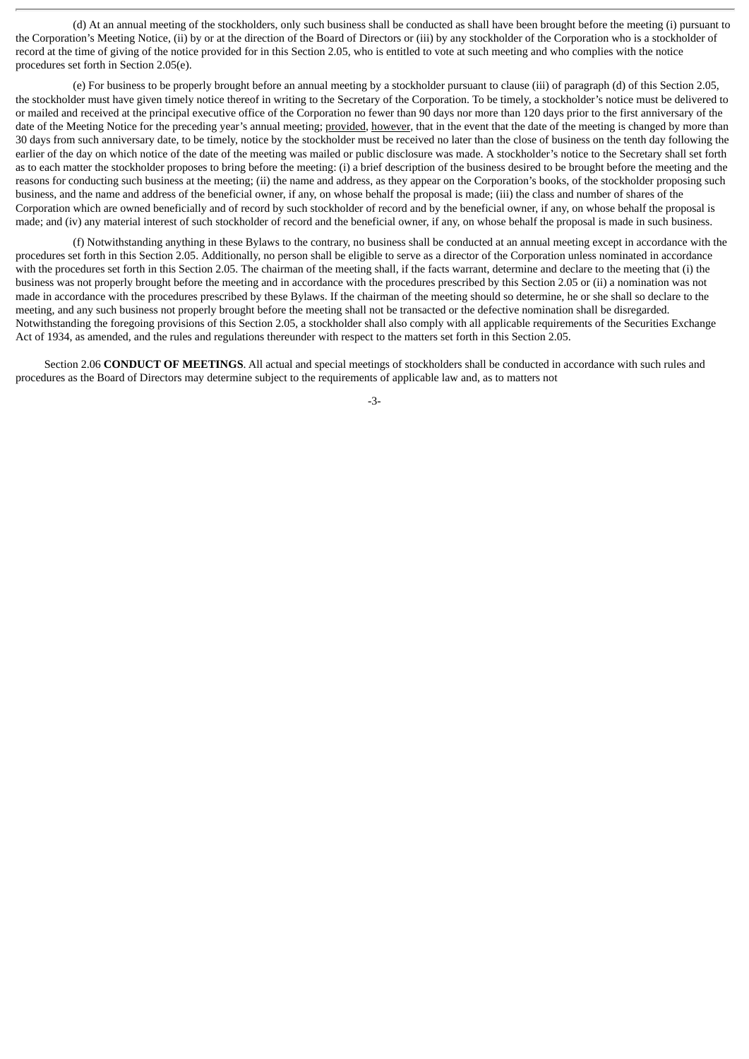(d) At an annual meeting of the stockholders, only such business shall be conducted as shall have been brought before the meeting (i) pursuant to the Corporation's Meeting Notice, (ii) by or at the direction of the Board of Directors or (iii) by any stockholder of the Corporation who is a stockholder of record at the time of giving of the notice provided for in this Section 2.05, who is entitled to vote at such meeting and who complies with the notice procedures set forth in Section 2.05(e).

(e) For business to be properly brought before an annual meeting by a stockholder pursuant to clause (iii) of paragraph (d) of this Section 2.05, the stockholder must have given timely notice thereof in writing to the Secretary of the Corporation. To be timely, a stockholder's notice must be delivered to or mailed and received at the principal executive office of the Corporation no fewer than 90 days nor more than 120 days prior to the first anniversary of the date of the Meeting Notice for the preceding year's annual meeting; provided, however, that in the event that the date of the meeting is changed by more than 30 days from such anniversary date, to be timely, notice by the stockholder must be received no later than the close of business on the tenth day following the earlier of the day on which notice of the date of the meeting was mailed or public disclosure was made. A stockholder's notice to the Secretary shall set forth as to each matter the stockholder proposes to bring before the meeting: (i) a brief description of the business desired to be brought before the meeting and the reasons for conducting such business at the meeting; (ii) the name and address, as they appear on the Corporation's books, of the stockholder proposing such business, and the name and address of the beneficial owner, if any, on whose behalf the proposal is made; (iii) the class and number of shares of the Corporation which are owned beneficially and of record by such stockholder of record and by the beneficial owner, if any, on whose behalf the proposal is made; and (iv) any material interest of such stockholder of record and the beneficial owner, if any, on whose behalf the proposal is made in such business.

(f) Notwithstanding anything in these Bylaws to the contrary, no business shall be conducted at an annual meeting except in accordance with the procedures set forth in this Section 2.05. Additionally, no person shall be eligible to serve as a director of the Corporation unless nominated in accordance with the procedures set forth in this Section 2.05. The chairman of the meeting shall, if the facts warrant, determine and declare to the meeting that (i) the business was not properly brought before the meeting and in accordance with the procedures prescribed by this Section 2.05 or (ii) a nomination was not made in accordance with the procedures prescribed by these Bylaws. If the chairman of the meeting should so determine, he or she shall so declare to the meeting, and any such business not properly brought before the meeting shall not be transacted or the defective nomination shall be disregarded. Notwithstanding the foregoing provisions of this Section 2.05, a stockholder shall also comply with all applicable requirements of the Securities Exchange Act of 1934, as amended, and the rules and regulations thereunder with respect to the matters set forth in this Section 2.05.

Section 2.06 **CONDUCT OF MEETINGS**. All actual and special meetings of stockholders shall be conducted in accordance with such rules and procedures as the Board of Directors may determine subject to the requirements of applicable law and, as to matters not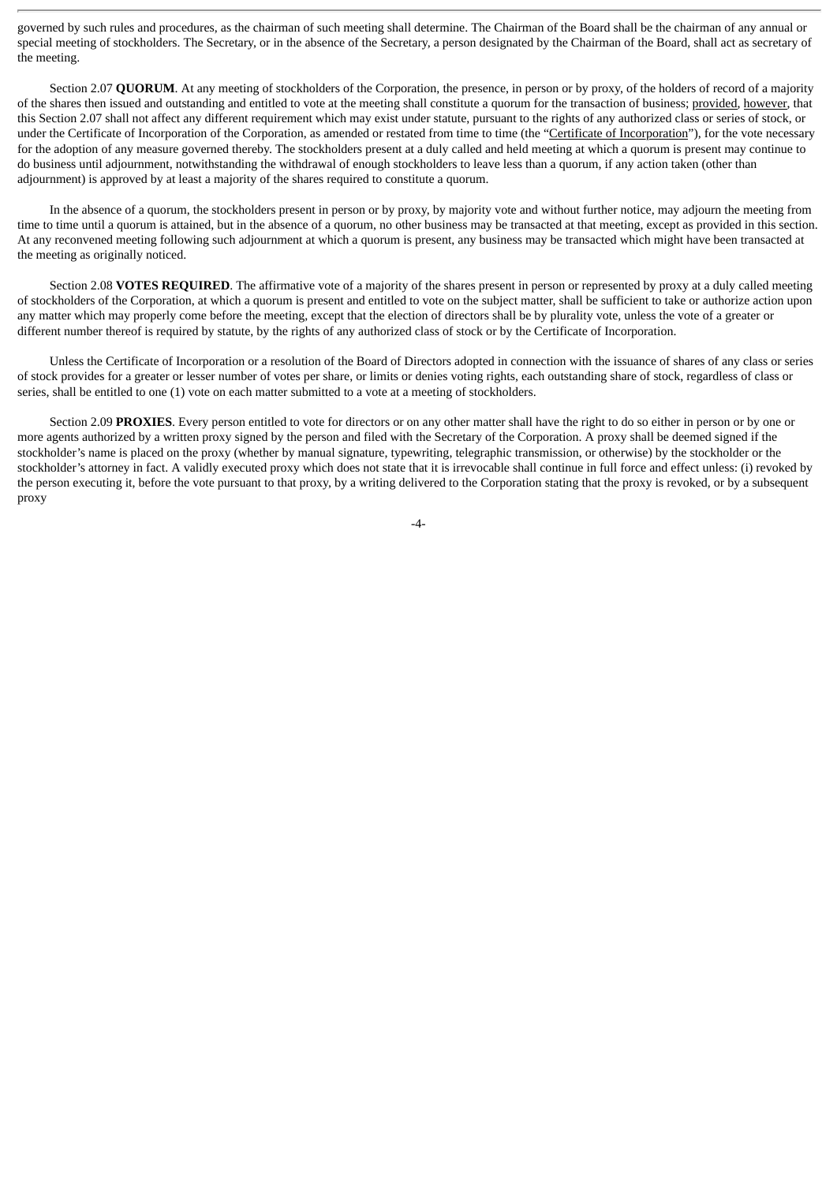governed by such rules and procedures, as the chairman of such meeting shall determine. The Chairman of the Board shall be the chairman of any annual or special meeting of stockholders. The Secretary, or in the absence of the Secretary, a person designated by the Chairman of the Board, shall act as secretary of the meeting.

Section 2.07 **QUORUM**. At any meeting of stockholders of the Corporation, the presence, in person or by proxy, of the holders of record of a majority of the shares then issued and outstanding and entitled to vote at the meeting shall constitute a quorum for the transaction of business; provided, however, that this Section 2.07 shall not affect any different requirement which may exist under statute, pursuant to the rights of any authorized class or series of stock, or under the Certificate of Incorporation of the Corporation, as amended or restated from time to time (the "Certificate of Incorporation"), for the vote necessary for the adoption of any measure governed thereby. The stockholders present at a duly called and held meeting at which a quorum is present may continue to do business until adjournment, notwithstanding the withdrawal of enough stockholders to leave less than a quorum, if any action taken (other than adjournment) is approved by at least a majority of the shares required to constitute a quorum.

In the absence of a quorum, the stockholders present in person or by proxy, by majority vote and without further notice, may adjourn the meeting from time to time until a quorum is attained, but in the absence of a quorum, no other business may be transacted at that meeting, except as provided in this section. At any reconvened meeting following such adjournment at which a quorum is present, any business may be transacted which might have been transacted at the meeting as originally noticed.

Section 2.08 **VOTES REQUIRED**. The affirmative vote of a majority of the shares present in person or represented by proxy at a duly called meeting of stockholders of the Corporation, at which a quorum is present and entitled to vote on the subject matter, shall be sufficient to take or authorize action upon any matter which may properly come before the meeting, except that the election of directors shall be by plurality vote, unless the vote of a greater or different number thereof is required by statute, by the rights of any authorized class of stock or by the Certificate of Incorporation.

Unless the Certificate of Incorporation or a resolution of the Board of Directors adopted in connection with the issuance of shares of any class or series of stock provides for a greater or lesser number of votes per share, or limits or denies voting rights, each outstanding share of stock, regardless of class or series, shall be entitled to one (1) vote on each matter submitted to a vote at a meeting of stockholders.

Section 2.09 **PROXIES**. Every person entitled to vote for directors or on any other matter shall have the right to do so either in person or by one or more agents authorized by a written proxy signed by the person and filed with the Secretary of the Corporation. A proxy shall be deemed signed if the stockholder's name is placed on the proxy (whether by manual signature, typewriting, telegraphic transmission, or otherwise) by the stockholder or the stockholder's attorney in fact. A validly executed proxy which does not state that it is irrevocable shall continue in full force and effect unless: (i) revoked by the person executing it, before the vote pursuant to that proxy, by a writing delivered to the Corporation stating that the proxy is revoked, or by a subsequent proxy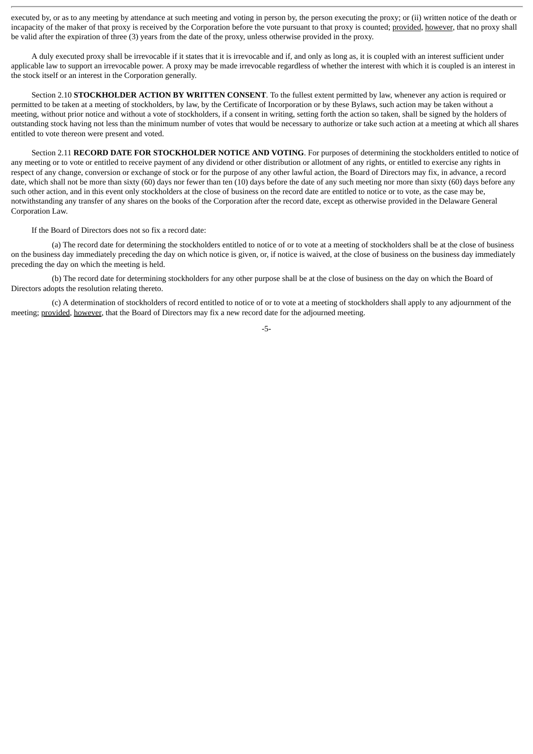executed by, or as to any meeting by attendance at such meeting and voting in person by, the person executing the proxy; or (ii) written notice of the death or incapacity of the maker of that proxy is received by the Corporation before the vote pursuant to that proxy is counted; provided, however, that no proxy shall be valid after the expiration of three (3) years from the date of the proxy, unless otherwise provided in the proxy.

A duly executed proxy shall be irrevocable if it states that it is irrevocable and if, and only as long as, it is coupled with an interest sufficient under applicable law to support an irrevocable power. A proxy may be made irrevocable regardless of whether the interest with which it is coupled is an interest in the stock itself or an interest in the Corporation generally.

Section 2.10 **STOCKHOLDER ACTION BY WRITTEN CONSENT**. To the fullest extent permitted by law, whenever any action is required or permitted to be taken at a meeting of stockholders, by law, by the Certificate of Incorporation or by these Bylaws, such action may be taken without a meeting, without prior notice and without a vote of stockholders, if a consent in writing, setting forth the action so taken, shall be signed by the holders of outstanding stock having not less than the minimum number of votes that would be necessary to authorize or take such action at a meeting at which all shares entitled to vote thereon were present and voted.

Section 2.11 **RECORD DATE FOR STOCKHOLDER NOTICE AND VOTING**. For purposes of determining the stockholders entitled to notice of any meeting or to vote or entitled to receive payment of any dividend or other distribution or allotment of any rights, or entitled to exercise any rights in respect of any change, conversion or exchange of stock or for the purpose of any other lawful action, the Board of Directors may fix, in advance, a record date, which shall not be more than sixty (60) days nor fewer than ten (10) days before the date of any such meeting nor more than sixty (60) days before any such other action, and in this event only stockholders at the close of business on the record date are entitled to notice or to vote, as the case may be, notwithstanding any transfer of any shares on the books of the Corporation after the record date, except as otherwise provided in the Delaware General Corporation Law.

If the Board of Directors does not so fix a record date:

(a) The record date for determining the stockholders entitled to notice of or to vote at a meeting of stockholders shall be at the close of business on the business day immediately preceding the day on which notice is given, or, if notice is waived, at the close of business on the business day immediately preceding the day on which the meeting is held.

(b) The record date for determining stockholders for any other purpose shall be at the close of business on the day on which the Board of Directors adopts the resolution relating thereto.

(c) A determination of stockholders of record entitled to notice of or to vote at a meeting of stockholders shall apply to any adjournment of the meeting; provided, however, that the Board of Directors may fix a new record date for the adjourned meeting.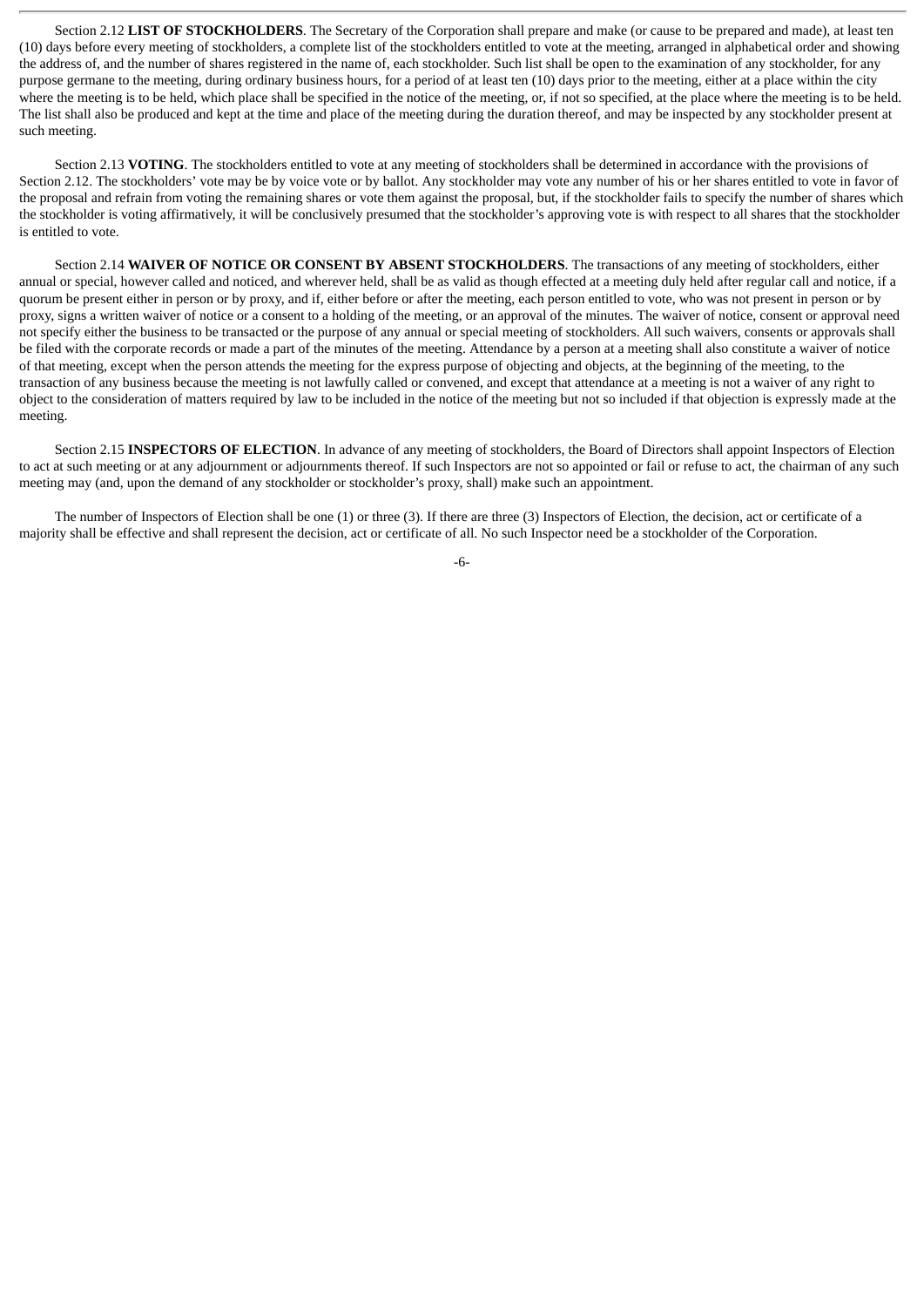Section 2.12 **LIST OF STOCKHOLDERS**. The Secretary of the Corporation shall prepare and make (or cause to be prepared and made), at least ten (10) days before every meeting of stockholders, a complete list of the stockholders entitled to vote at the meeting, arranged in alphabetical order and showing the address of, and the number of shares registered in the name of, each stockholder. Such list shall be open to the examination of any stockholder, for any purpose germane to the meeting, during ordinary business hours, for a period of at least ten (10) days prior to the meeting, either at a place within the city where the meeting is to be held, which place shall be specified in the notice of the meeting, or, if not so specified, at the place where the meeting is to be held. The list shall also be produced and kept at the time and place of the meeting during the duration thereof, and may be inspected by any stockholder present at such meeting.

Section 2.13 **VOTING**. The stockholders entitled to vote at any meeting of stockholders shall be determined in accordance with the provisions of Section 2.12. The stockholders' vote may be by voice vote or by ballot. Any stockholder may vote any number of his or her shares entitled to vote in favor of the proposal and refrain from voting the remaining shares or vote them against the proposal, but, if the stockholder fails to specify the number of shares which the stockholder is voting affirmatively, it will be conclusively presumed that the stockholder's approving vote is with respect to all shares that the stockholder is entitled to vote.

Section 2.14 **WAIVER OF NOTICE OR CONSENT BY ABSENT STOCKHOLDERS**. The transactions of any meeting of stockholders, either annual or special, however called and noticed, and wherever held, shall be as valid as though effected at a meeting duly held after regular call and notice, if a quorum be present either in person or by proxy, and if, either before or after the meeting, each person entitled to vote, who was not present in person or by proxy, signs a written waiver of notice or a consent to a holding of the meeting, or an approval of the minutes. The waiver of notice, consent or approval need not specify either the business to be transacted or the purpose of any annual or special meeting of stockholders. All such waivers, consents or approvals shall be filed with the corporate records or made a part of the minutes of the meeting. Attendance by a person at a meeting shall also constitute a waiver of notice of that meeting, except when the person attends the meeting for the express purpose of objecting and objects, at the beginning of the meeting, to the transaction of any business because the meeting is not lawfully called or convened, and except that attendance at a meeting is not a waiver of any right to object to the consideration of matters required by law to be included in the notice of the meeting but not so included if that objection is expressly made at the meeting.

Section 2.15 **INSPECTORS OF ELECTION**. In advance of any meeting of stockholders, the Board of Directors shall appoint Inspectors of Election to act at such meeting or at any adjournment or adjournments thereof. If such Inspectors are not so appointed or fail or refuse to act, the chairman of any such meeting may (and, upon the demand of any stockholder or stockholder's proxy, shall) make such an appointment.

The number of Inspectors of Election shall be one (1) or three (3). If there are three (3) Inspectors of Election, the decision, act or certificate of a majority shall be effective and shall represent the decision, act or certificate of all. No such Inspector need be a stockholder of the Corporation.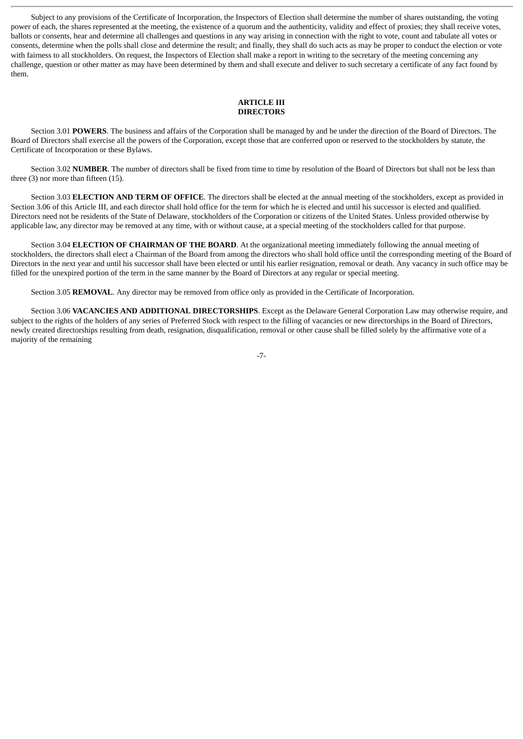Subject to any provisions of the Certificate of Incorporation, the Inspectors of Election shall determine the number of shares outstanding, the voting power of each, the shares represented at the meeting, the existence of a quorum and the authenticity, validity and effect of proxies; they shall receive votes, ballots or consents, hear and determine all challenges and questions in any way arising in connection with the right to vote, count and tabulate all votes or consents, determine when the polls shall close and determine the result; and finally, they shall do such acts as may be proper to conduct the election or vote with fairness to all stockholders. On request, the Inspectors of Election shall make a report in writing to the secretary of the meeting concerning any challenge, question or other matter as may have been determined by them and shall execute and deliver to such secretary a certificate of any fact found by them.

## ARTICLE III
## DIRECTORS

Section 3.01 **POWERS**. The business and affairs of the Corporation shall be managed by and be under the direction of the Board of Directors. The Board of Directors shall exercise all the powers of the Corporation, except those that are conferred upon or reserved to the stockholders by statute, the Certificate of Incorporation or these Bylaws.

Section 3.02 **NUMBER**. The number of directors shall be fixed from time to time by resolution of the Board of Directors but shall not be less than three (3) nor more than fifteen (15).

Section 3.03 **ELECTION AND TERM OF OFFICE**. The directors shall be elected at the annual meeting of the stockholders, except as provided in Section 3.06 of this Article III, and each director shall hold office for the term for which he is elected and until his successor is elected and qualified. Directors need not be residents of the State of Delaware, stockholders of the Corporation or citizens of the United States. Unless provided otherwise by applicable law, any director may be removed at any time, with or without cause, at a special meeting of the stockholders called for that purpose.

Section 3.04 **ELECTION OF CHAIRMAN OF THE BOARD**. At the organizational meeting immediately following the annual meeting of stockholders, the directors shall elect a Chairman of the Board from among the directors who shall hold office until the corresponding meeting of the Board of Directors in the next year and until his successor shall have been elected or until his earlier resignation, removal or death. Any vacancy in such office may be filled for the unexpired portion of the term in the same manner by the Board of Directors at any regular or special meeting.

Section 3.05 **REMOVAL**. Any director may be removed from office only as provided in the Certificate of Incorporation.

Section 3.06 **VACANCIES AND ADDITIONAL DIRECTORSHIPS**. Except as the Delaware General Corporation Law may otherwise require, and subject to the rights of the holders of any series of Preferred Stock with respect to the filling of vacancies or new directorships in the Board of Directors, newly created directorships resulting from death, resignation, disqualification, removal or other cause shall be filled solely by the affirmative vote of a majority of the remaining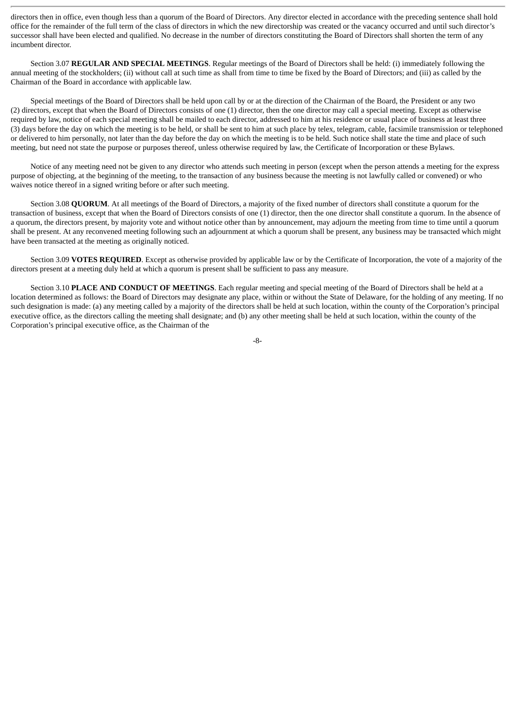directors then in office, even though less than a quorum of the Board of Directors. Any director elected in accordance with the preceding sentence shall hold office for the remainder of the full term of the class of directors in which the new directorship was created or the vacancy occurred and until such director's successor shall have been elected and qualified. No decrease in the number of directors constituting the Board of Directors shall shorten the term of any incumbent director.

Section 3.07 **REGULAR AND SPECIAL MEETINGS**. Regular meetings of the Board of Directors shall be held: (i) immediately following the annual meeting of the stockholders; (ii) without call at such time as shall from time to time be fixed by the Board of Directors; and (iii) as called by the Chairman of the Board in accordance with applicable law.

Special meetings of the Board of Directors shall be held upon call by or at the direction of the Chairman of the Board, the President or any two (2) directors, except that when the Board of Directors consists of one (1) director, then the one director may call a special meeting. Except as otherwise required by law, notice of each special meeting shall be mailed to each director, addressed to him at his residence or usual place of business at least three (3) days before the day on which the meeting is to be held, or shall be sent to him at such place by telex, telegram, cable, facsimile transmission or telephoned or delivered to him personally, not later than the day before the day on which the meeting is to be held. Such notice shall state the time and place of such meeting, but need not state the purpose or purposes thereof, unless otherwise required by law, the Certificate of Incorporation or these Bylaws.

Notice of any meeting need not be given to any director who attends such meeting in person (except when the person attends a meeting for the express purpose of objecting, at the beginning of the meeting, to the transaction of any business because the meeting is not lawfully called or convened) or who waives notice thereof in a signed writing before or after such meeting.

Section 3.08 **QUORUM**. At all meetings of the Board of Directors, a majority of the fixed number of directors shall constitute a quorum for the transaction of business, except that when the Board of Directors consists of one (1) director, then the one director shall constitute a quorum. In the absence of a quorum, the directors present, by majority vote and without notice other than by announcement, may adjourn the meeting from time to time until a quorum shall be present. At any reconvened meeting following such an adjournment at which a quorum shall be present, any business may be transacted which might have been transacted at the meeting as originally noticed.

Section 3.09 **VOTES REQUIRED**. Except as otherwise provided by applicable law or by the Certificate of Incorporation, the vote of a majority of the directors present at a meeting duly held at which a quorum is present shall be sufficient to pass any measure.

Section 3.10 **PLACE AND CONDUCT OF MEETINGS**. Each regular meeting and special meeting of the Board of Directors shall be held at a location determined as follows: the Board of Directors may designate any place, within or without the State of Delaware, for the holding of any meeting. If no such designation is made: (a) any meeting called by a majority of the directors shall be held at such location, within the county of the Corporation's principal executive office, as the directors calling the meeting shall designate; and (b) any other meeting shall be held at such location, within the county of the Corporation's principal executive office, as the Chairman of the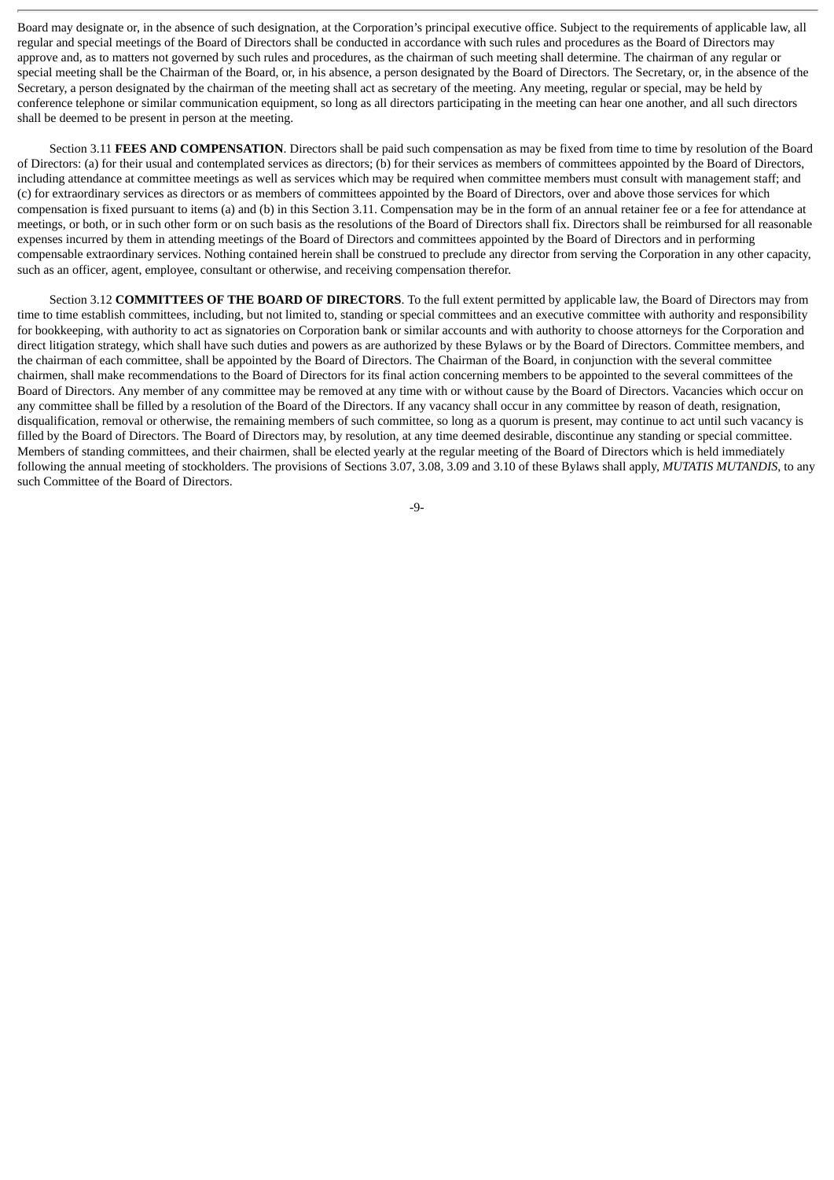Board may designate or, in the absence of such designation, at the Corporation's principal executive office. Subject to the requirements of applicable law, all regular and special meetings of the Board of Directors shall be conducted in accordance with such rules and procedures as the Board of Directors may approve and, as to matters not governed by such rules and procedures, as the chairman of such meeting shall determine. The chairman of any regular or special meeting shall be the Chairman of the Board, or, in his absence, a person designated by the Board of Directors. The Secretary, or, in the absence of the Secretary, a person designated by the chairman of the meeting shall act as secretary of the meeting. Any meeting, regular or special, may be held by conference telephone or similar communication equipment, so long as all directors participating in the meeting can hear one another, and all such directors shall be deemed to be present in person at the meeting.

Section 3.11 **FEES AND COMPENSATION**. Directors shall be paid such compensation as may be fixed from time to time by resolution of the Board of Directors: (a) for their usual and contemplated services as directors; (b) for their services as members of committees appointed by the Board of Directors, including attendance at committee meetings as well as services which may be required when committee members must consult with management staff; and (c) for extraordinary services as directors or as members of committees appointed by the Board of Directors, over and above those services for which compensation is fixed pursuant to items (a) and (b) in this Section 3.11. Compensation may be in the form of an annual retainer fee or a fee for attendance at meetings, or both, or in such other form or on such basis as the resolutions of the Board of Directors shall fix. Directors shall be reimbursed for all reasonable expenses incurred by them in attending meetings of the Board of Directors and committees appointed by the Board of Directors and in performing compensable extraordinary services. Nothing contained herein shall be construed to preclude any director from serving the Corporation in any other capacity, such as an officer, agent, employee, consultant or otherwise, and receiving compensation therefor.

Section 3.12 **COMMITTEES OF THE BOARD OF DIRECTORS**. To the full extent permitted by applicable law, the Board of Directors may from time to time establish committees, including, but not limited to, standing or special committees and an executive committee with authority and responsibility for bookkeeping, with authority to act as signatories on Corporation bank or similar accounts and with authority to choose attorneys for the Corporation and direct litigation strategy, which shall have such duties and powers as are authorized by these Bylaws or by the Board of Directors. Committee members, and the chairman of each committee, shall be appointed by the Board of Directors. The Chairman of the Board, in conjunction with the several committee chairmen, shall make recommendations to the Board of Directors for its final action concerning members to be appointed to the several committees of the Board of Directors. Any member of any committee may be removed at any time with or without cause by the Board of Directors. Vacancies which occur on any committee shall be filled by a resolution of the Board of the Directors. If any vacancy shall occur in any committee by reason of death, resignation, disqualification, removal or otherwise, the remaining members of such committee, so long as a quorum is present, may continue to act until such vacancy is filled by the Board of Directors. The Board of Directors may, by resolution, at any time deemed desirable, discontinue any standing or special committee. Members of standing committees, and their chairmen, shall be elected yearly at the regular meeting of the Board of Directors which is held immediately following the annual meeting of stockholders. The provisions of Sections 3.07, 3.08, 3.09 and 3.10 of these Bylaws shall apply, *MUTATIS MUTANDIS*, to any such Committee of the Board of Directors.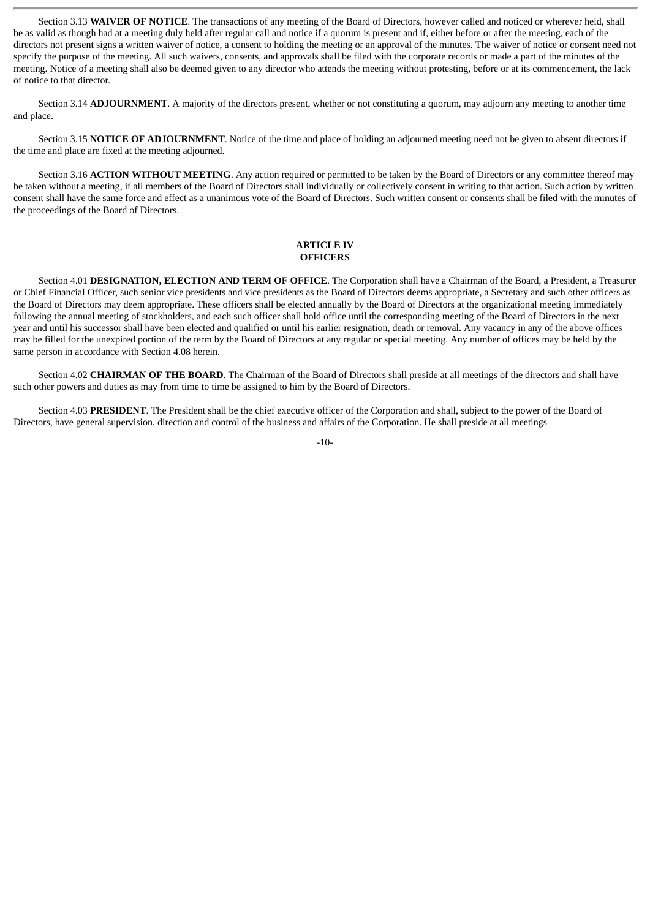Section 3.13 **WAIVER OF NOTICE**. The transactions of any meeting of the Board of Directors, however called and noticed or wherever held, shall be as valid as though had at a meeting duly held after regular call and notice if a quorum is present and if, either before or after the meeting, each of the directors not present signs a written waiver of notice, a consent to holding the meeting or an approval of the minutes. The waiver of notice or consent need not specify the purpose of the meeting. All such waivers, consents, and approvals shall be filed with the corporate records or made a part of the minutes of the meeting. Notice of a meeting shall also be deemed given to any director who attends the meeting without protesting, before or at its commencement, the lack of notice to that director.

Section 3.14 **ADJOURNMENT**. A majority of the directors present, whether or not constituting a quorum, may adjourn any meeting to another time and place.

Section 3.15 **NOTICE OF ADJOURNMENT**. Notice of the time and place of holding an adjourned meeting need not be given to absent directors if the time and place are fixed at the meeting adjourned.

Section 3.16 **ACTION WITHOUT MEETING**. Any action required or permitted to be taken by the Board of Directors or any committee thereof may be taken without a meeting, if all members of the Board of Directors shall individually or collectively consent in writing to that action. Such action by written consent shall have the same force and effect as a unanimous vote of the Board of Directors. Such written consent or consents shall be filed with the minutes of the proceedings of the Board of Directors.

## ARTICLE IV
## OFFICERS

Section 4.01 **DESIGNATION, ELECTION AND TERM OF OFFICE**. The Corporation shall have a Chairman of the Board, a President, a Treasurer or Chief Financial Officer, such senior vice presidents and vice presidents as the Board of Directors deems appropriate, a Secretary and such other officers as the Board of Directors may deem appropriate. These officers shall be elected annually by the Board of Directors at the organizational meeting immediately following the annual meeting of stockholders, and each such officer shall hold office until the corresponding meeting of the Board of Directors in the next year and until his successor shall have been elected and qualified or until his earlier resignation, death or removal. Any vacancy in any of the above offices may be filled for the unexpired portion of the term by the Board of Directors at any regular or special meeting. Any number of offices may be held by the same person in accordance with Section 4.08 herein.

Section 4.02 **CHAIRMAN OF THE BOARD**. The Chairman of the Board of Directors shall preside at all meetings of the directors and shall have such other powers and duties as may from time to time be assigned to him by the Board of Directors.

Section 4.03 **PRESIDENT**. The President shall be the chief executive officer of the Corporation and shall, subject to the power of the Board of Directors, have general supervision, direction and control of the business and affairs of the Corporation. He shall preside at all meetings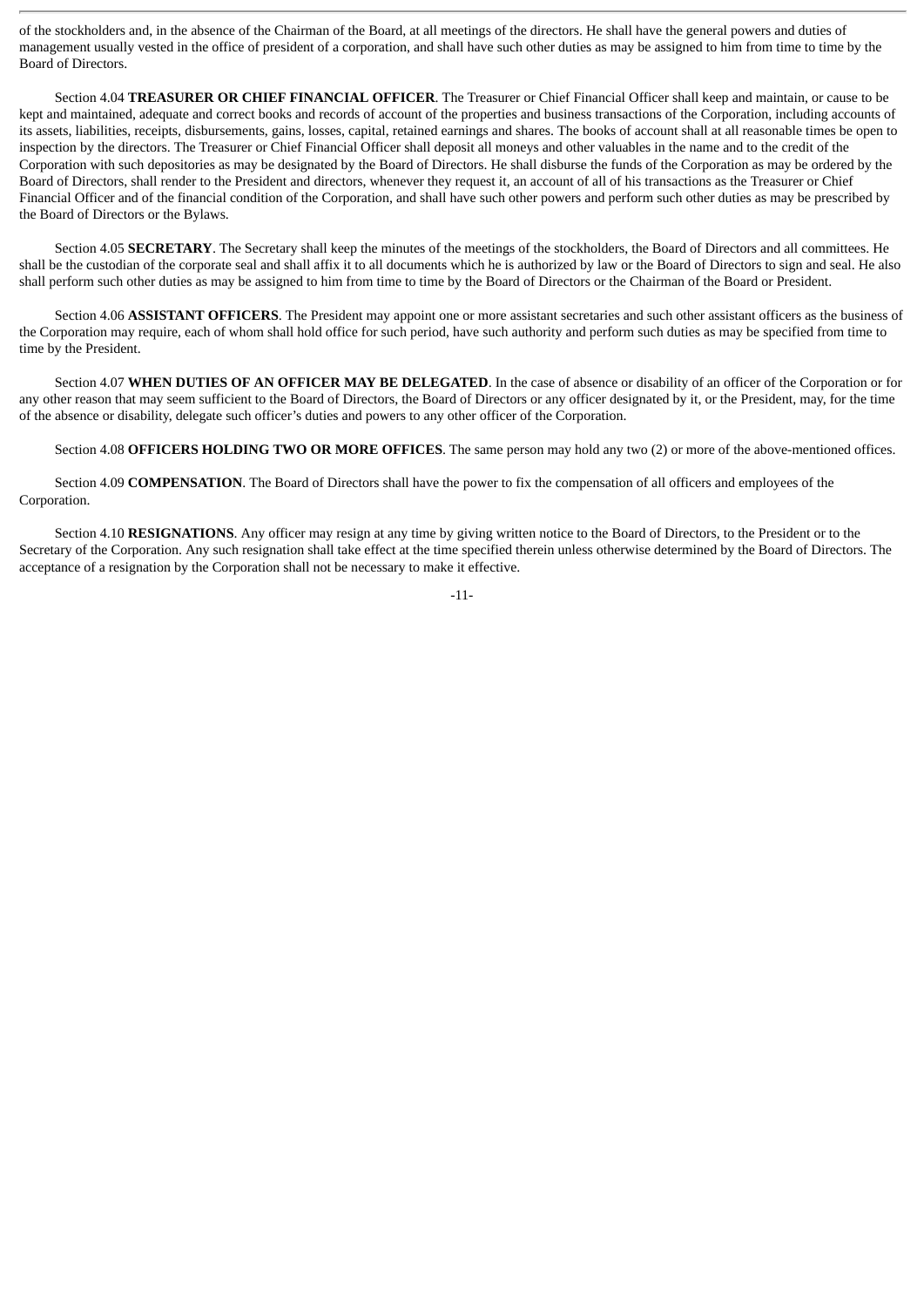of the stockholders and, in the absence of the Chairman of the Board, at all meetings of the directors. He shall have the general powers and duties of management usually vested in the office of president of a corporation, and shall have such other duties as may be assigned to him from time to time by the Board of Directors.

Section 4.04 **TREASURER OR CHIEF FINANCIAL OFFICER**. The Treasurer or Chief Financial Officer shall keep and maintain, or cause to be kept and maintained, adequate and correct books and records of account of the properties and business transactions of the Corporation, including accounts of its assets, liabilities, receipts, disbursements, gains, losses, capital, retained earnings and shares. The books of account shall at all reasonable times be open to inspection by the directors. The Treasurer or Chief Financial Officer shall deposit all moneys and other valuables in the name and to the credit of the Corporation with such depositories as may be designated by the Board of Directors. He shall disburse the funds of the Corporation as may be ordered by the Board of Directors, shall render to the President and directors, whenever they request it, an account of all of his transactions as the Treasurer or Chief Financial Officer and of the financial condition of the Corporation, and shall have such other powers and perform such other duties as may be prescribed by the Board of Directors or the Bylaws.

Section 4.05 **SECRETARY**. The Secretary shall keep the minutes of the meetings of the stockholders, the Board of Directors and all committees. He shall be the custodian of the corporate seal and shall affix it to all documents which he is authorized by law or the Board of Directors to sign and seal. He also shall perform such other duties as may be assigned to him from time to time by the Board of Directors or the Chairman of the Board or President.

Section 4.06 **ASSISTANT OFFICERS**. The President may appoint one or more assistant secretaries and such other assistant officers as the business of the Corporation may require, each of whom shall hold office for such period, have such authority and perform such duties as may be specified from time to time by the President.

Section 4.07 **WHEN DUTIES OF AN OFFICER MAY BE DELEGATED**. In the case of absence or disability of an officer of the Corporation or for any other reason that may seem sufficient to the Board of Directors, the Board of Directors or any officer designated by it, or the President, may, for the time of the absence or disability, delegate such officer's duties and powers to any other officer of the Corporation.

Section 4.08 **OFFICERS HOLDING TWO OR MORE OFFICES**. The same person may hold any two (2) or more of the above-mentioned offices.

Section 4.09 **COMPENSATION**. The Board of Directors shall have the power to fix the compensation of all officers and employees of the Corporation.

Section 4.10 **RESIGNATIONS**. Any officer may resign at any time by giving written notice to the Board of Directors, to the President or to the Secretary of the Corporation. Any such resignation shall take effect at the time specified therein unless otherwise determined by the Board of Directors. The acceptance of a resignation by the Corporation shall not be necessary to make it effective.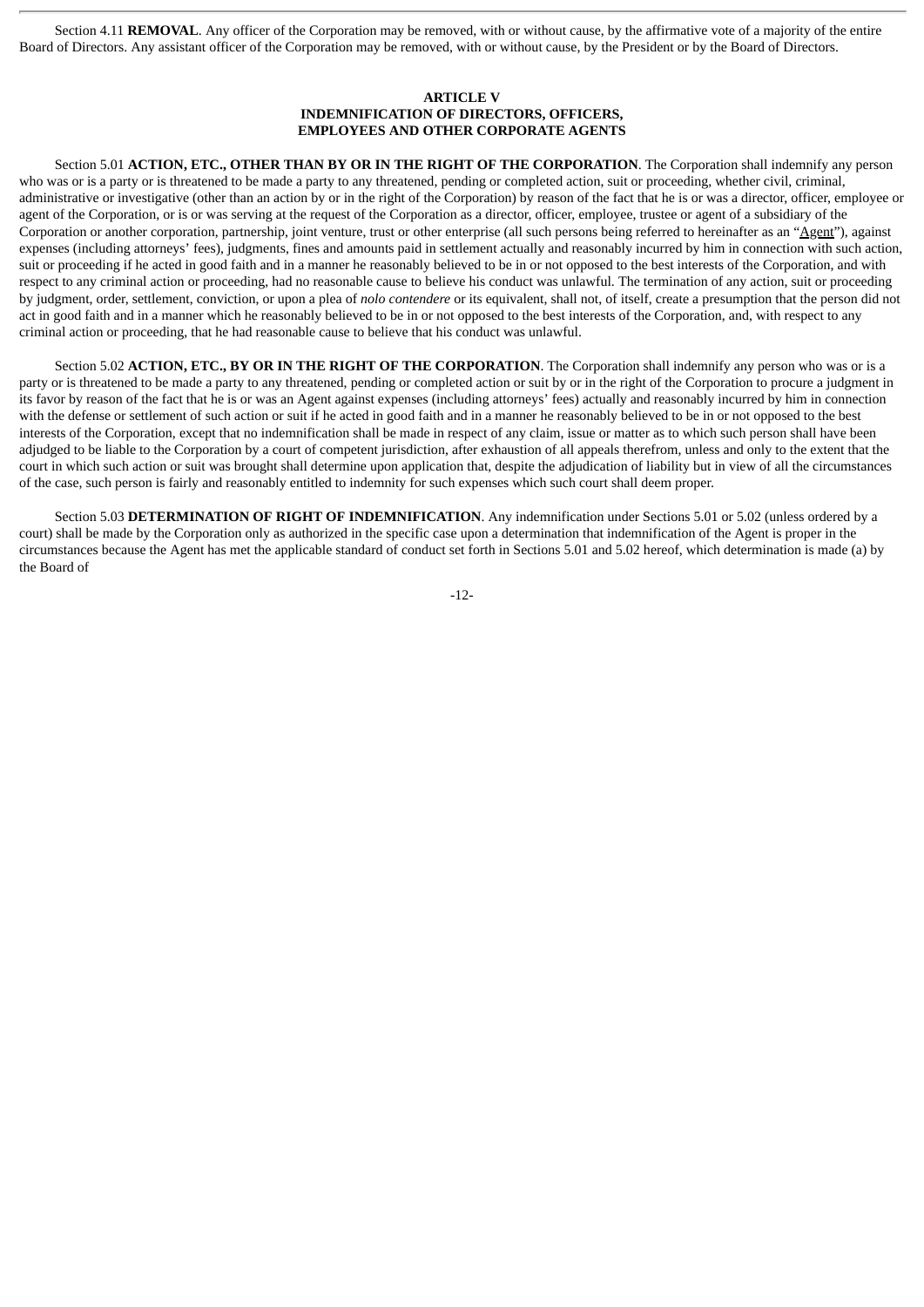Section 4.11 **REMOVAL**. Any officer of the Corporation may be removed, with or without cause, by the affirmative vote of a majority of the entire Board of Directors. Any assistant officer of the Corporation may be removed, with or without cause, by the President or by the Board of Directors.

**ARTICLE V**
**INDEMNIFICATION OF DIRECTORS, OFFICERS, EMPLOYEES AND OTHER CORPORATE AGENTS**

Section 5.01 **ACTION, ETC., OTHER THAN BY OR IN THE RIGHT OF THE CORPORATION**. The Corporation shall indemnify any person who was or is a party or is threatened to be made a party to any threatened, pending or completed action, suit or proceeding, whether civil, criminal, administrative or investigative (other than an action by or in the right of the Corporation) by reason of the fact that he is or was a director, officer, employee or agent of the Corporation, or is or was serving at the request of the Corporation as a director, officer, employee, trustee or agent of a subsidiary of the Corporation or another corporation, partnership, joint venture, trust or other enterprise (all such persons being referred to hereinafter as an "Agent"), against expenses (including attorneys' fees), judgments, fines and amounts paid in settlement actually and reasonably incurred by him in connection with such action, suit or proceeding if he acted in good faith and in a manner he reasonably believed to be in or not opposed to the best interests of the Corporation, and with respect to any criminal action or proceeding, had no reasonable cause to believe his conduct was unlawful. The termination of any action, suit or proceeding by judgment, order, settlement, conviction, or upon a plea of *nolo contendere* or its equivalent, shall not, of itself, create a presumption that the person did not act in good faith and in a manner which he reasonably believed to be in or not opposed to the best interests of the Corporation, and, with respect to any criminal action or proceeding, that he had reasonable cause to believe that his conduct was unlawful.

Section 5.02 **ACTION, ETC., BY OR IN THE RIGHT OF THE CORPORATION**. The Corporation shall indemnify any person who was or is a party or is threatened to be made a party to any threatened, pending or completed action or suit by or in the right of the Corporation to procure a judgment in its favor by reason of the fact that he is or was an Agent against expenses (including attorneys' fees) actually and reasonably incurred by him in connection with the defense or settlement of such action or suit if he acted in good faith and in a manner he reasonably believed to be in or not opposed to the best interests of the Corporation, except that no indemnification shall be made in respect of any claim, issue or matter as to which such person shall have been adjudged to be liable to the Corporation by a court of competent jurisdiction, after exhaustion of all appeals therefrom, unless and only to the extent that the court in which such action or suit was brought shall determine upon application that, despite the adjudication of liability but in view of all the circumstances of the case, such person is fairly and reasonably entitled to indemnity for such expenses which such court shall deem proper.

Section 5.03 **DETERMINATION OF RIGHT OF INDEMNIFICATION**. Any indemnification under Sections 5.01 or 5.02 (unless ordered by a court) shall be made by the Corporation only as authorized in the specific case upon a determination that indemnification of the Agent is proper in the circumstances because the Agent has met the applicable standard of conduct set forth in Sections 5.01 and 5.02 hereof, which determination is made (a) by the Board of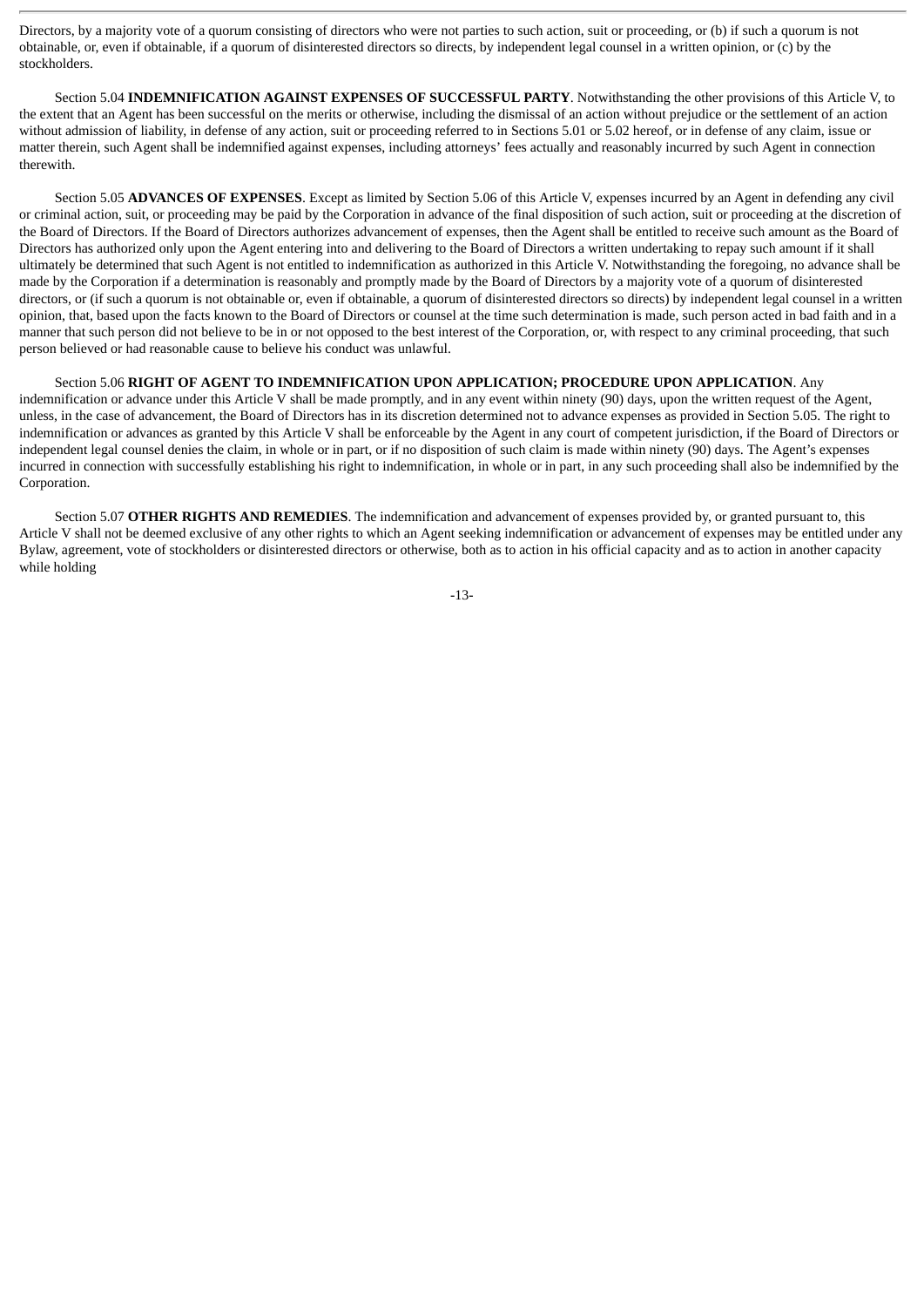Directors, by a majority vote of a quorum consisting of directors who were not parties to such action, suit or proceeding, or (b) if such a quorum is not obtainable, or, even if obtainable, if a quorum of disinterested directors so directs, by independent legal counsel in a written opinion, or (c) by the stockholders.

Section 5.04 **INDEMNIFICATION AGAINST EXPENSES OF SUCCESSFUL PARTY**. Notwithstanding the other provisions of this Article V, to the extent that an Agent has been successful on the merits or otherwise, including the dismissal of an action without prejudice or the settlement of an action without admission of liability, in defense of any action, suit or proceeding referred to in Sections 5.01 or 5.02 hereof, or in defense of any claim, issue or matter therein, such Agent shall be indemnified against expenses, including attorneys' fees actually and reasonably incurred by such Agent in connection therewith.

Section 5.05 **ADVANCES OF EXPENSES**. Except as limited by Section 5.06 of this Article V, expenses incurred by an Agent in defending any civil or criminal action, suit, or proceeding may be paid by the Corporation in advance of the final disposition of such action, suit or proceeding at the discretion of the Board of Directors. If the Board of Directors authorizes advancement of expenses, then the Agent shall be entitled to receive such amount as the Board of Directors has authorized only upon the Agent entering into and delivering to the Board of Directors a written undertaking to repay such amount if it shall ultimately be determined that such Agent is not entitled to indemnification as authorized in this Article V. Notwithstanding the foregoing, no advance shall be made by the Corporation if a determination is reasonably and promptly made by the Board of Directors by a majority vote of a quorum of disinterested directors, or (if such a quorum is not obtainable or, even if obtainable, a quorum of disinterested directors so directs) by independent legal counsel in a written opinion, that, based upon the facts known to the Board of Directors or counsel at the time such determination is made, such person acted in bad faith and in a manner that such person did not believe to be in or not opposed to the best interest of the Corporation, or, with respect to any criminal proceeding, that such person believed or had reasonable cause to believe his conduct was unlawful.

Section 5.06 **RIGHT OF AGENT TO INDEMNIFICATION UPON APPLICATION; PROCEDURE UPON APPLICATION**. Any indemnification or advance under this Article V shall be made promptly, and in any event within ninety (90) days, upon the written request of the Agent, unless, in the case of advancement, the Board of Directors has in its discretion determined not to advance expenses as provided in Section 5.05. The right to indemnification or advances as granted by this Article V shall be enforceable by the Agent in any court of competent jurisdiction, if the Board of Directors or independent legal counsel denies the claim, in whole or in part, or if no disposition of such claim is made within ninety (90) days. The Agent's expenses incurred in connection with successfully establishing his right to indemnification, in whole or in part, in any such proceeding shall also be indemnified by the Corporation.

Section 5.07 **OTHER RIGHTS AND REMEDIES**. The indemnification and advancement of expenses provided by, or granted pursuant to, this Article V shall not be deemed exclusive of any other rights to which an Agent seeking indemnification or advancement of expenses may be entitled under any Bylaw, agreement, vote of stockholders or disinterested directors or otherwise, both as to action in his official capacity and as to action in another capacity while holding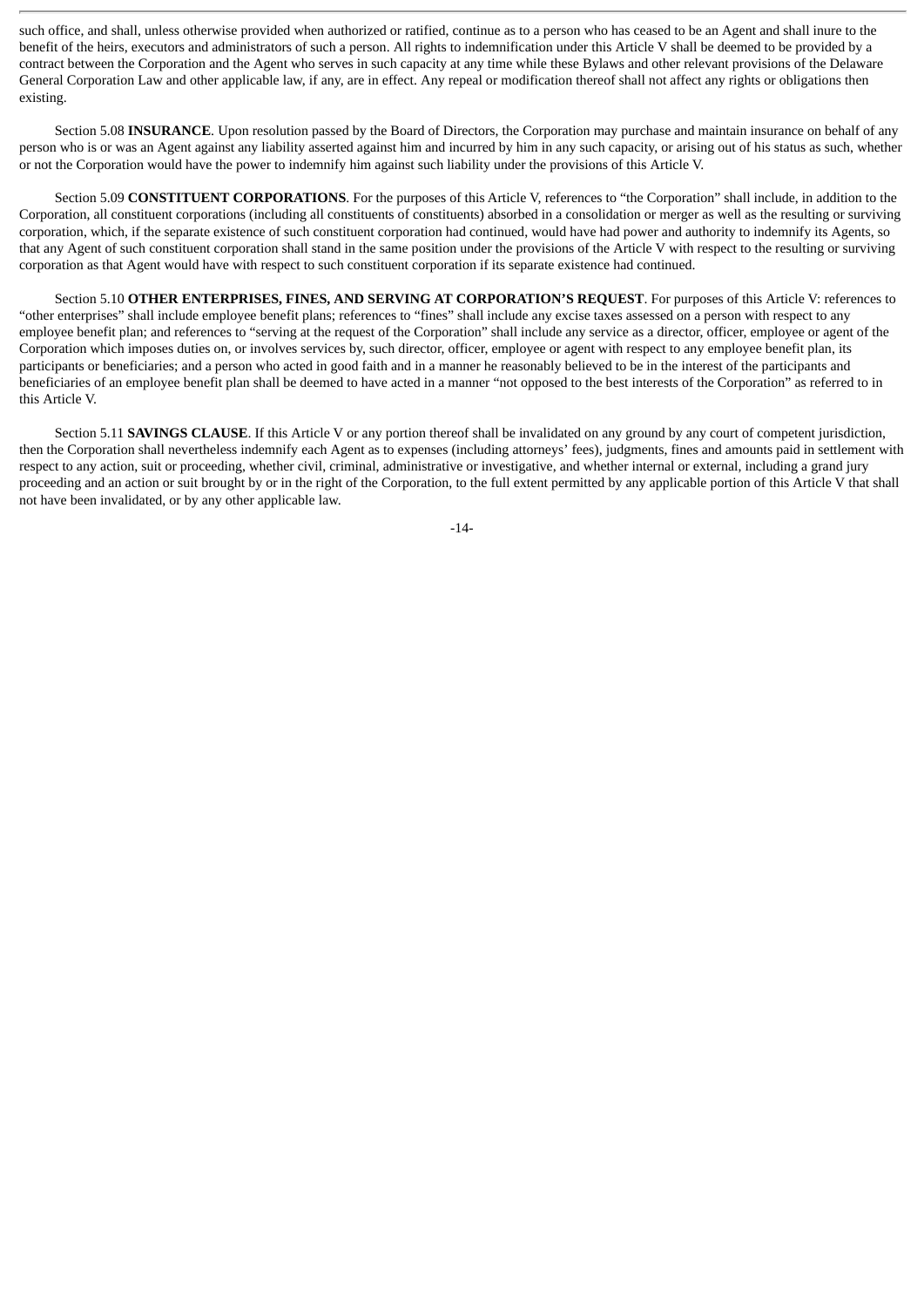such office, and shall, unless otherwise provided when authorized or ratified, continue as to a person who has ceased to be an Agent and shall inure to the benefit of the heirs, executors and administrators of such a person. All rights to indemnification under this Article V shall be deemed to be provided by a contract between the Corporation and the Agent who serves in such capacity at any time while these Bylaws and other relevant provisions of the Delaware General Corporation Law and other applicable law, if any, are in effect. Any repeal or modification thereof shall not affect any rights or obligations then existing.

Section 5.08 **INSURANCE**. Upon resolution passed by the Board of Directors, the Corporation may purchase and maintain insurance on behalf of any person who is or was an Agent against any liability asserted against him and incurred by him in any such capacity, or arising out of his status as such, whether or not the Corporation would have the power to indemnify him against such liability under the provisions of this Article V.

Section 5.09 **CONSTITUENT CORPORATIONS**. For the purposes of this Article V, references to "the Corporation" shall include, in addition to the Corporation, all constituent corporations (including all constituents of constituents) absorbed in a consolidation or merger as well as the resulting or surviving corporation, which, if the separate existence of such constituent corporation had continued, would have had power and authority to indemnify its Agents, so that any Agent of such constituent corporation shall stand in the same position under the provisions of the Article V with respect to the resulting or surviving corporation as that Agent would have with respect to such constituent corporation if its separate existence had continued.

Section 5.10 **OTHER ENTERPRISES, FINES, AND SERVING AT CORPORATION'S REQUEST**. For purposes of this Article V: references to "other enterprises" shall include employee benefit plans; references to "fines" shall include any excise taxes assessed on a person with respect to any employee benefit plan; and references to "serving at the request of the Corporation" shall include any service as a director, officer, employee or agent of the Corporation which imposes duties on, or involves services by, such director, officer, employee or agent with respect to any employee benefit plan, its participants or beneficiaries; and a person who acted in good faith and in a manner he reasonably believed to be in the interest of the participants and beneficiaries of an employee benefit plan shall be deemed to have acted in a manner "not opposed to the best interests of the Corporation" as referred to in this Article V.

Section 5.11 **SAVINGS CLAUSE**. If this Article V or any portion thereof shall be invalidated on any ground by any court of competent jurisdiction, then the Corporation shall nevertheless indemnify each Agent as to expenses (including attorneys' fees), judgments, fines and amounts paid in settlement with respect to any action, suit or proceeding, whether civil, criminal, administrative or investigative, and whether internal or external, including a grand jury proceeding and an action or suit brought by or in the right of the Corporation, to the full extent permitted by any applicable portion of this Article V that shall not have been invalidated, or by any other applicable law.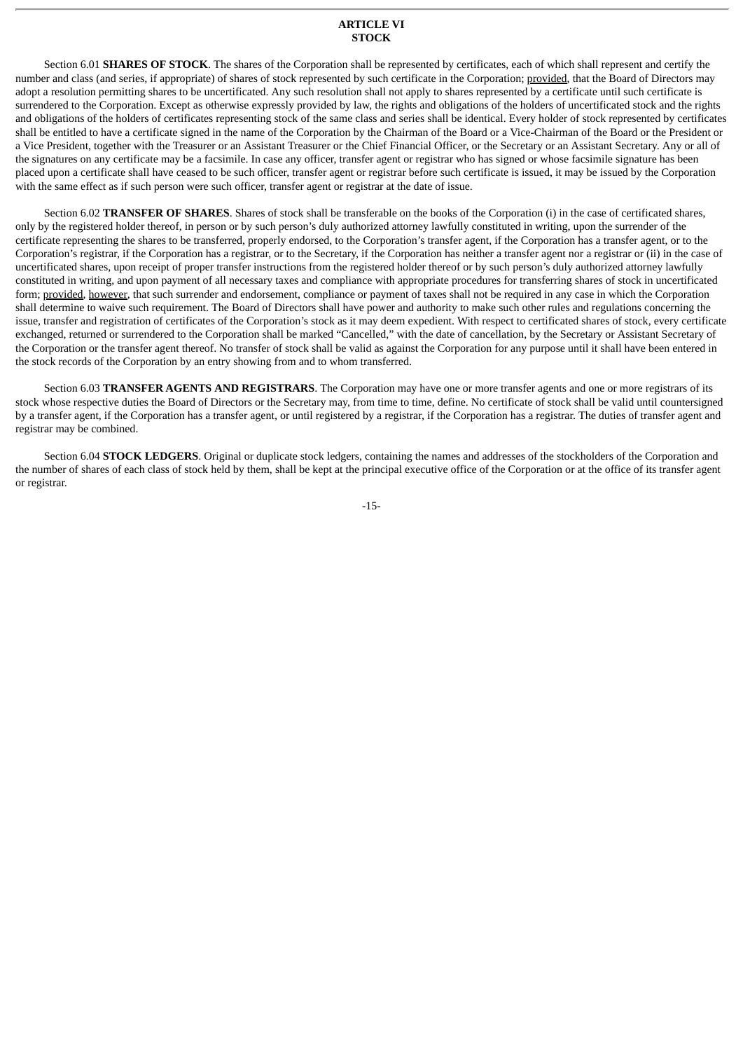# ARTICLE VI
# STOCK

Section 6.01 **SHARES OF STOCK**. The shares of the Corporation shall be represented by certificates, each of which shall represent and certify the number and class (and series, if appropriate) of shares of stock represented by such certificate in the Corporation; provided, that the Board of Directors may adopt a resolution permitting shares to be uncertificated. Any such resolution shall not apply to shares represented by a certificate until such certificate is surrendered to the Corporation. Except as otherwise expressly provided by law, the rights and obligations of the holders of uncertificated stock and the rights and obligations of the holders of certificates representing stock of the same class and series shall be identical. Every holder of stock represented by certificates shall be entitled to have a certificate signed in the name of the Corporation by the Chairman of the Board or a Vice-Chairman of the Board or the President or a Vice President, together with the Treasurer or an Assistant Treasurer or the Chief Financial Officer, or the Secretary or an Assistant Secretary. Any or all of the signatures on any certificate may be a facsimile. In case any officer, transfer agent or registrar who has signed or whose facsimile signature has been placed upon a certificate shall have ceased to be such officer, transfer agent or registrar before such certificate is issued, it may be issued by the Corporation with the same effect as if such person were such officer, transfer agent or registrar at the date of issue.

Section 6.02 **TRANSFER OF SHARES**. Shares of stock shall be transferable on the books of the Corporation (i) in the case of certificated shares, only by the registered holder thereof, in person or by such person's duly authorized attorney lawfully constituted in writing, upon the surrender of the certificate representing the shares to be transferred, properly endorsed, to the Corporation's transfer agent, if the Corporation has a transfer agent, or to the Corporation's registrar, if the Corporation has a registrar, or to the Secretary, if the Corporation has neither a transfer agent nor a registrar or (ii) in the case of uncertificated shares, upon receipt of proper transfer instructions from the registered holder thereof or by such person's duly authorized attorney lawfully constituted in writing, and upon payment of all necessary taxes and compliance with appropriate procedures for transferring shares of stock in uncertificated form; provided, however, that such surrender and endorsement, compliance or payment of taxes shall not be required in any case in which the Corporation shall determine to waive such requirement. The Board of Directors shall have power and authority to make such other rules and regulations concerning the issue, transfer and registration of certificates of the Corporation's stock as it may deem expedient. With respect to certificated shares of stock, every certificate exchanged, returned or surrendered to the Corporation shall be marked "Cancelled," with the date of cancellation, by the Secretary or Assistant Secretary of the Corporation or the transfer agent thereof. No transfer of stock shall be valid as against the Corporation for any purpose until it shall have been entered in the stock records of the Corporation by an entry showing from and to whom transferred.

Section 6.03 **TRANSFER AGENTS AND REGISTRARS**. The Corporation may have one or more transfer agents and one or more registrars of its stock whose respective duties the Board of Directors or the Secretary may, from time to time, define. No certificate of stock shall be valid until countersigned by a transfer agent, if the Corporation has a transfer agent, or until registered by a registrar, if the Corporation has a registrar. The duties of transfer agent and registrar may be combined.

Section 6.04 **STOCK LEDGERS**. Original or duplicate stock ledgers, containing the names and addresses of the stockholders of the Corporation and the number of shares of each class of stock held by them, shall be kept at the principal executive office of the Corporation or at the office of its transfer agent or registrar.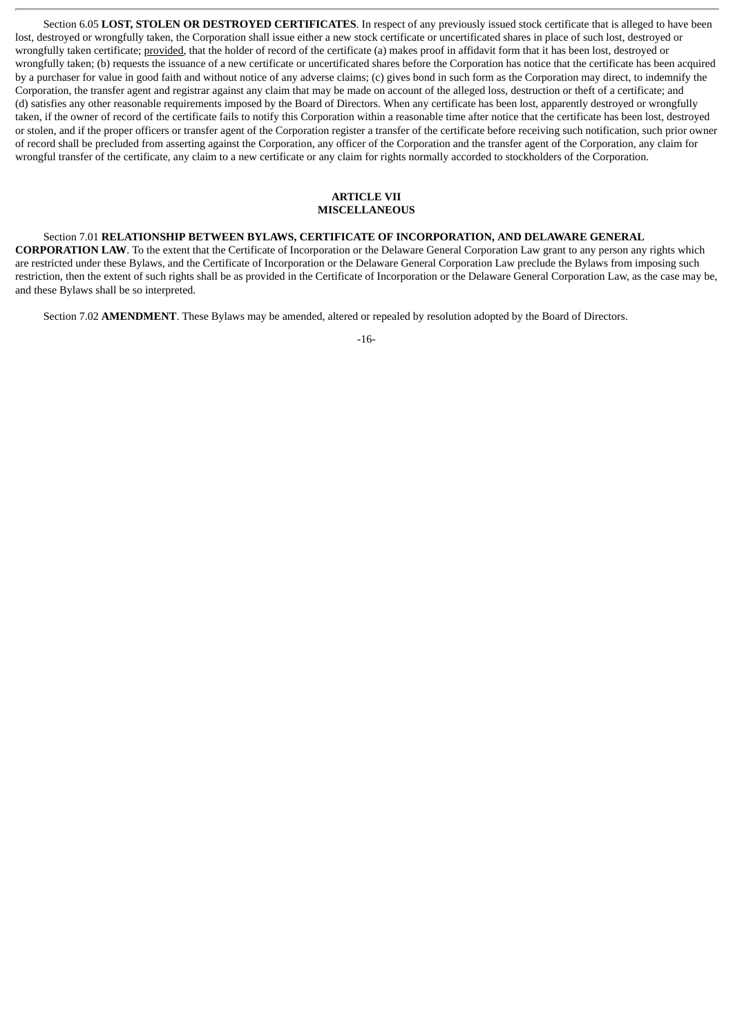Section 6.05 **LOST, STOLEN OR DESTROYED CERTIFICATES**. In respect of any previously issued stock certificate that is alleged to have been lost, destroyed or wrongfully taken, the Corporation shall issue either a new stock certificate or uncertificated shares in place of such lost, destroyed or wrongfully taken certificate; provided, that the holder of record of the certificate (a) makes proof in affidavit form that it has been lost, destroyed or wrongfully taken; (b) requests the issuance of a new certificate or uncertificated shares before the Corporation has notice that the certificate has been acquired by a purchaser for value in good faith and without notice of any adverse claims; (c) gives bond in such form as the Corporation may direct, to indemnify the Corporation, the transfer agent and registrar against any claim that may be made on account of the alleged loss, destruction or theft of a certificate; and (d) satisfies any other reasonable requirements imposed by the Board of Directors. When any certificate has been lost, apparently destroyed or wrongfully taken, if the owner of record of the certificate fails to notify this Corporation within a reasonable time after notice that the certificate has been lost, destroyed or stolen, and if the proper officers or transfer agent of the Corporation register a transfer of the certificate before receiving such notification, such prior owner of record shall be precluded from asserting against the Corporation, any officer of the Corporation and the transfer agent of the Corporation, any claim for wrongful transfer of the certificate, any claim to a new certificate or any claim for rights normally accorded to stockholders of the Corporation.

## ARTICLE VII
## MISCELLANEOUS

Section 7.01 **RELATIONSHIP BETWEEN BYLAWS, CERTIFICATE OF INCORPORATION, AND DELAWARE GENERAL CORPORATION LAW**. To the extent that the Certificate of Incorporation or the Delaware General Corporation Law grant to any person any rights which are restricted under these Bylaws, and the Certificate of Incorporation or the Delaware General Corporation Law preclude the Bylaws from imposing such restriction, then the extent of such rights shall be as provided in the Certificate of Incorporation or the Delaware General Corporation Law, as the case may be, and these Bylaws shall be so interpreted.

Section 7.02 **AMENDMENT**. These Bylaws may be amended, altered or repealed by resolution adopted by the Board of Directors.